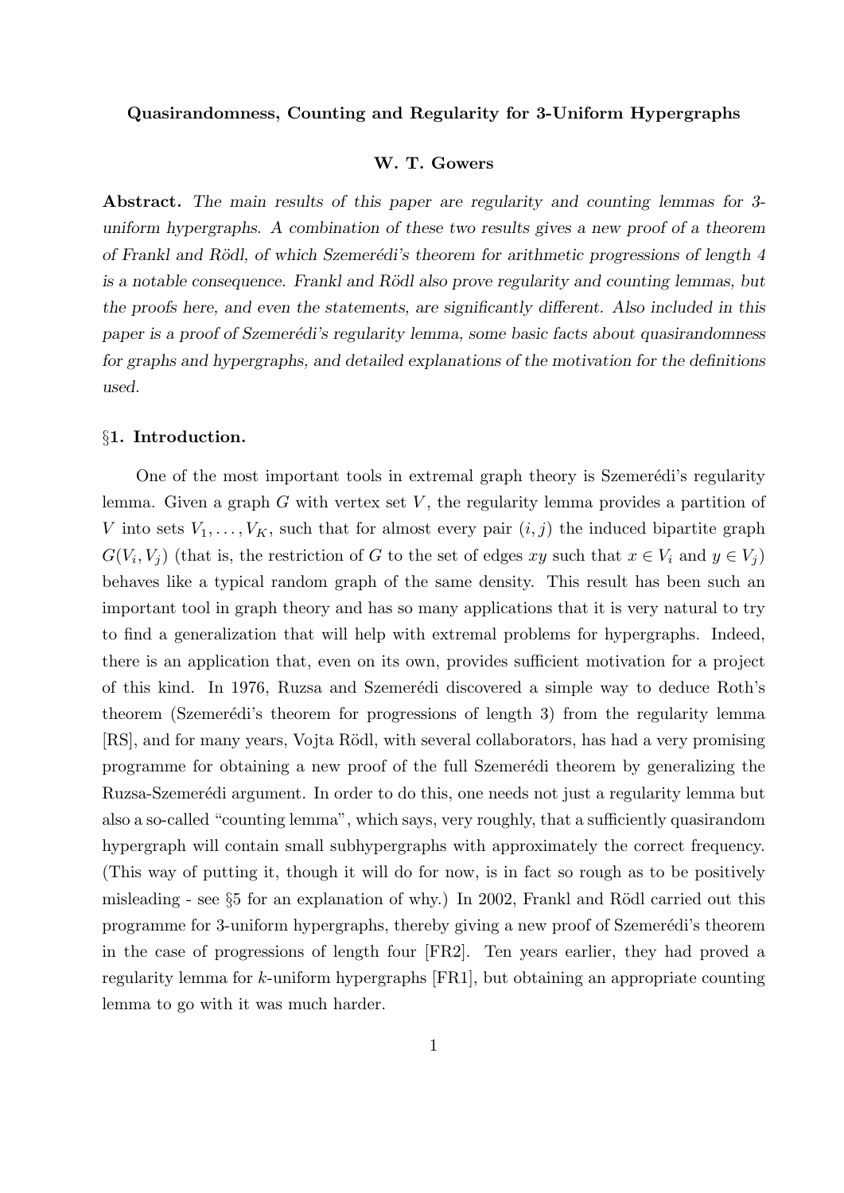**Quasirandomness, Counting and Regularity for 3-Uniform Hypergraphs**

**W. T. Gowers**

**Abstract.** *The main results of this paper are regularity and counting lemmas for 3-uniform hypergraphs. A combination of these two results gives a new proof of a theorem of Frankl and Rödl, of which Szemerédi's theorem for arithmetic progressions of length 4 is a notable consequence. Frankl and Rödl also prove regularity and counting lemmas, but the proofs here, and even the statements, are significantly different. Also included in this paper is a proof of Szemerédi's regularity lemma, some basic facts about quasirandomness for graphs and hypergraphs, and detailed explanations of the motivation for the definitions used.*

## §1. Introduction.

One of the most important tools in extremal graph theory is Szemerédi's regularity lemma. Given a graph $G$ with vertex set $V$, the regularity lemma provides a partition of $V$ into sets $V_1, \ldots, V_K$, such that for almost every pair $(i, j)$ the induced bipartite graph $G(V_i, V_j)$ (that is, the restriction of $G$ to the set of edges $xy$ such that $x \in V_i$ and $y \in V_j$) behaves like a typical random graph of the same density. This result has been such an important tool in graph theory and has so many applications that it is very natural to try to find a generalization that will help with extremal problems for hypergraphs. Indeed, there is an application that, even on its own, provides sufficient motivation for a project of this kind. In 1976, Ruzsa and Szemerédi discovered a simple way to deduce Roth's theorem (Szemerédi's theorem for progressions of length 3) from the regularity lemma [RS], and for many years, Vojta Rödl, with several collaborators, has had a very promising programme for obtaining a new proof of the full Szemerédi theorem by generalizing the Ruzsa-Szemerédi argument. In order to do this, one needs not just a regularity lemma but also a so-called "counting lemma", which says, very roughly, that a sufficiently quasirandom hypergraph will contain small subhypergraphs with approximately the correct frequency. (This way of putting it, though it will do for now, is in fact so rough as to be positively misleading - see §5 for an explanation of why.) In 2002, Frankl and Rödl carried out this programme for 3-uniform hypergraphs, thereby giving a new proof of Szemerédi's theorem in the case of progressions of length four [FR2]. Ten years earlier, they had proved a regularity lemma for $k$-uniform hypergraphs [FR1], but obtaining an appropriate counting lemma to go with it was much harder.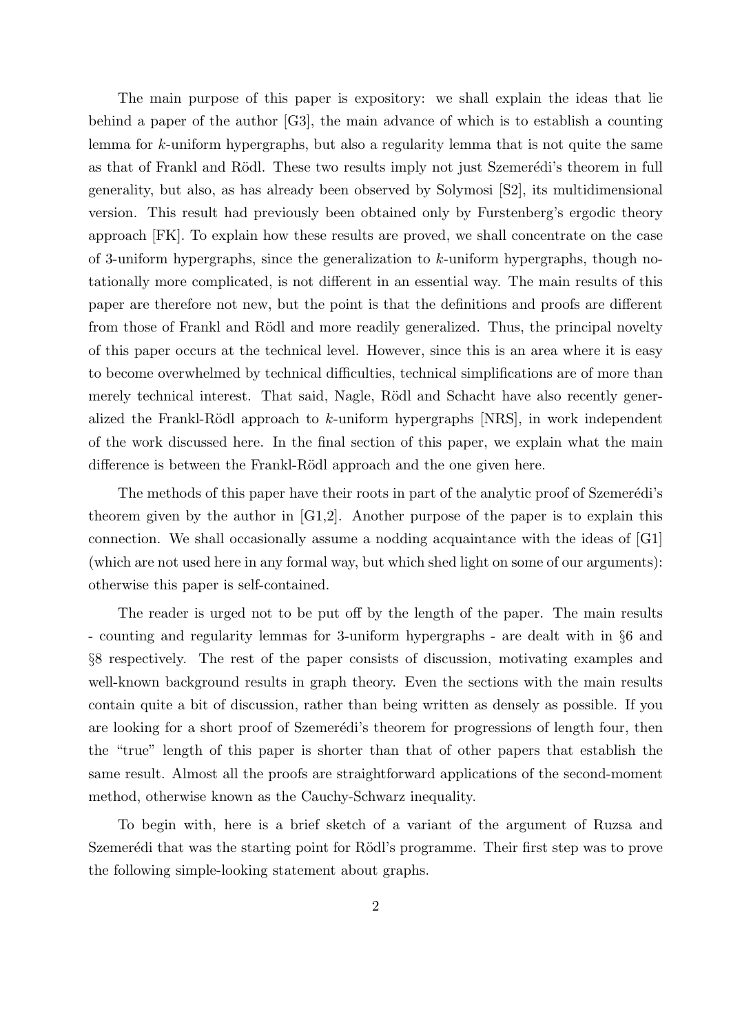The main purpose of this paper is expository: we shall explain the ideas that lie behind a paper of the author [G3], the main advance of which is to establish a counting lemma for $k$-uniform hypergraphs, but also a regularity lemma that is not quite the same as that of Frankl and Rödl. These two results imply not just Szemerédi's theorem in full generality, but also, as has already been observed by Solymosi [S2], its multidimensional version. This result had previously been obtained only by Furstenberg's ergodic theory approach [FK]. To explain how these results are proved, we shall concentrate on the case of 3-uniform hypergraphs, since the generalization to $k$-uniform hypergraphs, though notationally more complicated, is not different in an essential way. The main results of this paper are therefore not new, but the point is that the definitions and proofs are different from those of Frankl and Rödl and more readily generalized. Thus, the principal novelty of this paper occurs at the technical level. However, since this is an area where it is easy to become overwhelmed by technical difficulties, technical simplifications are of more than merely technical interest. That said, Nagle, Rödl and Schacht have also recently generalized the Frankl-Rödl approach to $k$-uniform hypergraphs [NRS], in work independent of the work discussed here. In the final section of this paper, we explain what the main difference is between the Frankl-Rödl approach and the one given here.

The methods of this paper have their roots in part of the analytic proof of Szemerédi's theorem given by the author in [G1,2]. Another purpose of the paper is to explain this connection. We shall occasionally assume a nodding acquaintance with the ideas of [G1] (which are not used here in any formal way, but which shed light on some of our arguments): otherwise this paper is self-contained.

The reader is urged not to be put off by the length of the paper. The main results - counting and regularity lemmas for 3-uniform hypergraphs - are dealt with in §6 and §8 respectively. The rest of the paper consists of discussion, motivating examples and well-known background results in graph theory. Even the sections with the main results contain quite a bit of discussion, rather than being written as densely as possible. If you are looking for a short proof of Szemerédi's theorem for progressions of length four, then the "true" length of this paper is shorter than that of other papers that establish the same result. Almost all the proofs are straightforward applications of the second-moment method, otherwise known as the Cauchy-Schwarz inequality.

To begin with, here is a brief sketch of a variant of the argument of Ruzsa and Szemerédi that was the starting point for Rödl's programme. Their first step was to prove the following simple-looking statement about graphs.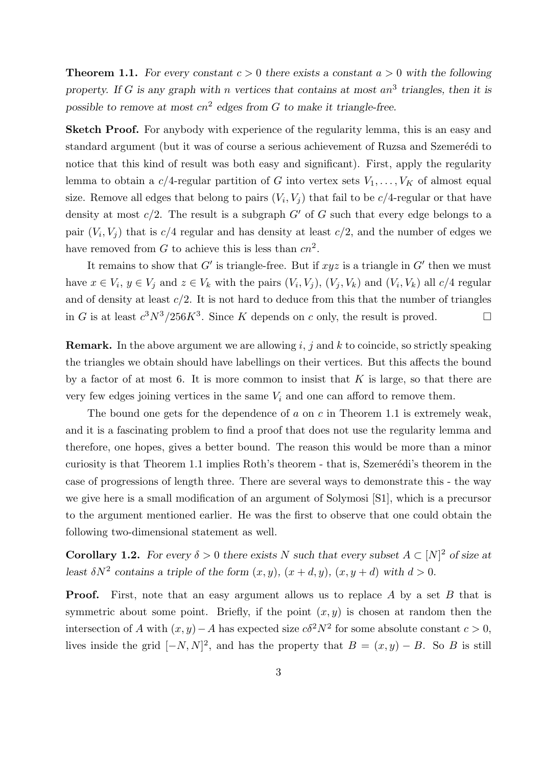**Theorem 1.1.** *For every constant $c > 0$ there exists a constant $a > 0$ with the following property. If $G$ is any graph with $n$ vertices that contains at most $an^3$ triangles, then it is possible to remove at most $cn^2$ edges from $G$ to make it triangle-free.*

**Sketch Proof.** For anybody with experience of the regularity lemma, this is an easy and standard argument (but it was of course a serious achievement of Ruzsa and Szemerédi to notice that this kind of result was both easy and significant). First, apply the regularity lemma to obtain a $c/4$-regular partition of $G$ into vertex sets $V_1, \dots, V_K$ of almost equal size. Remove all edges that belong to pairs $(V_i, V_j)$ that fail to be $c/4$-regular or that have density at most $c/2$. The result is a subgraph $G'$ of $G$ such that every edge belongs to a pair $(V_i, V_j)$ that is $c/4$ regular and has density at least $c/2$, and the number of edges we have removed from $G$ to achieve this is less than $cn^2$.

It remains to show that $G'$ is triangle-free. But if $xyz$ is a triangle in $G'$ then we must have $x \in V_i$, $y \in V_j$ and $z \in V_k$ with the pairs $(V_i, V_j)$, $(V_j, V_k)$ and $(V_i, V_k)$ all $c/4$ regular and of density at least $c/2$. It is not hard to deduce from this that the number of triangles in $G$ is at least $c^3N^3/256K^3$. Since $K$ depends on $c$ only, the result is proved. □

**Remark.** In the above argument we are allowing $i$, $j$ and $k$ to coincide, so strictly speaking the triangles we obtain should have labellings on their vertices. But this affects the bound by a factor of at most 6. It is more common to insist that $K$ is large, so that there are very few edges joining vertices in the same $V_i$ and one can afford to remove them.

The bound one gets for the dependence of $a$ on $c$ in Theorem 1.1 is extremely weak, and it is a fascinating problem to find a proof that does not use the regularity lemma and therefore, one hopes, gives a better bound. The reason this would be more than a minor curiosity is that Theorem 1.1 implies Roth's theorem - that is, Szemerédi's theorem in the case of progressions of length three. There are several ways to demonstrate this - the way we give here is a small modification of an argument of Solymosi [S1], which is a precursor to the argument mentioned earlier. He was the first to observe that one could obtain the following two-dimensional statement as well.

**Corollary 1.2.** *For every $\delta > 0$ there exists $N$ such that every subset $A \subset [N]^2$ of size at least $\delta N^2$ contains a triple of the form $(x, y)$, $(x + d, y)$, $(x, y + d)$ with $d > 0$.*

**Proof.** First, note that an easy argument allows us to replace $A$ by a set $B$ that is symmetric about some point. Briefly, if the point $(x, y)$ is chosen at random then the intersection of $A$ with $(x, y) - A$ has expected size $c\delta^2N^2$ for some absolute constant $c > 0$, lives inside the grid $[-N, N]^2$, and has the property that $B = (x, y) - B$. So $B$ is still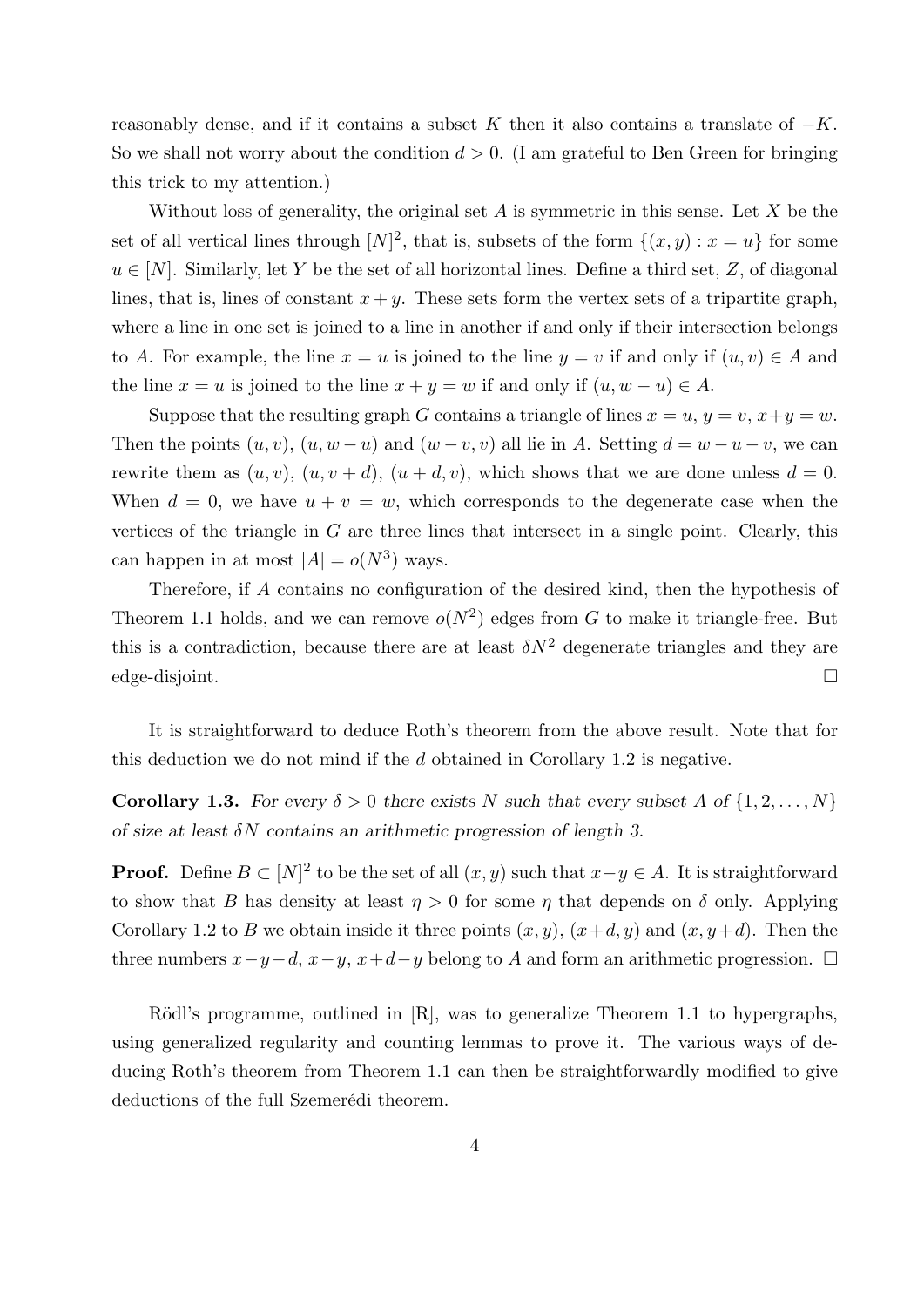reasonably dense, and if it contains a subset $K$ then it also contains a translate of $-K$. So we shall not worry about the condition $d > 0$. (I am grateful to Ben Green for bringing this trick to my attention.)

Without loss of generality, the original set $A$ is symmetric in this sense. Let $X$ be the set of all vertical lines through $[N]^2$, that is, subsets of the form $\{(x, y) : x = u\}$ for some $u \in [N]$. Similarly, let $Y$ be the set of all horizontal lines. Define a third set, $Z$, of diagonal lines, that is, lines of constant $x + y$. These sets form the vertex sets of a tripartite graph, where a line in one set is joined to a line in another if and only if their intersection belongs to $A$. For example, the line $x = u$ is joined to the line $y = v$ if and only if $(u, v) \in A$ and the line $x = u$ is joined to the line $x + y = w$ if and only if $(u, w - u) \in A$.

Suppose that the resulting graph $G$ contains a triangle of lines $x = u$, $y = v$, $x+y = w$. Then the points $(u, v)$, $(u, w - u)$ and $(w - v, v)$ all lie in $A$. Setting $d = w - u - v$, we can rewrite them as $(u, v)$, $(u, v + d)$, $(u + d, v)$, which shows that we are done unless $d = 0$. When $d = 0$, we have $u + v = w$, which corresponds to the degenerate case when the vertices of the triangle in $G$ are three lines that intersect in a single point. Clearly, this can happen in at most $|A| = o(N^3)$ ways.

Therefore, if $A$ contains no configuration of the desired kind, then the hypothesis of Theorem 1.1 holds, and we can remove $o(N^2)$ edges from $G$ to make it triangle-free. But this is a contradiction, because there are at least $\delta N^2$ degenerate triangles and they are edge-disjoint. $\square$

It is straightforward to deduce Roth's theorem from the above result. Note that for this deduction we do not mind if the $d$ obtained in Corollary 1.2 is negative.

**Corollary 1.3.** *For every $\delta > 0$ there exists $N$ such that every subset $A$ of $\{1, 2, \ldots, N\}$ of size at least $\delta N$ contains an arithmetic progression of length 3.*

**Proof.** Define $B \subset [N]^2$ to be the set of all $(x, y)$ such that $x - y \in A$. It is straightforward to show that $B$ has density at least $\eta > 0$ for some $\eta$ that depends on $\delta$ only. Applying Corollary 1.2 to $B$ we obtain inside it three points $(x, y)$, $(x+d, y)$ and $(x, y+d)$. Then the three numbers $x - y - d$, $x - y$, $x + d - y$ belong to $A$ and form an arithmetic progression. $\square$

Rödl's programme, outlined in [R], was to generalize Theorem 1.1 to hypergraphs, using generalized regularity and counting lemmas to prove it. The various ways of deducing Roth's theorem from Theorem 1.1 can then be straightforwardly modified to give deductions of the full Szemerédi theorem.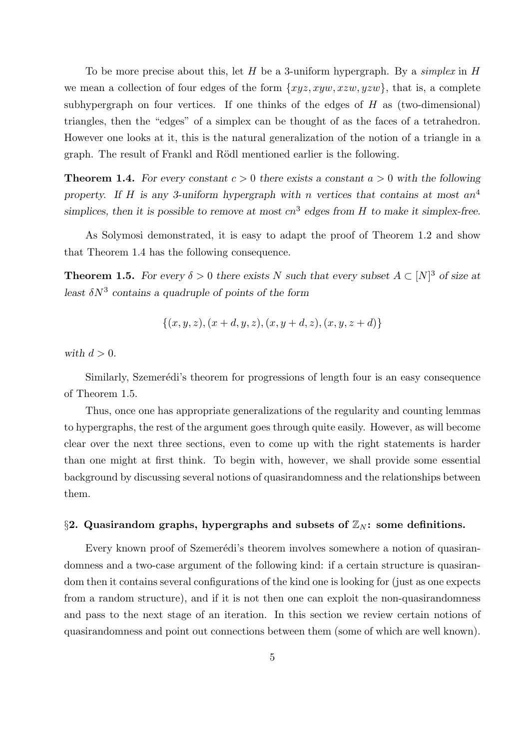To be more precise about this, let $H$ be a 3-uniform hypergraph. By a *simplex* in $H$ we mean a collection of four edges of the form $\{xyz, xyw, xzw, yzw\}$, that is, a complete subhypergraph on four vertices. If one thinks of the edges of $H$ as (two-dimensional) triangles, then the "edges" of a simplex can be thought of as the faces of a tetrahedron. However one looks at it, this is the natural generalization of the notion of a triangle in a graph. The result of Frankl and Rödl mentioned earlier is the following.

**Theorem 1.4.** *For every constant $c > 0$ there exists a constant $a > 0$ with the following property. If $H$ is any 3-uniform hypergraph with $n$ vertices that contains at most $an^4$ simplices, then it is possible to remove at most $cn^3$ edges from $H$ to make it simplex-free.*

As Solymosi demonstrated, it is easy to adapt the proof of Theorem 1.2 and show that Theorem 1.4 has the following consequence.

**Theorem 1.5.** *For every $\delta > 0$ there exists $N$ such that every subset $A \subset [N]^3$ of size at least $\delta N^3$ contains a quadruple of points of the form*

$$\{(x, y, z), (x + d, y, z), (x, y + d, z), (x, y, z + d)\}$$

*with $d > 0$.*

Similarly, Szemerédi's theorem for progressions of length four is an easy consequence of Theorem 1.5.

Thus, once one has appropriate generalizations of the regularity and counting lemmas to hypergraphs, the rest of the argument goes through quite easily. However, as will become clear over the next three sections, even to come up with the right statements is harder than one might at first think. To begin with, however, we shall provide some essential background by discussing several notions of quasirandomness and the relationships between them.

## §2. Quasirandom graphs, hypergraphs and subsets of $\mathbb{Z}_N$: some definitions.

Every known proof of Szemerédi's theorem involves somewhere a notion of quasirandomness and a two-case argument of the following kind: if a certain structure is quasirandom then it contains several configurations of the kind one is looking for (just as one expects from a random structure), and if it is not then one can exploit the non-quasirandomness and pass to the next stage of an iteration. In this section we review certain notions of quasirandomness and point out connections between them (some of which are well known).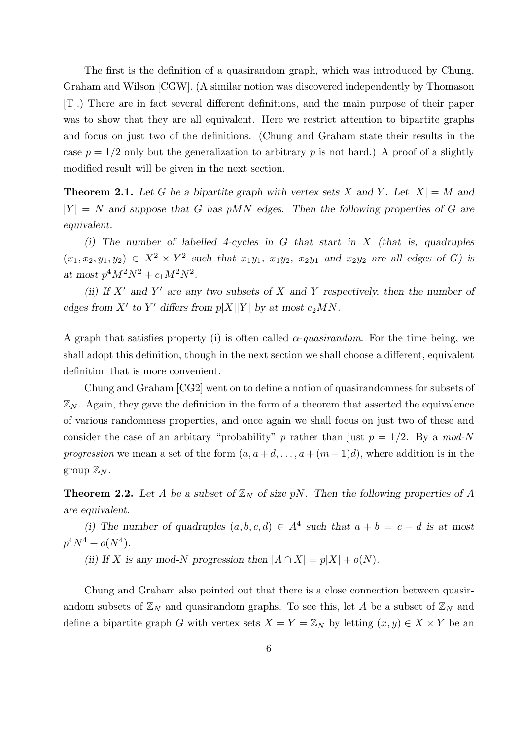The first is the definition of a quasirandom graph, which was introduced by Chung, Graham and Wilson [CGW]. (A similar notion was discovered independently by Thomason [T].) There are in fact several different definitions, and the main purpose of their paper was to show that they are all equivalent. Here we restrict attention to bipartite graphs and focus on just two of the definitions. (Chung and Graham state their results in the case $p = 1/2$ only but the generalization to arbitrary $p$ is not hard.) A proof of a slightly modified result will be given in the next section.

**Theorem 2.1.** *Let $G$ be a bipartite graph with vertex sets $X$ and $Y$. Let $|X| = M$ and $|Y| = N$ and suppose that $G$ has $pMN$ edges. Then the following properties of $G$ are equivalent.*

*(i) The number of labelled 4-cycles in $G$ that start in $X$ (that is, quadruples $(x_1, x_2, y_1, y_2) \in X^2 \times Y^2$ such that $x_1y_1$, $x_1y_2$, $x_2y_1$ and $x_2y_2$ are all edges of $G$) is at most $p^4M^2N^2 + c_1M^2N^2$.*

*(ii) If $X'$ and $Y'$ are any two subsets of $X$ and $Y$ respectively, then the number of edges from $X'$ to $Y'$ differs from $p|X||Y|$ by at most $c_2MN$.*

A graph that satisfies property (i) is often called *$\alpha$-quasirandom*. For the time being, we shall adopt this definition, though in the next section we shall choose a different, equivalent definition that is more convenient.

Chung and Graham [CG2] went on to define a notion of quasirandomness for subsets of $\mathbb{Z}_N$. Again, they gave the definition in the form of a theorem that asserted the equivalence of various randomness properties, and once again we shall focus on just two of these and consider the case of an arbitary "probability" $p$ rather than just $p = 1/2$. By a *mod-$N$ progression* we mean a set of the form $(a, a + d, \ldots, a + (m - 1)d)$, where addition is in the group $\mathbb{Z}_N$.

**Theorem 2.2.** *Let $A$ be a subset of $\mathbb{Z}_N$ of size $pN$. Then the following properties of $A$ are equivalent.*

*(i) The number of quadruples $(a, b, c, d) \in A^4$ such that $a + b = c + d$ is at most $p^4N^4 + o(N^4)$.*

*(ii) If $X$ is any mod-$N$ progression then $|A \cap X| = p|X| + o(N)$.*

Chung and Graham also pointed out that there is a close connection between quasirandom subsets of $\mathbb{Z}_N$ and quasirandom graphs. To see this, let $A$ be a subset of $\mathbb{Z}_N$ and define a bipartite graph $G$ with vertex sets $X = Y = \mathbb{Z}_N$ by letting $(x, y) \in X \times Y$ be an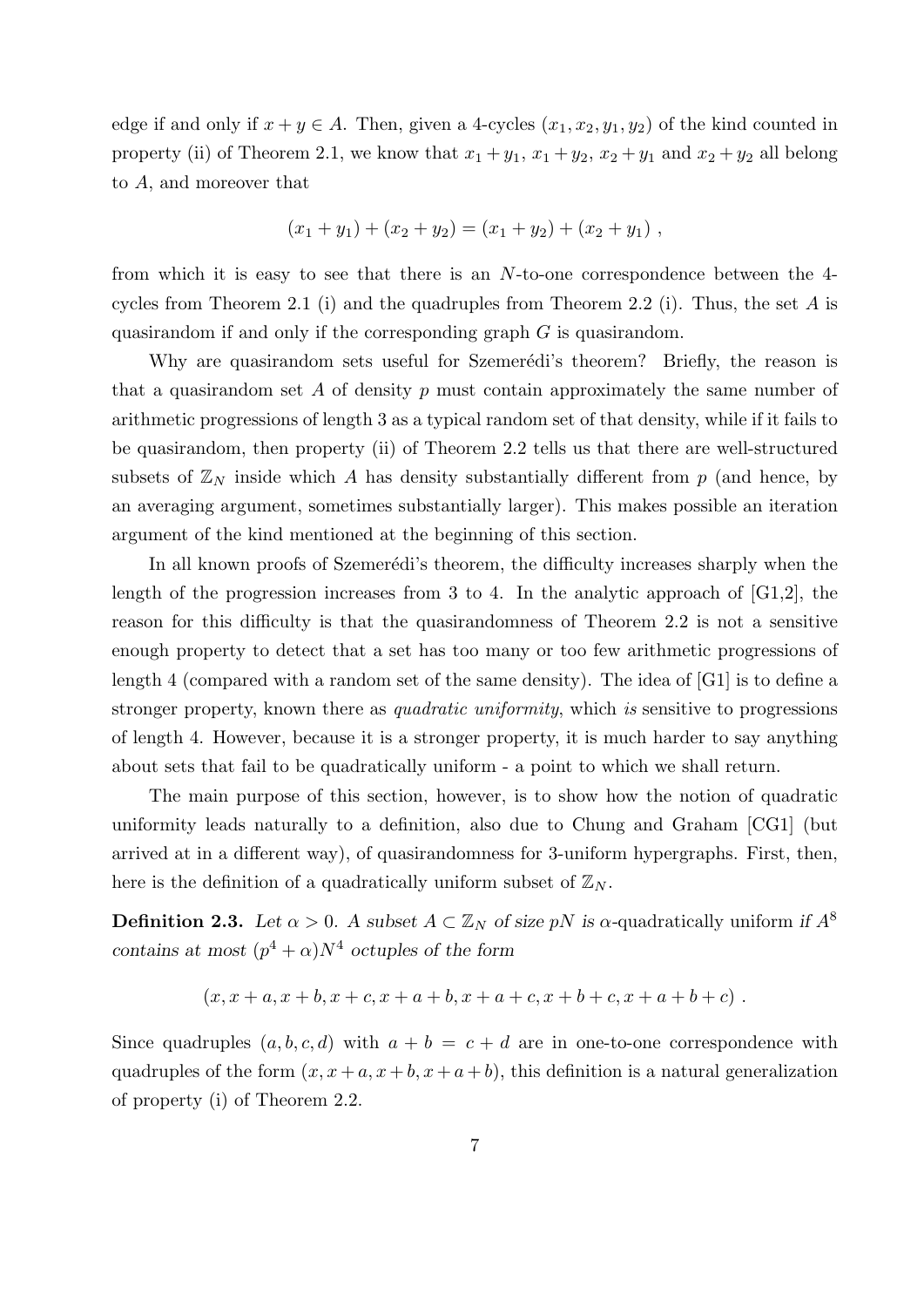edge if and only if $x + y \in A$. Then, given a 4-cycles $(x_1, x_2, y_1, y_2)$ of the kind counted in property (ii) of Theorem 2.1, we know that $x_1 + y_1$, $x_1 + y_2$, $x_2 + y_1$ and $x_2 + y_2$ all belong to $A$, and moreover that

$$(x_1 + y_1) + (x_2 + y_2) = (x_1 + y_2) + (x_2 + y_1) \ ,$$

from which it is easy to see that there is an $N$-to-one correspondence between the 4-cycles from Theorem 2.1 (i) and the quadruples from Theorem 2.2 (i). Thus, the set $A$ is quasirandom if and only if the corresponding graph $G$ is quasirandom.

Why are quasirandom sets useful for Szemerédi's theorem? Briefly, the reason is that a quasirandom set $A$ of density $p$ must contain approximately the same number of arithmetic progressions of length 3 as a typical random set of that density, while if it fails to be quasirandom, then property (ii) of Theorem 2.2 tells us that there are well-structured subsets of $\mathbb{Z}_N$ inside which $A$ has density substantially different from $p$ (and hence, by an averaging argument, sometimes substantially larger). This makes possible an iteration argument of the kind mentioned at the beginning of this section.

In all known proofs of Szemerédi's theorem, the difficulty increases sharply when the length of the progression increases from 3 to 4. In the analytic approach of [G1,2], the reason for this difficulty is that the quasirandomness of Theorem 2.2 is not a sensitive enough property to detect that a set has too many or too few arithmetic progressions of length 4 (compared with a random set of the same density). The idea of [G1] is to define a stronger property, known there as *quadratic uniformity*, which *is* sensitive to progressions of length 4. However, because it is a stronger property, it is much harder to say anything about sets that fail to be quadratically uniform - a point to which we shall return.

The main purpose of this section, however, is to show how the notion of quadratic uniformity leads naturally to a definition, also due to Chung and Graham [CG1] (but arrived at in a different way), of quasirandomness for 3-uniform hypergraphs. First, then, here is the definition of a quadratically uniform subset of $\mathbb{Z}_N$.

**Definition 2.3.** *Let $\alpha > 0$. A subset $A \subset \mathbb{Z}_N$ of size $pN$ is* $\alpha$-quadratically uniform *if $A^8$ contains at most $(p^4 + \alpha)N^4$ octuples of the form*

$$(x, x+a, x+b, x+c, x+a+b, x+a+c, x+b+c, x+a+b+c) \ .$$

Since quadruples $(a, b, c, d)$ with $a + b = c + d$ are in one-to-one correspondence with quadruples of the form $(x, x+a, x+b, x+a+b)$, this definition is a natural generalization of property (i) of Theorem 2.2.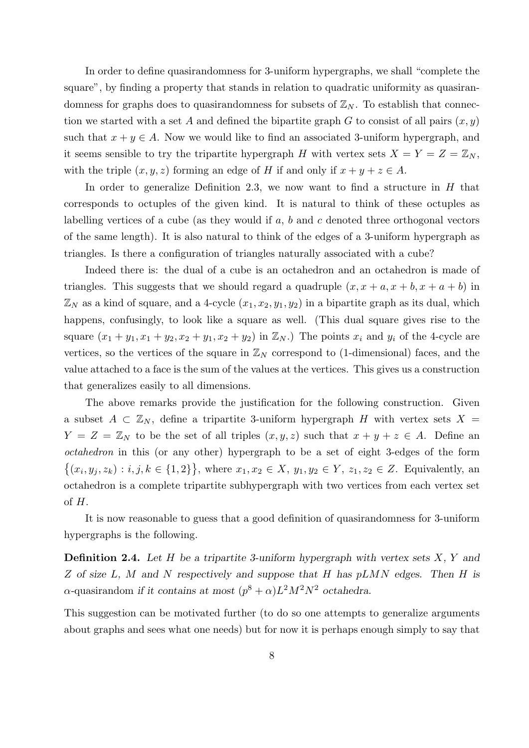In order to define quasirandomness for 3-uniform hypergraphs, we shall "complete the square", by finding a property that stands in relation to quadratic uniformity as quasirandomness for graphs does to quasirandomness for subsets of $\mathbb{Z}_N$. To establish that connection we started with a set $A$ and defined the bipartite graph $G$ to consist of all pairs $(x, y)$ such that $x + y \in A$. Now we would like to find an associated 3-uniform hypergraph, and it seems sensible to try the tripartite hypergraph $H$ with vertex sets $X = Y = Z = \mathbb{Z}_N$, with the triple $(x, y, z)$ forming an edge of $H$ if and only if $x + y + z \in A$.

In order to generalize Definition 2.3, we now want to find a structure in $H$ that corresponds to octuples of the given kind. It is natural to think of these octuples as labelling vertices of a cube (as they would if $a$, $b$ and $c$ denoted three orthogonal vectors of the same length). It is also natural to think of the edges of a 3-uniform hypergraph as triangles. Is there a configuration of triangles naturally associated with a cube?

Indeed there is: the dual of a cube is an octahedron and an octahedron is made of triangles. This suggests that we should regard a quadruple $(x, x + a, x + b, x + a + b)$ in $\mathbb{Z}_N$ as a kind of square, and a 4-cycle $(x_1, x_2, y_1, y_2)$ in a bipartite graph as its dual, which happens, confusingly, to look like a square as well. (This dual square gives rise to the square $(x_1 + y_1, x_1 + y_2, x_2 + y_1, x_2 + y_2)$ in $\mathbb{Z}_N$.) The points $x_i$ and $y_i$ of the 4-cycle are vertices, so the vertices of the square in $\mathbb{Z}_N$ correspond to (1-dimensional) faces, and the value attached to a face is the sum of the values at the vertices. This gives us a construction that generalizes easily to all dimensions.

The above remarks provide the justification for the following construction. Given a subset $A \subset \mathbb{Z}_N$, define a tripartite 3-uniform hypergraph $H$ with vertex sets $X = Y = Z = \mathbb{Z}_N$ to be the set of all triples $(x, y, z)$ such that $x + y + z \in A$. Define an *octahedron* in this (or any other) hypergraph to be a set of eight 3-edges of the form $\{(x_i, y_j, z_k) : i, j, k \in \{1, 2\}\}$, where $x_1, x_2 \in X$, $y_1, y_2 \in Y$, $z_1, z_2 \in Z$. Equivalently, an octahedron is a complete tripartite subhypergraph with two vertices from each vertex set of $H$.

It is now reasonable to guess that a good definition of quasirandomness for 3-uniform hypergraphs is the following.

**Definition 2.4.** *Let $H$ be a tripartite 3-uniform hypergraph with vertex sets $X$, $Y$ and $Z$ of size $L$, $M$ and $N$ respectively and suppose that $H$ has $pLMN$ edges. Then $H$ is $\alpha$-quasirandom if it contains at most $(p^8 + \alpha)L^2M^2N^2$ octahedra.*

This suggestion can be motivated further (to do so one attempts to generalize arguments about graphs and sees what one needs) but for now it is perhaps enough simply to say that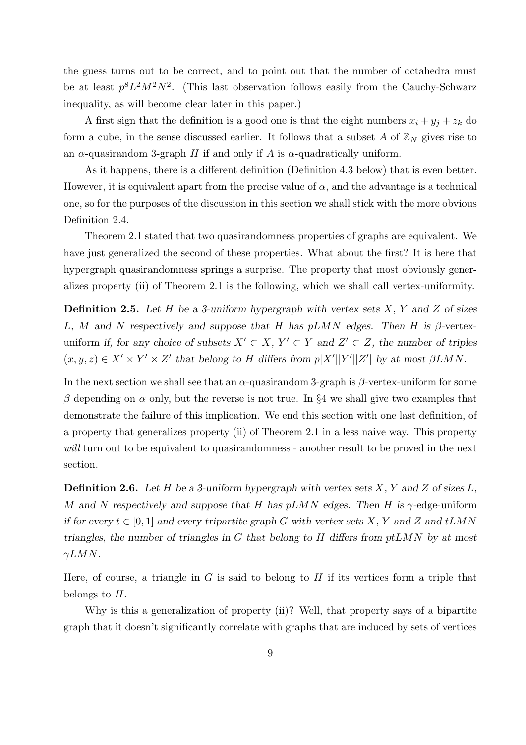the guess turns out to be correct, and to point out that the number of octahedra must be at least $p^8L^2M^2N^2$. (This last observation follows easily from the Cauchy-Schwarz inequality, as will become clear later in this paper.)

A first sign that the definition is a good one is that the eight numbers $x_i + y_j + z_k$ do form a cube, in the sense discussed earlier. It follows that a subset $A$ of $\mathbb{Z}_N$ gives rise to an $\alpha$-quasirandom 3-graph $H$ if and only if $A$ is $\alpha$-quadratically uniform.

As it happens, there is a different definition (Definition 4.3 below) that is even better. However, it is equivalent apart from the precise value of $\alpha$, and the advantage is a technical one, so for the purposes of the discussion in this section we shall stick with the more obvious Definition 2.4.

Theorem 2.1 stated that two quasirandomness properties of graphs are equivalent. We have just generalized the second of these properties. What about the first? It is here that hypergraph quasirandomness springs a surprise. The property that most obviously generalizes property (ii) of Theorem 2.1 is the following, which we shall call vertex-uniformity.

**Definition 2.5.** *Let $H$ be a 3-uniform hypergraph with vertex sets $X$, $Y$ and $Z$ of sizes $L$, $M$ and $N$ respectively and suppose that $H$ has $pLMN$ edges. Then $H$ is $\beta$-vertex-uniform if, for any choice of subsets $X' \subset X$, $Y' \subset Y$ and $Z' \subset Z$, the number of triples $(x, y, z) \in X' \times Y' \times Z'$ that belong to $H$ differs from $p|X'||Y'||Z'|$ by at most $\beta LMN$.*

In the next section we shall see that an $\alpha$-quasirandom 3-graph is $\beta$-vertex-uniform for some $\beta$ depending on $\alpha$ only, but the reverse is not true. In §4 we shall give two examples that demonstrate the failure of this implication. We end this section with one last definition, of a property that generalizes property (ii) of Theorem 2.1 in a less naive way. This property *will* turn out to be equivalent to quasirandomness - another result to be proved in the next section.

**Definition 2.6.** *Let $H$ be a 3-uniform hypergraph with vertex sets $X$, $Y$ and $Z$ of sizes $L$, $M$ and $N$ respectively and suppose that $H$ has $pLMN$ edges. Then $H$ is $\gamma$-edge-uniform if for every $t \in [0, 1]$ and every tripartite graph $G$ with vertex sets $X$, $Y$ and $Z$ and $tLMN$ triangles, the number of triangles in $G$ that belong to $H$ differs from $ptLMN$ by at most $\gamma LMN$.*

Here, of course, a triangle in $G$ is said to belong to $H$ if its vertices form a triple that belongs to $H$.

Why is this a generalization of property (ii)? Well, that property says of a bipartite graph that it doesn't significantly correlate with graphs that are induced by sets of vertices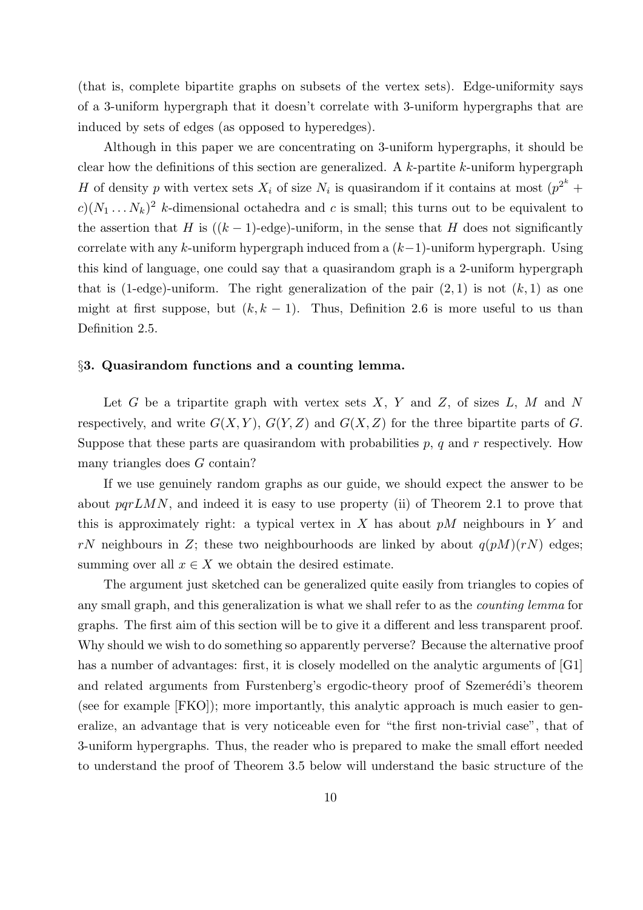(that is, complete bipartite graphs on subsets of the vertex sets). Edge-uniformity says of a 3-uniform hypergraph that it doesn't correlate with 3-uniform hypergraphs that are induced by sets of edges (as opposed to hyperedges).

Although in this paper we are concentrating on 3-uniform hypergraphs, it should be clear how the definitions of this section are generalized. A $k$-partite $k$-uniform hypergraph $H$ of density $p$ with vertex sets $X_i$ of size $N_i$ is quasirandom if it contains at most $(p^{2^k} + c)(N_1 \dots N_k)^2$ $k$-dimensional octahedra and $c$ is small; this turns out to be equivalent to the assertion that $H$ is $((k-1)$-edge)-uniform, in the sense that $H$ does not significantly correlate with any $k$-uniform hypergraph induced from a $(k-1)$-uniform hypergraph. Using this kind of language, one could say that a quasirandom graph is a 2-uniform hypergraph that is (1-edge)-uniform. The right generalization of the pair $(2, 1)$ is not $(k, 1)$ as one might at first suppose, but $(k, k-1)$. Thus, Definition 2.6 is more useful to us than Definition 2.5.

## §3. Quasirandom functions and a counting lemma.

Let $G$ be a tripartite graph with vertex sets $X$, $Y$ and $Z$, of sizes $L$, $M$ and $N$ respectively, and write $G(X,Y)$, $G(Y,Z)$ and $G(X,Z)$ for the three bipartite parts of $G$. Suppose that these parts are quasirandom with probabilities $p$, $q$ and $r$ respectively. How many triangles does $G$ contain?

If we use genuinely random graphs as our guide, we should expect the answer to be about $pqrLMN$, and indeed it is easy to use property (ii) of Theorem 2.1 to prove that this is approximately right: a typical vertex in $X$ has about $pM$ neighbours in $Y$ and $rN$ neighbours in $Z$; these two neighbourhoods are linked by about $q(pM)(rN)$ edges; summing over all $x \in X$ we obtain the desired estimate.

The argument just sketched can be generalized quite easily from triangles to copies of any small graph, and this generalization is what we shall refer to as the *counting lemma* for graphs. The first aim of this section will be to give it a different and less transparent proof. Why should we wish to do something so apparently perverse? Because the alternative proof has a number of advantages: first, it is closely modelled on the analytic arguments of [G1] and related arguments from Furstenberg's ergodic-theory proof of Szemerédi's theorem (see for example [FKO]); more importantly, this analytic approach is much easier to generalize, an advantage that is very noticeable even for "the first non-trivial case", that of 3-uniform hypergraphs. Thus, the reader who is prepared to make the small effort needed to understand the proof of Theorem 3.5 below will understand the basic structure of the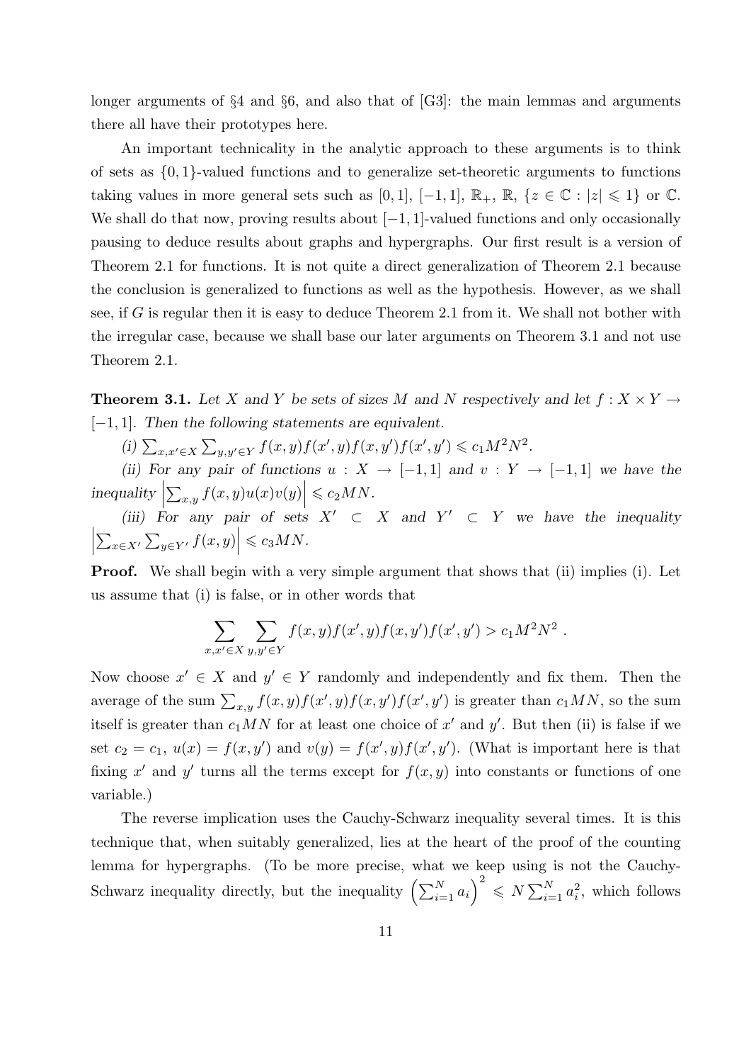longer arguments of §4 and §6, and also that of [G3]: the main lemmas and arguments there all have their prototypes here.

An important technicality in the analytic approach to these arguments is to think of sets as $\{0,1\}$-valued functions and to generalize set-theoretic arguments to functions taking values in more general sets such as $[0,1]$, $[-1,1]$, $\mathbb{R}_+$, $\mathbb{R}$, $\{z \in \mathbb{C} : |z| \leqslant 1\}$ or $\mathbb{C}$. We shall do that now, proving results about $[-1,1]$-valued functions and only occasionally pausing to deduce results about graphs and hypergraphs. Our first result is a version of Theorem 2.1 for functions. It is not quite a direct generalization of Theorem 2.1 because the conclusion is generalized to functions as well as the hypothesis. However, as we shall see, if $G$ is regular then it is easy to deduce Theorem 2.1 from it. We shall not bother with the irregular case, because we shall base our later arguments on Theorem 3.1 and not use Theorem 2.1.

**Theorem 3.1.** *Let $X$ and $Y$ be sets of sizes $M$ and $N$ respectively and let $f : X \times Y \to [-1,1]$. Then the following statements are equivalent.*

*(i) $\sum_{x,x' \in X} \sum_{y,y' \in Y} f(x,y)f(x',y)f(x,y')f(x',y') \leqslant c_1 M^2 N^2$.*

*(ii) For any pair of functions $u : X \to [-1,1]$ and $v : Y \to [-1,1]$ we have the inequality $\left|\sum_{x,y} f(x,y)u(x)v(y)\right| \leqslant c_2 MN$.*

*(iii) For any pair of sets $X' \subset X$ and $Y' \subset Y$ we have the inequality $\left|\sum_{x \in X'} \sum_{y \in Y'} f(x,y)\right| \leqslant c_3 MN$.*

**Proof.** We shall begin with a very simple argument that shows that (ii) implies (i). Let us assume that (i) is false, or in other words that

$$\sum_{x,x' \in X} \sum_{y,y' \in Y} f(x,y)f(x',y)f(x,y')f(x',y') > c_1 M^2 N^2 \ .$$

Now choose $x' \in X$ and $y' \in Y$ randomly and independently and fix them. Then the average of the sum $\sum_{x,y} f(x,y)f(x',y)f(x,y')f(x',y')$ is greater than $c_1 MN$, so the sum itself is greater than $c_1 MN$ for at least one choice of $x'$ and $y'$. But then (ii) is false if we set $c_2 = c_1$, $u(x) = f(x,y')$ and $v(y) = f(x',y)f(x',y')$. (What is important here is that fixing $x'$ and $y'$ turns all the terms except for $f(x,y)$ into constants or functions of one variable.)

The reverse implication uses the Cauchy-Schwarz inequality several times. It is this technique that, when suitably generalized, lies at the heart of the proof of the counting lemma for hypergraphs. (To be more precise, what we keep using is not the Cauchy-Schwarz inequality directly, but the inequality $\left(\sum_{i=1}^N a_i\right)^2 \leqslant N \sum_{i=1}^N a_i^2$, which follows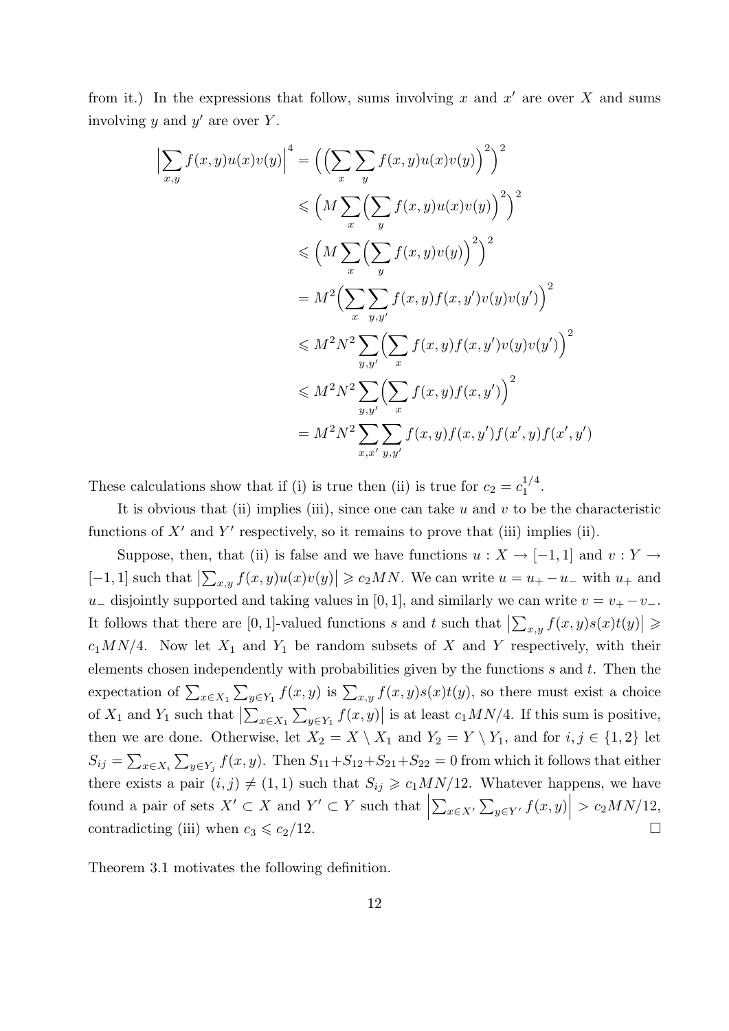from it.) In the expressions that follow, sums involving $x$ and $x'$ are over $X$ and sums involving $y$ and $y'$ are over $Y$.

$$
\begin{aligned}
\Big|\sum_{x,y} f(x,y)u(x)v(y)\Big|^4 &= \Big(\Big(\sum_x \sum_y f(x,y)u(x)v(y)\Big)^2\Big)^2 \\
&\leqslant \Big(M\sum_x \Big(\sum_y f(x,y)u(x)v(y)\Big)^2\Big)^2 \\
&\leqslant \Big(M\sum_x \Big(\sum_y f(x,y)v(y)\Big)^2\Big)^2 \\
&= M^2\Big(\sum_x \sum_{y,y'} f(x,y)f(x,y')v(y)v(y')\Big)^2 \\
&\leqslant M^2N^2\sum_{y,y'}\Big(\sum_x f(x,y)f(x,y')v(y)v(y')\Big)^2 \\
&\leqslant M^2N^2\sum_{y,y'}\Big(\sum_x f(x,y)f(x,y')\Big)^2 \\
&= M^2N^2\sum_{x,x'}\sum_{y,y'} f(x,y)f(x,y')f(x',y)f(x',y')
\end{aligned}
$$

These calculations show that if (i) is true then (ii) is true for $c_2 = c_1^{1/4}$.

It is obvious that (ii) implies (iii), since one can take $u$ and $v$ to be the characteristic functions of $X'$ and $Y'$ respectively, so it remains to prove that (iii) implies (ii).

Suppose, then, that (ii) is false and we have functions $u : X \to [-1, 1]$ and $v : Y \to [-1, 1]$ such that $\left|\sum_{x,y} f(x, y)u(x)v(y)\right| \geqslant c_2MN$. We can write $u = u_+ - u_-$ with $u_+$ and $u_-$ disjointly supported and taking values in $[0, 1]$, and similarly we can write $v = v_+ - v_-$. It follows that there are $[0, 1]$-valued functions $s$ and $t$ such that $\left|\sum_{x,y} f(x, y)s(x)t(y)\right| \geqslant c_1MN/4$. Now let $X_1$ and $Y_1$ be random subsets of $X$ and $Y$ respectively, with their elements chosen independently with probabilities given by the functions $s$ and $t$. Then the expectation of $\sum_{x\in X_1}\sum_{y\in Y_1} f(x, y)$ is $\sum_{x,y} f(x, y)s(x)t(y)$, so there must exist a choice of $X_1$ and $Y_1$ such that $\left|\sum_{x\in X_1}\sum_{y\in Y_1} f(x, y)\right|$ is at least $c_1MN/4$. If this sum is positive, then we are done. Otherwise, let $X_2 = X \setminus X_1$ and $Y_2 = Y \setminus Y_1$, and for $i, j \in \{1, 2\}$ let $S_{ij} = \sum_{x\in X_i}\sum_{y\in Y_j} f(x, y)$. Then $S_{11}+S_{12}+S_{21}+S_{22} = 0$ from which it follows that either there exists a pair $(i, j) \neq (1, 1)$ such that $S_{ij} \geqslant c_1MN/12$. Whatever happens, we have found a pair of sets $X' \subset X$ and $Y' \subset Y$ such that $\left|\sum_{x\in X'}\sum_{y\in Y'} f(x, y)\right| > c_2MN/12$, contradicting (iii) when $c_3 \leqslant c_2/12$. □

Theorem 3.1 motivates the following definition.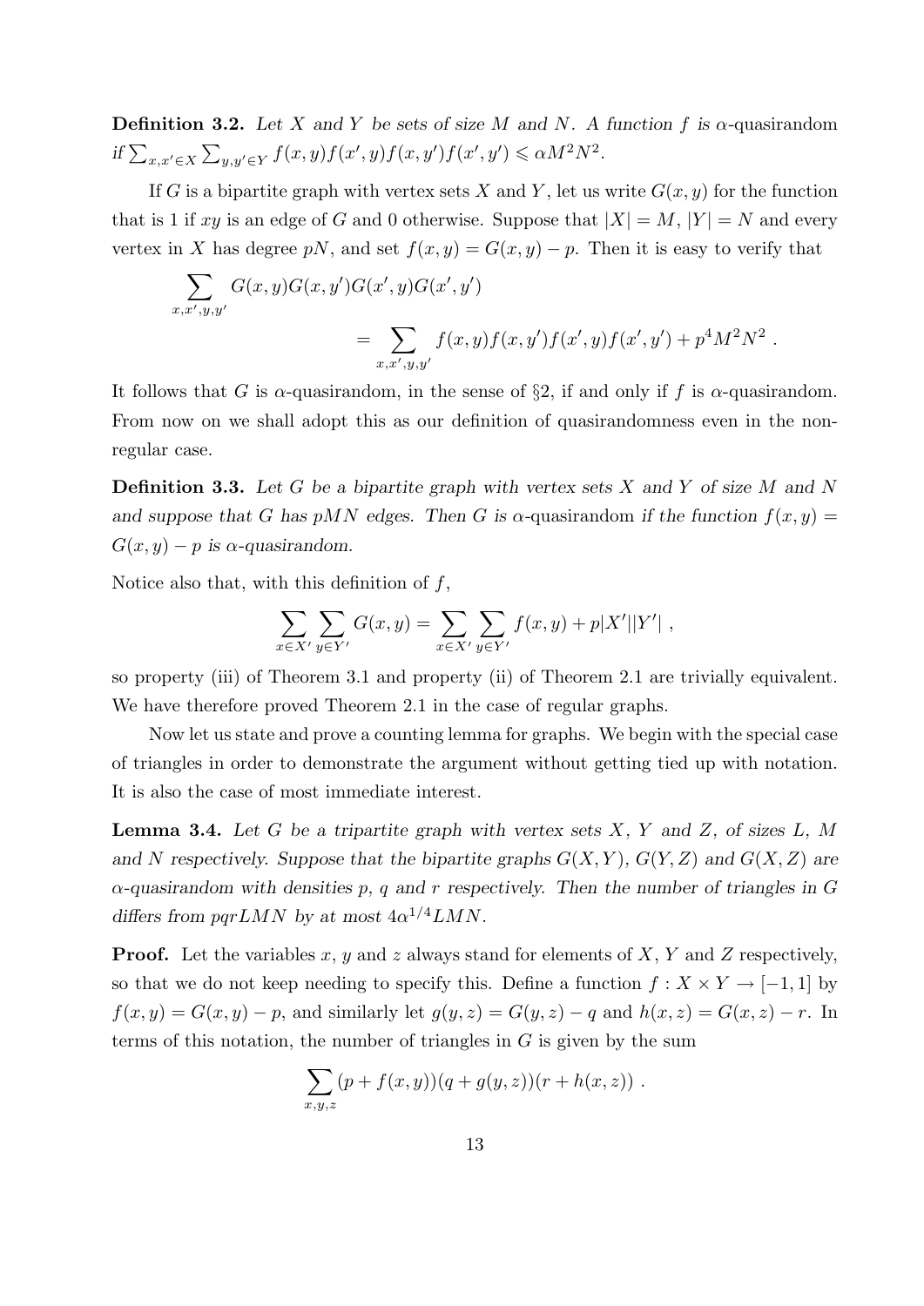**Definition 3.2.** *Let $X$ and $Y$ be sets of size $M$ and $N$. A function $f$ is* $\alpha$-quasirandom *if* $\sum_{x,x'\in X}\sum_{y,y'\in Y} f(x,y)f(x',y)f(x,y')f(x',y') \leqslant \alpha M^2N^2$.

If $G$ is a bipartite graph with vertex sets $X$ and $Y$, let us write $G(x,y)$ for the function that is 1 if $xy$ is an edge of $G$ and 0 otherwise. Suppose that $|X| = M$, $|Y| = N$ and every vertex in $X$ has degree $pN$, and set $f(x,y) = G(x,y) - p$. Then it is easy to verify that

$$\sum_{x,x',y,y'} G(x,y)G(x,y')G(x',y)G(x',y') = \sum_{x,x',y,y'} f(x,y)f(x,y')f(x',y)f(x',y') + p^4M^2N^2 \ .$$

It follows that $G$ is $\alpha$-quasirandom, in the sense of §2, if and only if $f$ is $\alpha$-quasirandom. From now on we shall adopt this as our definition of quasirandomness even in the non-regular case.

**Definition 3.3.** *Let $G$ be a bipartite graph with vertex sets $X$ and $Y$ of size $M$ and $N$ and suppose that $G$ has $pMN$ edges. Then $G$ is* $\alpha$-quasirandom *if the function $f(x,y) = G(x,y) - p$ is $\alpha$-quasirandom.*

Notice also that, with this definition of $f$,

$$\sum_{x\in X'}\sum_{y\in Y'} G(x,y) = \sum_{x\in X'}\sum_{y\in Y'} f(x,y) + p|X'||Y'| \ ,$$

so property (iii) of Theorem 3.1 and property (ii) of Theorem 2.1 are trivially equivalent. We have therefore proved Theorem 2.1 in the case of regular graphs.

Now let us state and prove a counting lemma for graphs. We begin with the special case of triangles in order to demonstrate the argument without getting tied up with notation. It is also the case of most immediate interest.

**Lemma 3.4.** *Let $G$ be a tripartite graph with vertex sets $X$, $Y$ and $Z$, of sizes $L$, $M$ and $N$ respectively. Suppose that the bipartite graphs $G(X,Y)$, $G(Y,Z)$ and $G(X,Z)$ are $\alpha$-quasirandom with densities $p$, $q$ and $r$ respectively. Then the number of triangles in $G$ differs from $pqrLMN$ by at most $4\alpha^{1/4}LMN$.*

**Proof.** Let the variables $x$, $y$ and $z$ always stand for elements of $X$, $Y$ and $Z$ respectively, so that we do not keep needing to specify this. Define a function $f : X \times Y \to [-1,1]$ by $f(x,y) = G(x,y) - p$, and similarly let $g(y,z) = G(y,z) - q$ and $h(x,z) = G(x,z) - r$. In terms of this notation, the number of triangles in $G$ is given by the sum

$$\sum_{x,y,z} (p + f(x,y))(q + g(y,z))(r + h(x,z)) \ .$$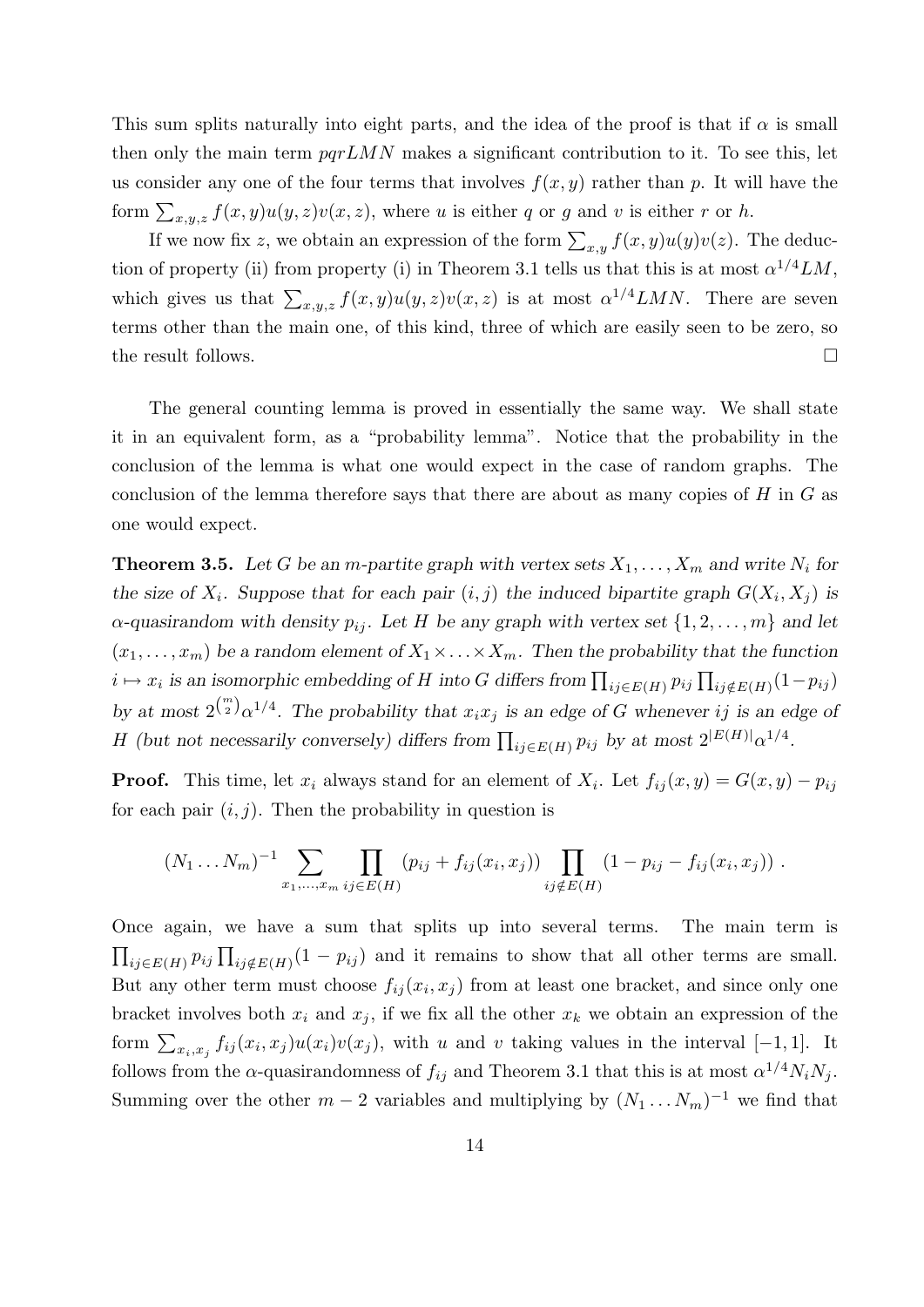This sum splits naturally into eight parts, and the idea of the proof is that if $\alpha$ is small then only the main term $pqrLMN$ makes a significant contribution to it. To see this, let us consider any one of the four terms that involves $f(x, y)$ rather than $p$. It will have the form $\sum_{x,y,z} f(x, y)u(y, z)v(x, z)$, where $u$ is either $q$ or $g$ and $v$ is either $r$ or $h$.

If we now fix $z$, we obtain an expression of the form $\sum_{x,y} f(x, y)u(y)v(z)$. The deduction of property (ii) from property (i) in Theorem 3.1 tells us that this is at most $\alpha^{1/4}LM$, which gives us that $\sum_{x,y,z} f(x, y)u(y, z)v(x, z)$ is at most $\alpha^{1/4}LMN$. There are seven terms other than the main one, of this kind, three of which are easily seen to be zero, so the result follows. $\square$

The general counting lemma is proved in essentially the same way. We shall state it in an equivalent form, as a "probability lemma". Notice that the probability in the conclusion of the lemma is what one would expect in the case of random graphs. The conclusion of the lemma therefore says that there are about as many copies of $H$ in $G$ as one would expect.

**Theorem 3.5.** *Let $G$ be an $m$-partite graph with vertex sets $X_1, \ldots, X_m$ and write $N_i$ for the size of $X_i$. Suppose that for each pair $(i, j)$ the induced bipartite graph $G(X_i, X_j)$ is $\alpha$-quasirandom with density $p_{ij}$. Let $H$ be any graph with vertex set $\{1, 2, \ldots, m\}$ and let $(x_1, \ldots, x_m)$ be a random element of $X_1 \times \ldots \times X_m$. Then the probability that the function $i \mapsto x_i$ is an isomorphic embedding of $H$ into $G$ differs from $\prod_{ij\in E(H)} p_{ij} \prod_{ij\notin E(H)}(1-p_{ij})$ by at most $2^{\binom{m}{2}}\alpha^{1/4}$. The probability that $x_ix_j$ is an edge of $G$ whenever $ij$ is an edge of $H$ (but not necessarily conversely) differs from $\prod_{ij\in E(H)} p_{ij}$ by at most $2^{|E(H)|}\alpha^{1/4}$.*

**Proof.** This time, let $x_i$ always stand for an element of $X_i$. Let $f_{ij}(x, y) = G(x, y) - p_{ij}$ for each pair $(i, j)$. Then the probability in question is

$$(N_1 \ldots N_m)^{-1} \sum_{x_1,\ldots,x_m} \prod_{ij\in E(H)} (p_{ij} + f_{ij}(x_i, x_j)) \prod_{ij\notin E(H)} (1 - p_{ij} - f_{ij}(x_i, x_j)) \ .$$

Once again, we have a sum that splits up into several terms. The main term is $\prod_{ij\in E(H)} p_{ij} \prod_{ij\notin E(H)}(1 - p_{ij})$ and it remains to show that all other terms are small. But any other term must choose $f_{ij}(x_i, x_j)$ from at least one bracket, and since only one bracket involves both $x_i$ and $x_j$, if we fix all the other $x_k$ we obtain an expression of the form $\sum_{x_i,x_j} f_{ij}(x_i, x_j)u(x_i)v(x_j)$, with $u$ and $v$ taking values in the interval $[-1, 1]$. It follows from the $\alpha$-quasirandomness of $f_{ij}$ and Theorem 3.1 that this is at most $\alpha^{1/4}N_iN_j$. Summing over the other $m - 2$ variables and multiplying by $(N_1 \ldots N_m)^{-1}$ we find that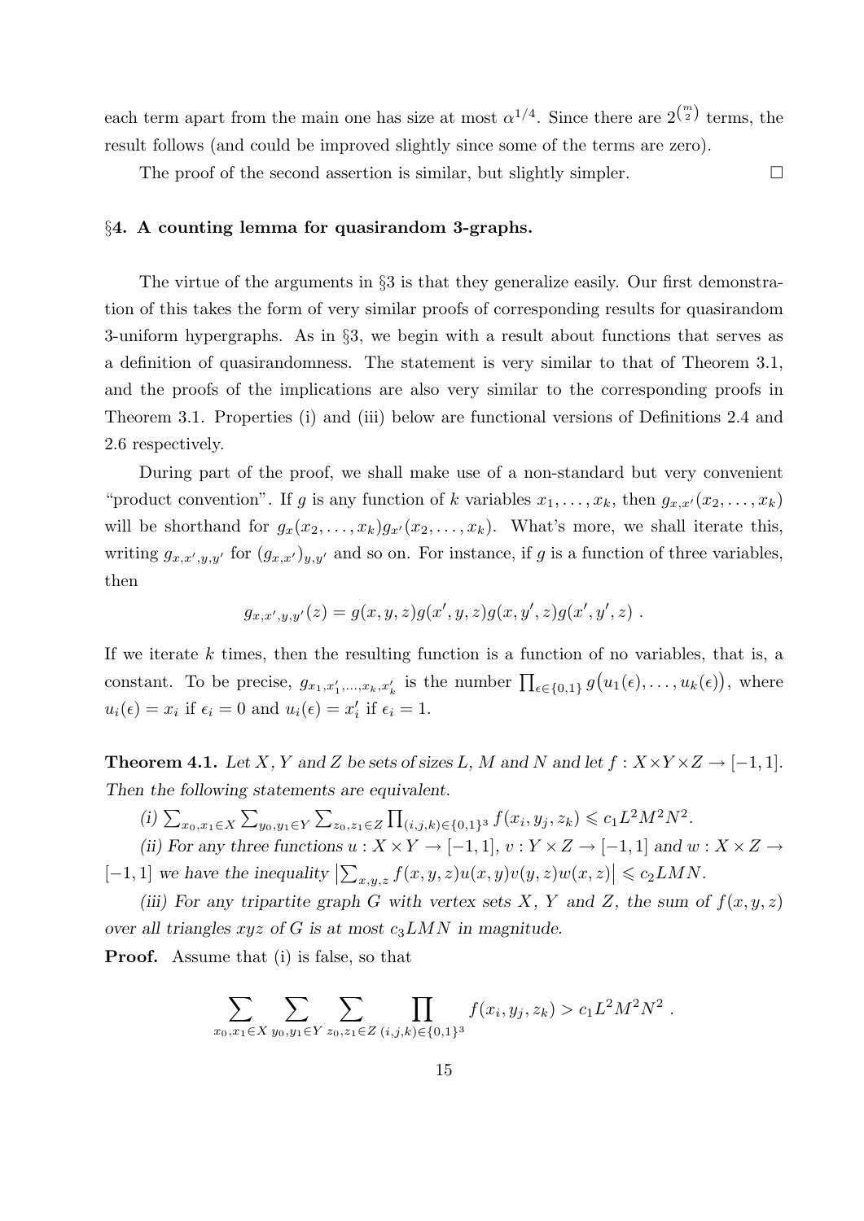each term apart from the main one has size at most $\alpha^{1/4}$. Since there are $2^{\binom{m}{2}}$ terms, the result follows (and could be improved slightly since some of the terms are zero).

The proof of the second assertion is similar, but slightly simpler. $\square$

### §4. A counting lemma for quasirandom 3-graphs.

The virtue of the arguments in §3 is that they generalize easily. Our first demonstration of this takes the form of very similar proofs of corresponding results for quasirandom 3-uniform hypergraphs. As in §3, we begin with a result about functions that serves as a definition of quasirandomness. The statement is very similar to that of Theorem 3.1, and the proofs of the implications are also very similar to the corresponding proofs in Theorem 3.1. Properties (i) and (iii) below are functional versions of Definitions 2.4 and 2.6 respectively.

During part of the proof, we shall make use of a non-standard but very convenient "product convention". If $g$ is any function of $k$ variables $x_1, \ldots, x_k$, then $g_{x,x'}(x_2, \ldots, x_k)$ will be shorthand for $g_x(x_2, \ldots, x_k) g_{x'}(x_2, \ldots, x_k)$. What's more, we shall iterate this, writing $g_{x,x',y,y'}$ for $(g_{x,x'})_{y,y'}$ and so on. For instance, if $g$ is a function of three variables, then

$$g_{x,x',y,y'}(z) = g(x,y,z)g(x',y,z)g(x,y',z)g(x',y',z) \ .$$

If we iterate $k$ times, then the resulting function is a function of no variables, that is, a constant. To be precise, $g_{x_1,x_1',\ldots,x_k,x_k'}$ is the number $\prod_{\epsilon \in \{0,1\}} g\big(u_1(\epsilon), \ldots, u_k(\epsilon)\big)$, where $u_i(\epsilon) = x_i$ if $\epsilon_i = 0$ and $u_i(\epsilon) = x_i'$ if $\epsilon_i = 1$.

**Theorem 4.1.** *Let $X$, $Y$ and $Z$ be sets of sizes $L$, $M$ and $N$ and let $f : X \times Y \times Z \to [-1, 1]$. Then the following statements are equivalent.*

*(i) $\sum_{x_0,x_1 \in X} \sum_{y_0,y_1 \in Y} \sum_{z_0,z_1 \in Z} \prod_{(i,j,k) \in \{0,1\}^3} f(x_i, y_j, z_k) \leqslant c_1 L^2 M^2 N^2$.*

*(ii) For any three functions $u : X \times Y \to [-1, 1]$, $v : Y \times Z \to [-1, 1]$ and $w : X \times Z \to [-1, 1]$ we have the inequality $\left|\sum_{x,y,z} f(x,y,z)u(x,y)v(y,z)w(x,z)\right| \leqslant c_2 LMN$.*

*(iii) For any tripartite graph $G$ with vertex sets $X$, $Y$ and $Z$, the sum of $f(x,y,z)$ over all triangles $xyz$ of $G$ is at most $c_3 LMN$ in magnitude.*

**Proof.** Assume that (i) is false, so that

$$\sum_{x_0,x_1 \in X} \sum_{y_0,y_1 \in Y} \sum_{z_0,z_1 \in Z} \prod_{(i,j,k) \in \{0,1\}^3} f(x_i, y_j, z_k) > c_1 L^2 M^2 N^2 \ .$$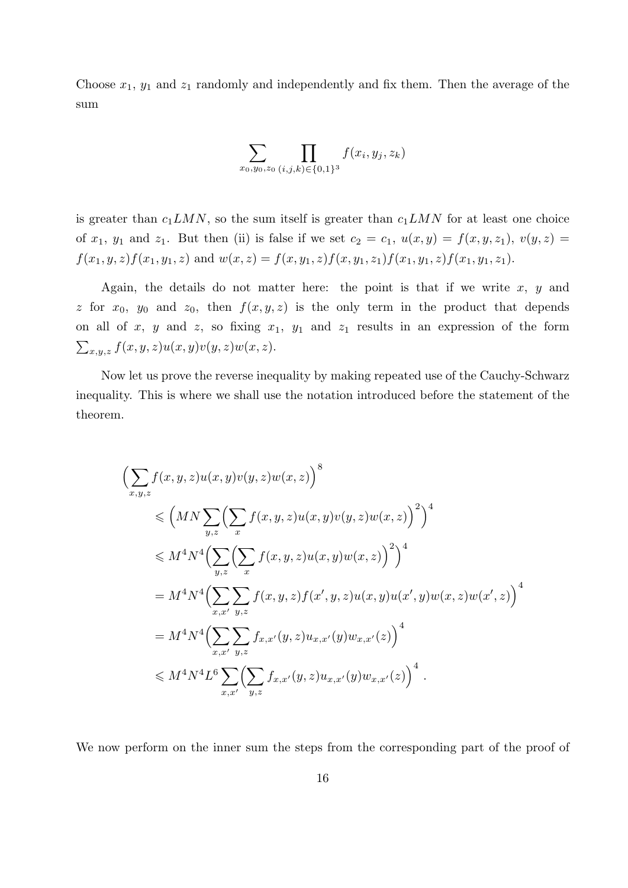Choose $x_1$, $y_1$ and $z_1$ randomly and independently and fix them. Then the average of the sum

$$\sum_{x_0,y_0,z_0} \prod_{(i,j,k)\in\{0,1\}^3} f(x_i, y_j, z_k)$$

is greater than $c_1 LMN$, so the sum itself is greater than $c_1 LMN$ for at least one choice of $x_1$, $y_1$ and $z_1$. But then (ii) is false if we set $c_2 = c_1$, $u(x,y) = f(x,y,z_1)$, $v(y,z) = f(x_1,y,z)f(x_1,y_1,z)$ and $w(x,z) = f(x,y_1,z)f(x,y_1,z_1)f(x_1,y_1,z)f(x_1,y_1,z_1)$.

Again, the details do not matter here: the point is that if we write $x$, $y$ and $z$ for $x_0$, $y_0$ and $z_0$, then $f(x,y,z)$ is the only term in the product that depends on all of $x$, $y$ and $z$, so fixing $x_1$, $y_1$ and $z_1$ results in an expression of the form $\sum_{x,y,z} f(x,y,z)u(x,y)v(y,z)w(x,z)$.

Now let us prove the reverse inequality by making repeated use of the Cauchy-Schwarz inequality. This is where we shall use the notation introduced before the statement of the theorem.

$$\begin{aligned}
&\Big(\sum_{x,y,z} f(x,y,z)u(x,y)v(y,z)w(x,z)\Big)^8 \\
&\quad\leqslant \Big(MN\sum_{y,z}\Big(\sum_x f(x,y,z)u(x,y)v(y,z)w(x,z)\Big)^2\Big)^4 \\
&\quad\leqslant M^4N^4\Big(\sum_{y,z}\Big(\sum_x f(x,y,z)u(x,y)w(x,z)\Big)^2\Big)^4 \\
&\quad= M^4N^4\Big(\sum_{x,x'}\sum_{y,z} f(x,y,z)f(x',y,z)u(x,y)u(x',y)w(x,z)w(x',z)\Big)^4 \\
&\quad= M^4N^4\Big(\sum_{x,x'}\sum_{y,z} f_{x,x'}(y,z)u_{x,x'}(y)w_{x,x'}(z)\Big)^4 \\
&\quad\leqslant M^4N^4L^6\sum_{x,x'}\Big(\sum_{y,z} f_{x,x'}(y,z)u_{x,x'}(y)w_{x,x'}(z)\Big)^4 .
\end{aligned}$$

We now perform on the inner sum the steps from the corresponding part of the proof of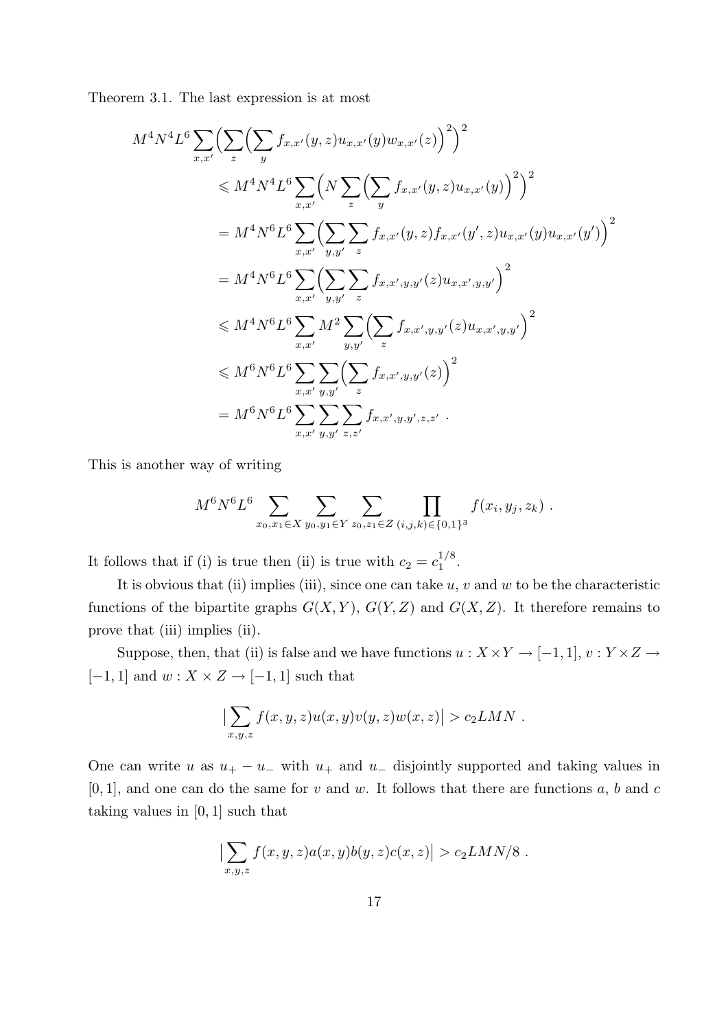Theorem 3.1. The last expression is at most

$$
\begin{aligned}
M^4N^4L^6 &\sum_{x,x'}\Big(\sum_z\Big(\sum_y f_{x,x'}(y,z)u_{x,x'}(y)w_{x,x'}(z)\Big)^2\Big)^2 \\
&\leqslant M^4N^4L^6\sum_{x,x'}\Big(N\sum_z\Big(\sum_y f_{x,x'}(y,z)u_{x,x'}(y)\Big)^2\Big)^2 \\
&= M^4N^6L^6\sum_{x,x'}\Big(\sum_{y,y'}\sum_z f_{x,x'}(y,z)f_{x,x'}(y',z)u_{x,x'}(y)u_{x,x'}(y')\Big)^2 \\
&= M^4N^6L^6\sum_{x,x'}\Big(\sum_{y,y'}\sum_z f_{x,x',y,y'}(z)u_{x,x',y,y'}\Big)^2 \\
&\leqslant M^4N^6L^6\sum_{x,x'}M^2\sum_{y,y'}\Big(\sum_z f_{x,x',y,y'}(z)u_{x,x',y,y'}\Big)^2 \\
&\leqslant M^6N^6L^6\sum_{x,x'}\sum_{y,y'}\Big(\sum_z f_{x,x',y,y'}(z)\Big)^2 \\
&= M^6N^6L^6\sum_{x,x'}\sum_{y,y'}\sum_{z,z'} f_{x,x',y,y',z,z'}\ .
\end{aligned}
$$

This is another way of writing

$$
M^6N^6L^6\sum_{x_0,x_1\in X}\sum_{y_0,y_1\in Y}\sum_{z_0,z_1\in Z}\prod_{(i,j,k)\in\{0,1\}^3} f(x_i,y_j,z_k)\ .
$$

It follows that if (i) is true then (ii) is true with $c_2 = c_1^{1/8}$.

It is obvious that (ii) implies (iii), since one can take $u$, $v$ and $w$ to be the characteristic functions of the bipartite graphs $G(X,Y)$, $G(Y,Z)$ and $G(X,Z)$. It therefore remains to prove that (iii) implies (ii).

Suppose, then, that (ii) is false and we have functions $u : X\times Y \to [-1,1]$, $v : Y\times Z \to [-1,1]$ and $w : X\times Z \to [-1,1]$ such that

$$
\Big|\sum_{x,y,z} f(x,y,z)u(x,y)v(y,z)w(x,z)\Big| > c_2LMN\ .
$$

One can write $u$ as $u_+ - u_-$ with $u_+$ and $u_-$ disjointly supported and taking values in $[0,1]$, and one can do the same for $v$ and $w$. It follows that there are functions $a$, $b$ and $c$ taking values in $[0,1]$ such that

$$
\Big|\sum_{x,y,z} f(x,y,z)a(x,y)b(y,z)c(x,z)\Big| > c_2LMN/8\ .
$$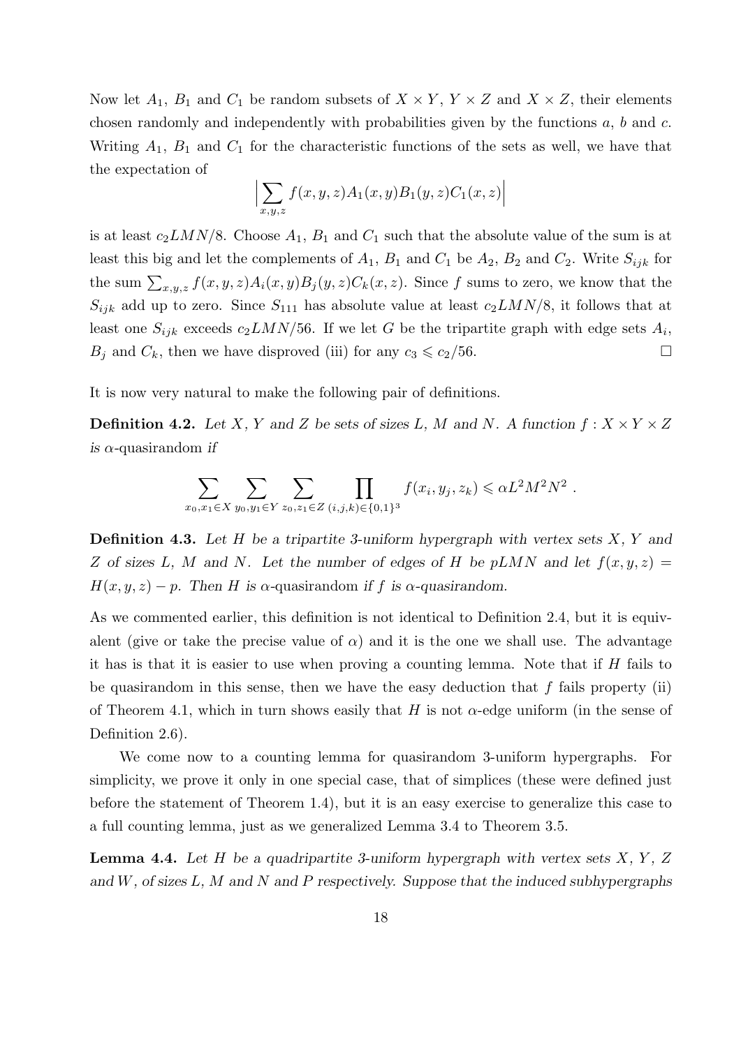Now let $A_1$, $B_1$ and $C_1$ be random subsets of $X \times Y$, $Y \times Z$ and $X \times Z$, their elements chosen randomly and independently with probabilities given by the functions $a$, $b$ and $c$. Writing $A_1$, $B_1$ and $C_1$ for the characteristic functions of the sets as well, we have that the expectation of

$$\Big|\sum_{x,y,z} f(x,y,z)A_1(x,y)B_1(y,z)C_1(x,z)\Big|$$

is at least $c_2LMN/8$. Choose $A_1$, $B_1$ and $C_1$ such that the absolute value of the sum is at least this big and let the complements of $A_1$, $B_1$ and $C_1$ be $A_2$, $B_2$ and $C_2$. Write $S_{ijk}$ for the sum $\sum_{x,y,z} f(x,y,z)A_i(x,y)B_j(y,z)C_k(x,z)$. Since $f$ sums to zero, we know that the $S_{ijk}$ add up to zero. Since $S_{111}$ has absolute value at least $c_2LMN/8$, it follows that at least one $S_{ijk}$ exceeds $c_2LMN/56$. If we let $G$ be the tripartite graph with edge sets $A_i$, $B_j$ and $C_k$, then we have disproved (iii) for any $c_3 \leqslant c_2/56$. □

It is now very natural to make the following pair of definitions.

**Definition 4.2.** *Let $X$, $Y$ and $Z$ be sets of sizes $L$, $M$ and $N$. A function $f : X \times Y \times Z$ is* $\alpha$-quasirandom *if*

$$\sum_{x_0,x_1\in X}\sum_{y_0,y_1\in Y}\sum_{z_0,z_1\in Z}\prod_{(i,j,k)\in\{0,1\}^3} f(x_i,y_j,z_k) \leqslant \alpha L^2M^2N^2 \ .$$

**Definition 4.3.** *Let $H$ be a tripartite 3-uniform hypergraph with vertex sets $X$, $Y$ and $Z$ of sizes $L$, $M$ and $N$. Let the number of edges of $H$ be $pLMN$ and let $f(x,y,z) = H(x,y,z) - p$. Then $H$ is* $\alpha$-quasirandom *if $f$ is $\alpha$-quasirandom.*

As we commented earlier, this definition is not identical to Definition 2.4, but it is equivalent (give or take the precise value of $\alpha$) and it is the one we shall use. The advantage it has is that it is easier to use when proving a counting lemma. Note that if $H$ fails to be quasirandom in this sense, then we have the easy deduction that $f$ fails property (ii) of Theorem 4.1, which in turn shows easily that $H$ is not $\alpha$-edge uniform (in the sense of Definition 2.6).

We come now to a counting lemma for quasirandom 3-uniform hypergraphs. For simplicity, we prove it only in one special case, that of simplices (these were defined just before the statement of Theorem 1.4), but it is an easy exercise to generalize this case to a full counting lemma, just as we generalized Lemma 3.4 to Theorem 3.5.

**Lemma 4.4.** *Let $H$ be a quadripartite 3-uniform hypergraph with vertex sets $X$, $Y$, $Z$ and $W$, of sizes $L$, $M$ and $N$ and $P$ respectively. Suppose that the induced subhypergraphs*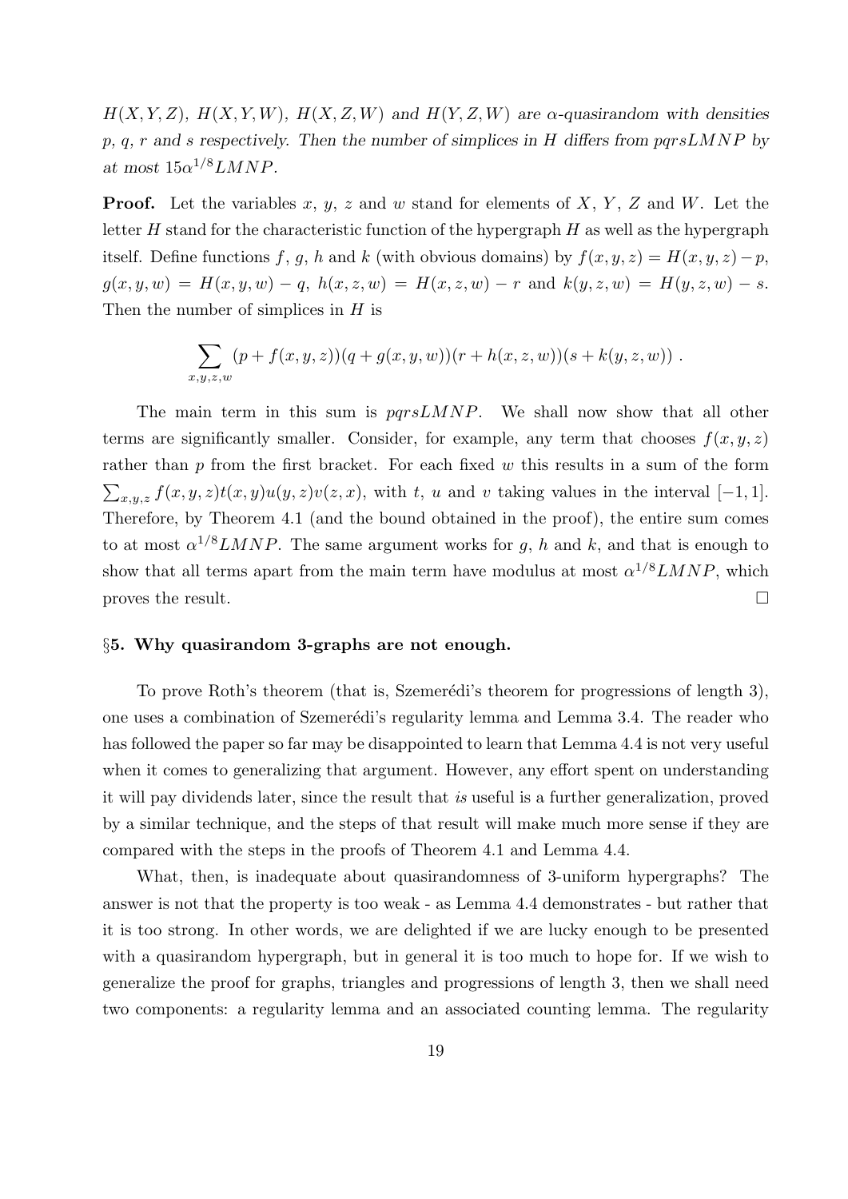*$H(X,Y,Z)$, $H(X,Y,W)$, $H(X,Z,W)$ and $H(Y,Z,W)$ are $\alpha$-quasirandom with densities $p$, $q$, $r$ and $s$ respectively. Then the number of simplices in $H$ differs from $pqrsLMNP$ by at most $15\alpha^{1/8}LMNP$.*

**Proof.** Let the variables $x$, $y$, $z$ and $w$ stand for elements of $X$, $Y$, $Z$ and $W$. Let the letter $H$ stand for the characteristic function of the hypergraph $H$ as well as the hypergraph itself. Define functions $f$, $g$, $h$ and $k$ (with obvious domains) by $f(x,y,z) = H(x,y,z) - p$, $g(x,y,w) = H(x,y,w) - q$, $h(x,z,w) = H(x,z,w) - r$ and $k(y,z,w) = H(y,z,w) - s$. Then the number of simplices in $H$ is

$$\sum_{x,y,z,w} (p + f(x,y,z))(q + g(x,y,w))(r + h(x,z,w))(s + k(y,z,w)) \ .$$

The main term in this sum is $pqrsLMNP$. We shall now show that all other terms are significantly smaller. Consider, for example, any term that chooses $f(x,y,z)$ rather than $p$ from the first bracket. For each fixed $w$ this results in a sum of the form $\sum_{x,y,z} f(x,y,z)t(x,y)u(y,z)v(z,x)$, with $t$, $u$ and $v$ taking values in the interval $[-1,1]$. Therefore, by Theorem 4.1 (and the bound obtained in the proof), the entire sum comes to at most $\alpha^{1/8}LMNP$. The same argument works for $g$, $h$ and $k$, and that is enough to show that all terms apart from the main term have modulus at most $\alpha^{1/8}LMNP$, which proves the result. □

## §5. Why quasirandom 3-graphs are not enough.

To prove Roth's theorem (that is, Szemerédi's theorem for progressions of length 3), one uses a combination of Szemerédi's regularity lemma and Lemma 3.4. The reader who has followed the paper so far may be disappointed to learn that Lemma 4.4 is not very useful when it comes to generalizing that argument. However, any effort spent on understanding it will pay dividends later, since the result that *is* useful is a further generalization, proved by a similar technique, and the steps of that result will make much more sense if they are compared with the steps in the proofs of Theorem 4.1 and Lemma 4.4.

What, then, is inadequate about quasirandomness of 3-uniform hypergraphs? The answer is not that the property is too weak - as Lemma 4.4 demonstrates - but rather that it is too strong. In other words, we are delighted if we are lucky enough to be presented with a quasirandom hypergraph, but in general it is too much to hope for. If we wish to generalize the proof for graphs, triangles and progressions of length 3, then we shall need two components: a regularity lemma and an associated counting lemma. The regularity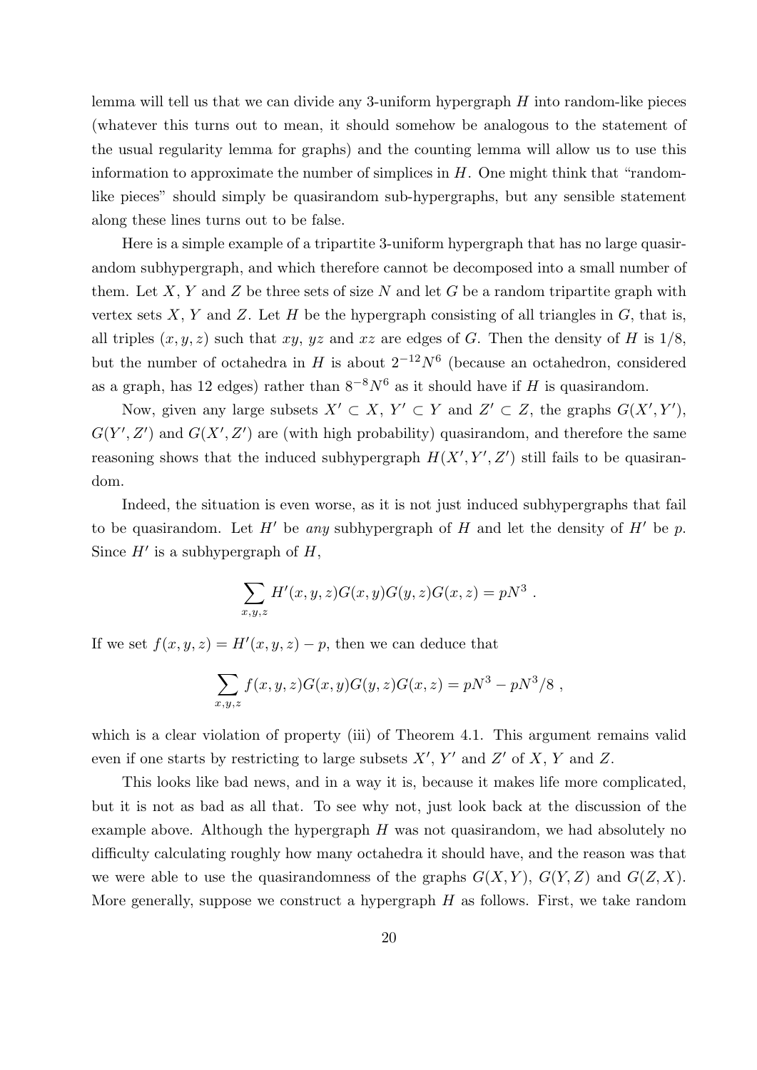lemma will tell us that we can divide any 3-uniform hypergraph $H$ into random-like pieces (whatever this turns out to mean, it should somehow be analogous to the statement of the usual regularity lemma for graphs) and the counting lemma will allow us to use this information to approximate the number of simplices in $H$. One might think that "random-like pieces" should simply be quasirandom sub-hypergraphs, but any sensible statement along these lines turns out to be false.

Here is a simple example of a tripartite 3-uniform hypergraph that has no large quasirandom subhypergraph, and which therefore cannot be decomposed into a small number of them. Let $X$, $Y$ and $Z$ be three sets of size $N$ and let $G$ be a random tripartite graph with vertex sets $X$, $Y$ and $Z$. Let $H$ be the hypergraph consisting of all triangles in $G$, that is, all triples $(x, y, z)$ such that $xy$, $yz$ and $xz$ are edges of $G$. Then the density of $H$ is $1/8$, but the number of octahedra in $H$ is about $2^{-12}N^6$ (because an octahedron, considered as a graph, has 12 edges) rather than $8^{-8}N^6$ as it should have if $H$ is quasirandom.

Now, given any large subsets $X' \subset X$, $Y' \subset Y$ and $Z' \subset Z$, the graphs $G(X', Y')$, $G(Y', Z')$ and $G(X', Z')$ are (with high probability) quasirandom, and therefore the same reasoning shows that the induced subhypergraph $H(X', Y', Z')$ still fails to be quasirandom.

Indeed, the situation is even worse, as it is not just induced subhypergraphs that fail to be quasirandom. Let $H'$ be *any* subhypergraph of $H$ and let the density of $H'$ be $p$. Since $H'$ is a subhypergraph of $H$,

$$\sum_{x,y,z} H'(x, y, z)G(x, y)G(y, z)G(x, z) = pN^3 \ .$$

If we set $f(x, y, z) = H'(x, y, z) - p$, then we can deduce that

$$\sum_{x,y,z} f(x, y, z)G(x, y)G(y, z)G(x, z) = pN^3 - pN^3/8 \ ,$$

which is a clear violation of property (iii) of Theorem 4.1. This argument remains valid even if one starts by restricting to large subsets $X'$, $Y'$ and $Z'$ of $X$, $Y$ and $Z$.

This looks like bad news, and in a way it is, because it makes life more complicated, but it is not as bad as all that. To see why not, just look back at the discussion of the example above. Although the hypergraph $H$ was not quasirandom, we had absolutely no difficulty calculating roughly how many octahedra it should have, and the reason was that we were able to use the quasirandomness of the graphs $G(X, Y)$, $G(Y, Z)$ and $G(Z, X)$. More generally, suppose we construct a hypergraph $H$ as follows. First, we take random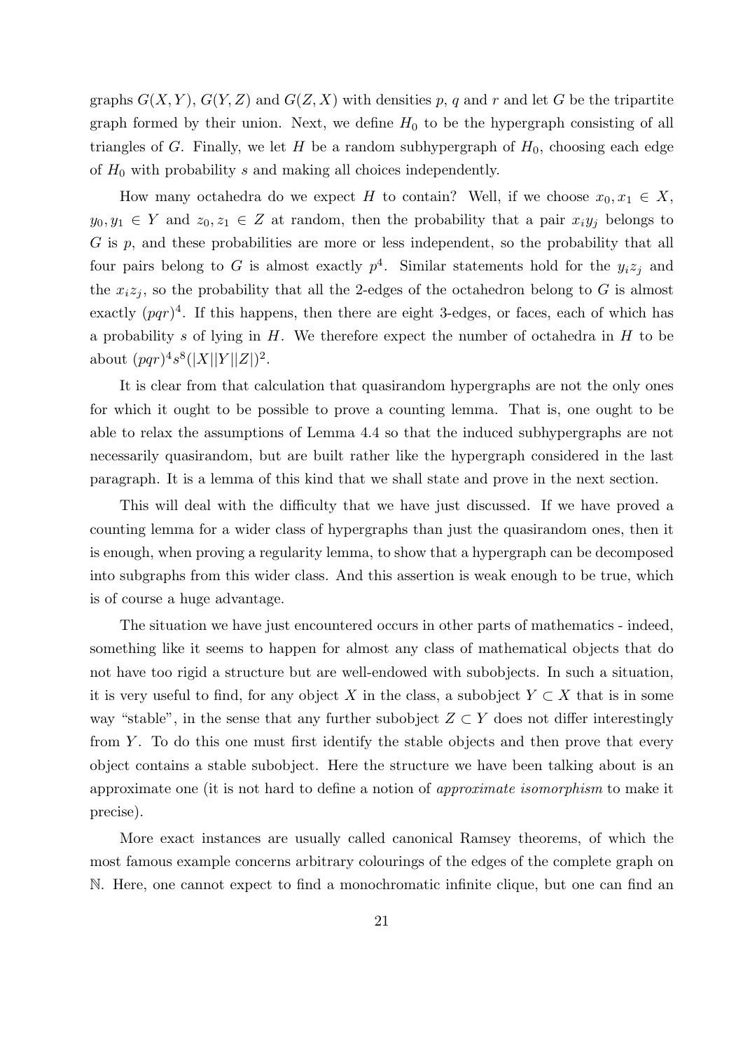graphs $G(X,Y)$, $G(Y,Z)$ and $G(Z,X)$ with densities $p$, $q$ and $r$ and let $G$ be the tripartite graph formed by their union. Next, we define $H_0$ to be the hypergraph consisting of all triangles of $G$. Finally, we let $H$ be a random subhypergraph of $H_0$, choosing each edge of $H_0$ with probability $s$ and making all choices independently.

How many octahedra do we expect $H$ to contain? Well, if we choose $x_0, x_1 \in X$, $y_0, y_1 \in Y$ and $z_0, z_1 \in Z$ at random, then the probability that a pair $x_i y_j$ belongs to $G$ is $p$, and these probabilities are more or less independent, so the probability that all four pairs belong to $G$ is almost exactly $p^4$. Similar statements hold for the $y_i z_j$ and the $x_i z_j$, so the probability that all the 2-edges of the octahedron belong to $G$ is almost exactly $(pqr)^4$. If this happens, then there are eight 3-edges, or faces, each of which has a probability $s$ of lying in $H$. We therefore expect the number of octahedra in $H$ to be about $(pqr)^4 s^8 (|X||Y||Z|)^2$.

It is clear from that calculation that quasirandom hypergraphs are not the only ones for which it ought to be possible to prove a counting lemma. That is, one ought to be able to relax the assumptions of Lemma 4.4 so that the induced subhypergraphs are not necessarily quasirandom, but are built rather like the hypergraph considered in the last paragraph. It is a lemma of this kind that we shall state and prove in the next section.

This will deal with the difficulty that we have just discussed. If we have proved a counting lemma for a wider class of hypergraphs than just the quasirandom ones, then it is enough, when proving a regularity lemma, to show that a hypergraph can be decomposed into subgraphs from this wider class. And this assertion is weak enough to be true, which is of course a huge advantage.

The situation we have just encountered occurs in other parts of mathematics - indeed, something like it seems to happen for almost any class of mathematical objects that do not have too rigid a structure but are well-endowed with subobjects. In such a situation, it is very useful to find, for any object $X$ in the class, a subobject $Y \subset X$ that is in some way "stable", in the sense that any further subobject $Z \subset Y$ does not differ interestingly from $Y$. To do this one must first identify the stable objects and then prove that every object contains a stable subobject. Here the structure we have been talking about is an approximate one (it is not hard to define a notion of *approximate isomorphism* to make it precise).

More exact instances are usually called canonical Ramsey theorems, of which the most famous example concerns arbitrary colourings of the edges of the complete graph on $\mathbb{N}$. Here, one cannot expect to find a monochromatic infinite clique, but one can find an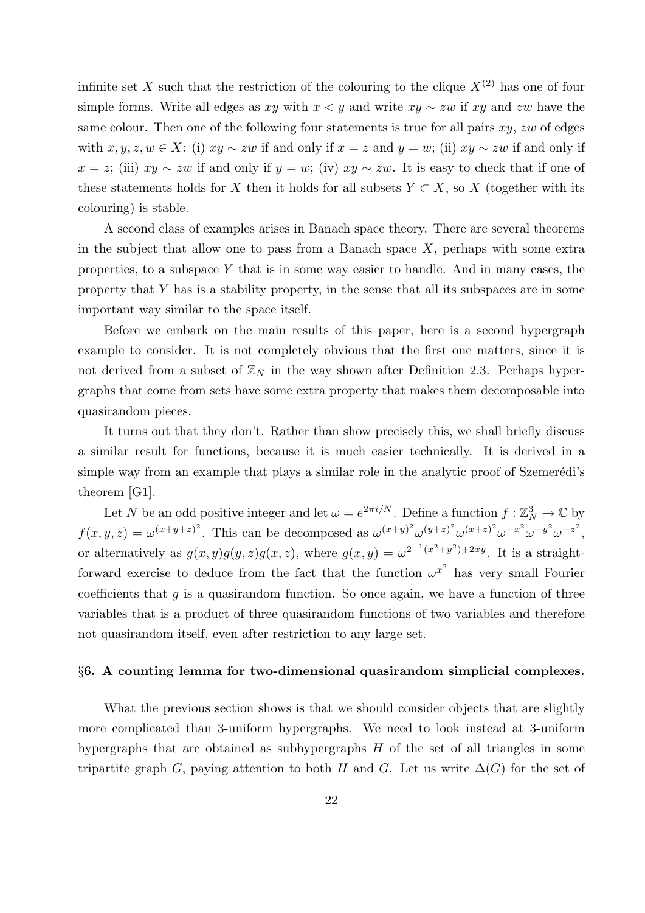infinite set $X$ such that the restriction of the colouring to the clique $X^{(2)}$ has one of four simple forms. Write all edges as $xy$ with $x < y$ and write $xy \sim zw$ if $xy$ and $zw$ have the same colour. Then one of the following four statements is true for all pairs $xy$, $zw$ of edges with $x, y, z, w \in X$: (i) $xy \sim zw$ if and only if $x = z$ and $y = w$; (ii) $xy \sim zw$ if and only if $x = z$; (iii) $xy \sim zw$ if and only if $y = w$; (iv) $xy \sim zw$. It is easy to check that if one of these statements holds for $X$ then it holds for all subsets $Y \subset X$, so $X$ (together with its colouring) is stable.

A second class of examples arises in Banach space theory. There are several theorems in the subject that allow one to pass from a Banach space $X$, perhaps with some extra properties, to a subspace $Y$ that is in some way easier to handle. And in many cases, the property that $Y$ has is a stability property, in the sense that all its subspaces are in some important way similar to the space itself.

Before we embark on the main results of this paper, here is a second hypergraph example to consider. It is not completely obvious that the first one matters, since it is not derived from a subset of $\mathbb{Z}_N$ in the way shown after Definition 2.3. Perhaps hypergraphs that come from sets have some extra property that makes them decomposable into quasirandom pieces.

It turns out that they don't. Rather than show precisely this, we shall briefly discuss a similar result for functions, because it is much easier technically. It is derived in a simple way from an example that plays a similar role in the analytic proof of Szemerédi's theorem [G1].

Let $N$ be an odd positive integer and let $\omega = e^{2\pi i/N}$. Define a function $f : \mathbb{Z}_N^3 \to \mathbb{C}$ by $f(x, y, z) = \omega^{(x+y+z)^2}$. This can be decomposed as $\omega^{(x+y)^2}\omega^{(y+z)^2}\omega^{(x+z)^2}\omega^{-x^2}\omega^{-y^2}\omega^{-z^2}$, or alternatively as $g(x, y)g(y, z)g(x, z)$, where $g(x, y) = \omega^{2^{-1}(x^2+y^2)+2xy}$. It is a straightforward exercise to deduce from the fact that the function $\omega^{x^2}$ has very small Fourier coefficients that $g$ is a quasirandom function. So once again, we have a function of three variables that is a product of three quasirandom functions of two variables and therefore not quasirandom itself, even after restriction to any large set.

## §6. A counting lemma for two-dimensional quasirandom simplicial complexes.

What the previous section shows is that we should consider objects that are slightly more complicated than 3-uniform hypergraphs. We need to look instead at 3-uniform hypergraphs that are obtained as subhypergraphs $H$ of the set of all triangles in some tripartite graph $G$, paying attention to both $H$ and $G$. Let us write $\Delta(G)$ for the set of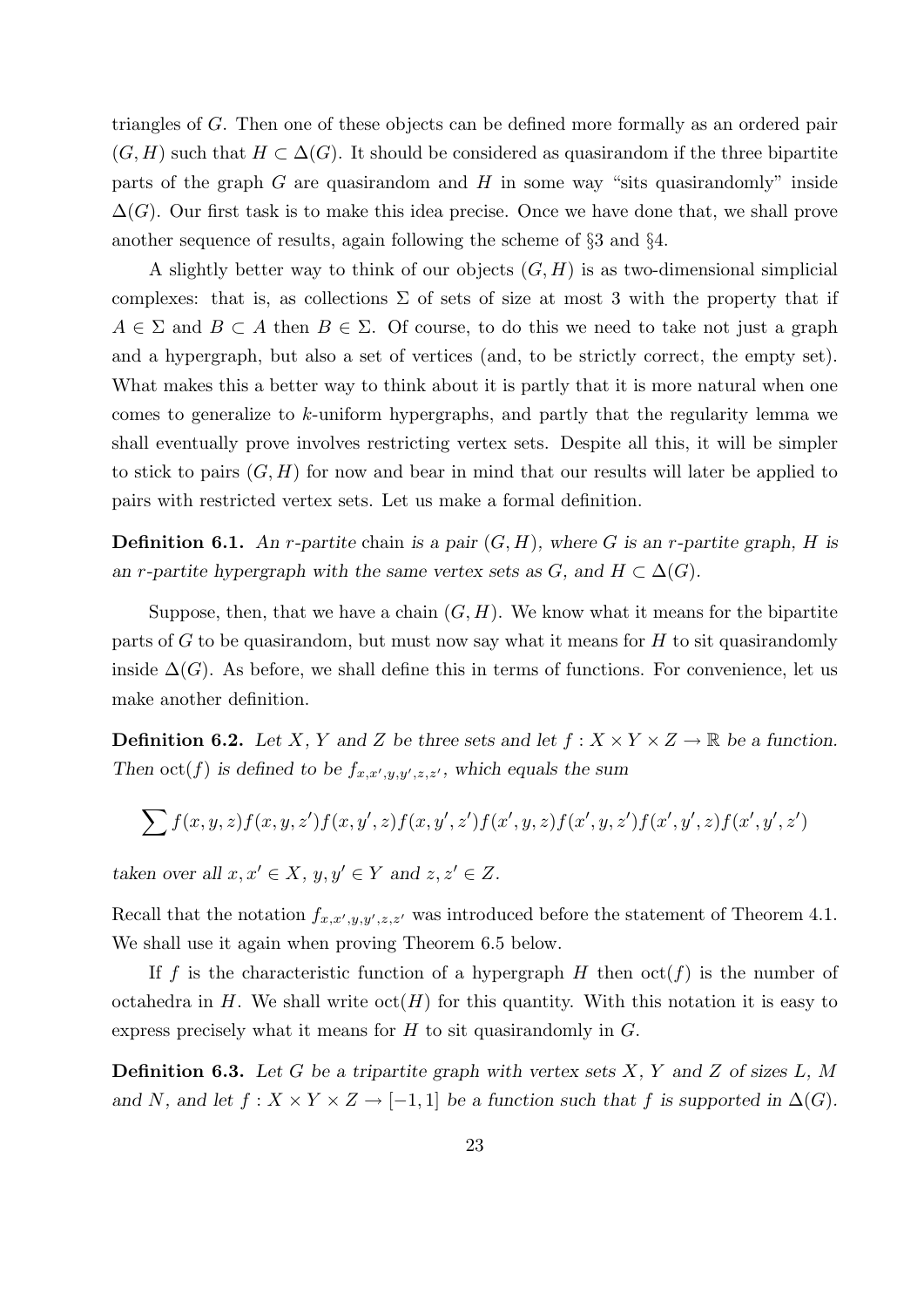triangles of $G$. Then one of these objects can be defined more formally as an ordered pair $(G, H)$ such that $H \subset \Delta(G)$. It should be considered as quasirandom if the three bipartite parts of the graph $G$ are quasirandom and $H$ in some way "sits quasirandomly" inside $\Delta(G)$. Our first task is to make this idea precise. Once we have done that, we shall prove another sequence of results, again following the scheme of §3 and §4.

A slightly better way to think of our objects $(G, H)$ is as two-dimensional simplicial complexes: that is, as collections $\Sigma$ of sets of size at most 3 with the property that if $A \in \Sigma$ and $B \subset A$ then $B \in \Sigma$. Of course, to do this we need to take not just a graph and a hypergraph, but also a set of vertices (and, to be strictly correct, the empty set). What makes this a better way to think about it is partly that it is more natural when one comes to generalize to $k$-uniform hypergraphs, and partly that the regularity lemma we shall eventually prove involves restricting vertex sets. Despite all this, it will be simpler to stick to pairs $(G, H)$ for now and bear in mind that our results will later be applied to pairs with restricted vertex sets. Let us make a formal definition.

**Definition 6.1.** *An $r$-partite* chain *is a pair $(G, H)$, where $G$ is an $r$-partite graph, $H$ is an $r$-partite hypergraph with the same vertex sets as $G$, and $H \subset \Delta(G)$.*

Suppose, then, that we have a chain $(G, H)$. We know what it means for the bipartite parts of $G$ to be quasirandom, but must now say what it means for $H$ to sit quasirandomly inside $\Delta(G)$. As before, we shall define this in terms of functions. For convenience, let us make another definition.

**Definition 6.2.** *Let $X$, $Y$ and $Z$ be three sets and let $f : X \times Y \times Z \to \mathbb{R}$ be a function. Then $\mathrm{oct}(f)$ is defined to be $f_{x,x',y,y',z,z'}$, which equals the sum*

$$\sum f(x,y,z)f(x,y,z')f(x,y',z)f(x,y',z')f(x',y,z)f(x',y,z')f(x',y',z)f(x',y',z')$$

*taken over all $x, x' \in X$, $y, y' \in Y$ and $z, z' \in Z$.*

Recall that the notation $f_{x,x',y,y',z,z'}$ was introduced before the statement of Theorem 4.1. We shall use it again when proving Theorem 6.5 below.

If $f$ is the characteristic function of a hypergraph $H$ then $\mathrm{oct}(f)$ is the number of octahedra in $H$. We shall write $\mathrm{oct}(H)$ for this quantity. With this notation it is easy to express precisely what it means for $H$ to sit quasirandomly in $G$.

**Definition 6.3.** *Let $G$ be a tripartite graph with vertex sets $X$, $Y$ and $Z$ of sizes $L$, $M$ and $N$, and let $f : X \times Y \times Z \to [-1, 1]$ be a function such that $f$ is supported in $\Delta(G)$.*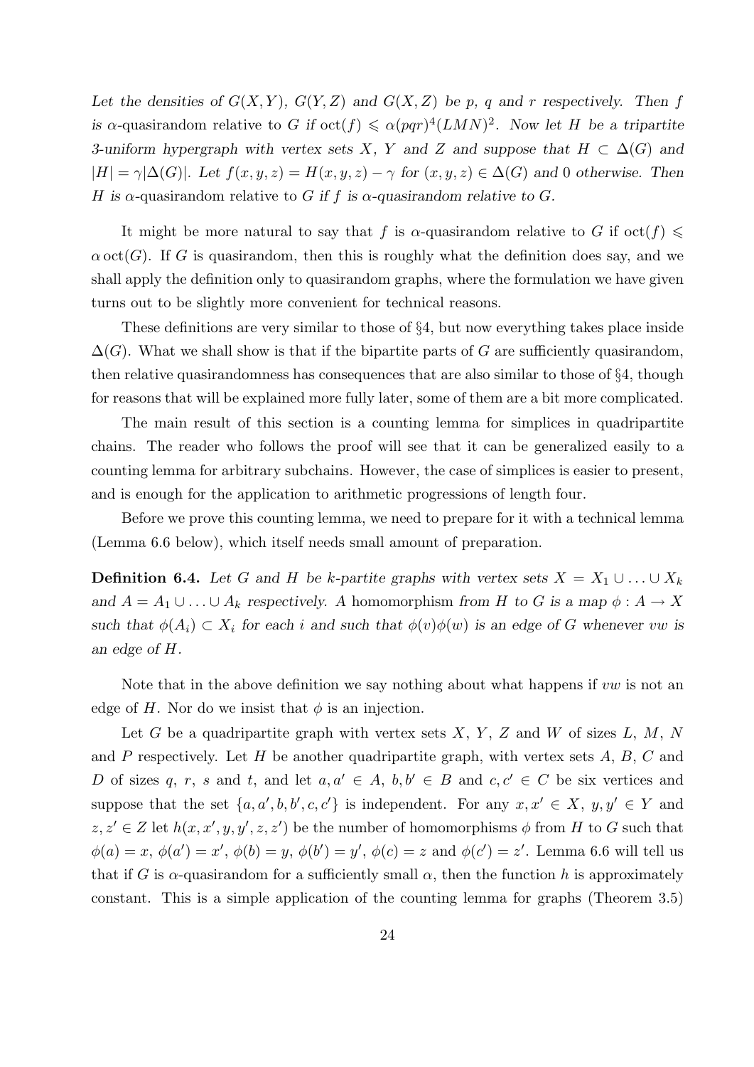*Let the densities of $G(X,Y)$, $G(Y,Z)$ and $G(X,Z)$ be $p$, $q$ and $r$ respectively. Then $f$ is $\alpha$*-quasirandom relative to *$G$ if $\operatorname{oct}(f) \leqslant \alpha(pqr)^4(LMN)^2$. Now let $H$ be a tripartite 3-uniform hypergraph with vertex sets $X$, $Y$ and $Z$ and suppose that $H \subset \Delta(G)$ and $|H| = \gamma|\Delta(G)|$. Let $f(x,y,z) = H(x,y,z) - \gamma$ for $(x,y,z) \in \Delta(G)$ and 0 otherwise. Then $H$ is $\alpha$*-quasirandom relative to *$G$ if $f$ is $\alpha$-quasirandom relative to $G$.*

It might be more natural to say that $f$ is $\alpha$-quasirandom relative to $G$ if $\operatorname{oct}(f) \leqslant \alpha \operatorname{oct}(G)$. If $G$ is quasirandom, then this is roughly what the definition does say, and we shall apply the definition only to quasirandom graphs, where the formulation we have given turns out to be slightly more convenient for technical reasons.

These definitions are very similar to those of §4, but now everything takes place inside $\Delta(G)$. What we shall show is that if the bipartite parts of $G$ are sufficiently quasirandom, then relative quasirandomness has consequences that are also similar to those of §4, though for reasons that will be explained more fully later, some of them are a bit more complicated.

The main result of this section is a counting lemma for simplices in quadripartite chains. The reader who follows the proof will see that it can be generalized easily to a counting lemma for arbitrary subchains. However, the case of simplices is easier to present, and is enough for the application to arithmetic progressions of length four.

Before we prove this counting lemma, we need to prepare for it with a technical lemma (Lemma 6.6 below), which itself needs small amount of preparation.

**Definition 6.4.** *Let $G$ and $H$ be $k$-partite graphs with vertex sets $X = X_1 \cup \ldots \cup X_k$ and $A = A_1 \cup \ldots \cup A_k$ respectively. A* homomorphism *from $H$ to $G$ is a map $\phi : A \to X$ such that $\phi(A_i) \subset X_i$ for each $i$ and such that $\phi(v)\phi(w)$ is an edge of $G$ whenever $vw$ is an edge of $H$.*

Note that in the above definition we say nothing about what happens if $vw$ is not an edge of $H$. Nor do we insist that $\phi$ is an injection.

Let $G$ be a quadripartite graph with vertex sets $X$, $Y$, $Z$ and $W$ of sizes $L$, $M$, $N$ and $P$ respectively. Let $H$ be another quadripartite graph, with vertex sets $A$, $B$, $C$ and $D$ of sizes $q$, $r$, $s$ and $t$, and let $a, a' \in A$, $b, b' \in B$ and $c, c' \in C$ be six vertices and suppose that the set $\{a, a', b, b', c, c'\}$ is independent. For any $x, x' \in X$, $y, y' \in Y$ and $z, z' \in Z$ let $h(x, x', y, y', z, z')$ be the number of homomorphisms $\phi$ from $H$ to $G$ such that $\phi(a) = x$, $\phi(a') = x'$, $\phi(b) = y$, $\phi(b') = y'$, $\phi(c) = z$ and $\phi(c') = z'$. Lemma 6.6 will tell us that if $G$ is $\alpha$-quasirandom for a sufficiently small $\alpha$, then the function $h$ is approximately constant. This is a simple application of the counting lemma for graphs (Theorem 3.5)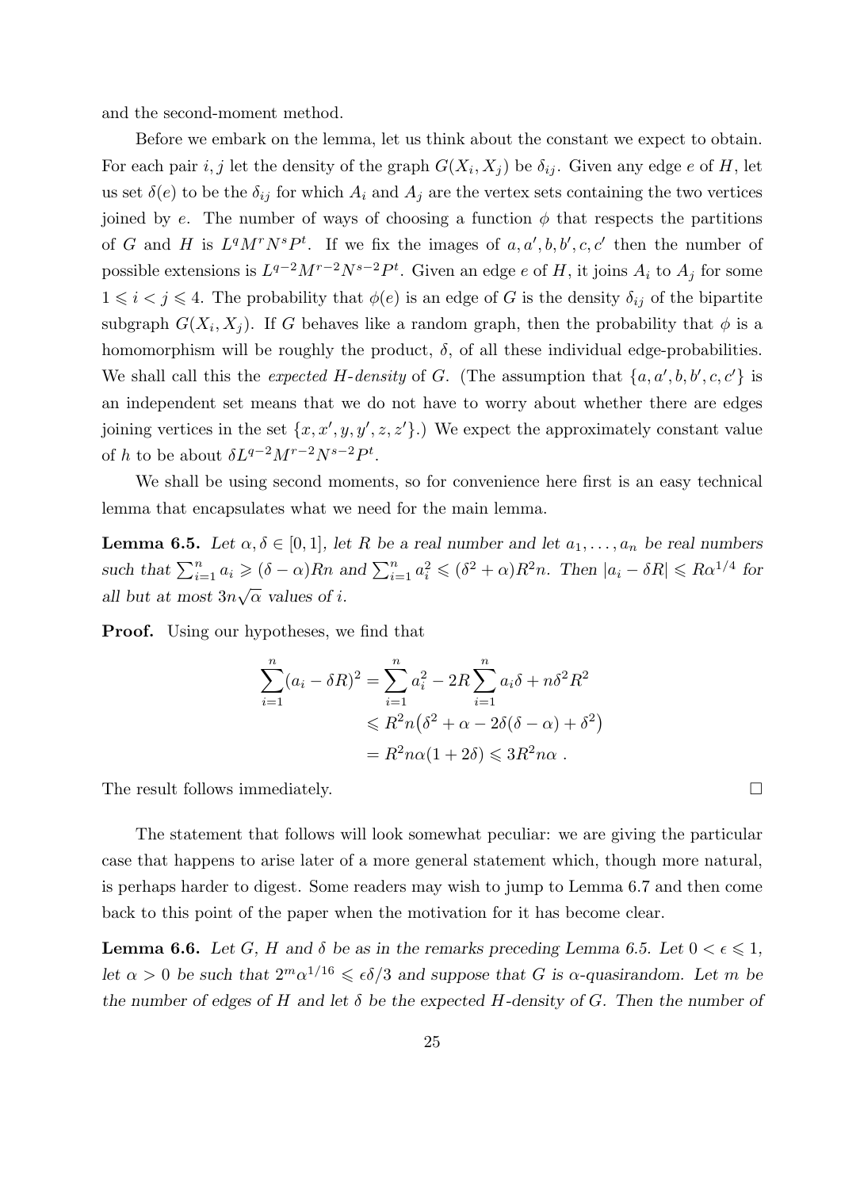and the second-moment method.

Before we embark on the lemma, let us think about the constant we expect to obtain. For each pair $i, j$ let the density of the graph $G(X_i, X_j)$ be $\delta_{ij}$. Given any edge $e$ of $H$, let us set $\delta(e)$ to be the $\delta_{ij}$ for which $A_i$ and $A_j$ are the vertex sets containing the two vertices joined by $e$. The number of ways of choosing a function $\phi$ that respects the partitions of $G$ and $H$ is $L^q M^r N^s P^t$. If we fix the images of $a, a', b, b', c, c'$ then the number of possible extensions is $L^{q-2}M^{r-2}N^{s-2}P^t$. Given an edge $e$ of $H$, it joins $A_i$ to $A_j$ for some $1 \leqslant i < j \leqslant 4$. The probability that $\phi(e)$ is an edge of $G$ is the density $\delta_{ij}$ of the bipartite subgraph $G(X_i, X_j)$. If $G$ behaves like a random graph, then the probability that $\phi$ is a homomorphism will be roughly the product, $\delta$, of all these individual edge-probabilities. We shall call this the *expected $H$-density* of $G$. (The assumption that $\{a, a', b, b', c, c'\}$ is an independent set means that we do not have to worry about whether there are edges joining vertices in the set $\{x, x', y, y', z, z'\}$.) We expect the approximately constant value of $h$ to be about $\delta L^{q-2}M^{r-2}N^{s-2}P^t$.

We shall be using second moments, so for convenience here first is an easy technical lemma that encapsulates what we need for the main lemma.

**Lemma 6.5.** *Let $\alpha, \delta \in [0,1]$, let $R$ be a real number and let $a_1, \ldots, a_n$ be real numbers such that $\sum_{i=1}^n a_i \geqslant (\delta - \alpha)Rn$ and $\sum_{i=1}^n a_i^2 \leqslant (\delta^2 + \alpha)R^2 n$. Then $|a_i - \delta R| \leqslant R\alpha^{1/4}$ for all but at most $3n\sqrt{\alpha}$ values of $i$.*

**Proof.** Using our hypotheses, we find that

$$
\begin{aligned}
\sum_{i=1}^n (a_i - \delta R)^2 &= \sum_{i=1}^n a_i^2 - 2R\sum_{i=1}^n a_i\delta + n\delta^2 R^2 \\
&\leqslant R^2 n\big(\delta^2 + \alpha - 2\delta(\delta - \alpha) + \delta^2\big) \\
&= R^2 n\alpha(1 + 2\delta) \leqslant 3R^2 n\alpha \ .
\end{aligned}
$$

The result follows immediately. □

The statement that follows will look somewhat peculiar: we are giving the particular case that happens to arise later of a more general statement which, though more natural, is perhaps harder to digest. Some readers may wish to jump to Lemma 6.7 and then come back to this point of the paper when the motivation for it has become clear.

**Lemma 6.6.** *Let $G$, $H$ and $\delta$ be as in the remarks preceding Lemma 6.5. Let $0 < \epsilon \leqslant 1$, let $\alpha > 0$ be such that $2^m\alpha^{1/16} \leqslant \epsilon\delta/3$ and suppose that $G$ is $\alpha$-quasirandom. Let $m$ be the number of edges of $H$ and let $\delta$ be the expected $H$-density of $G$. Then the number of*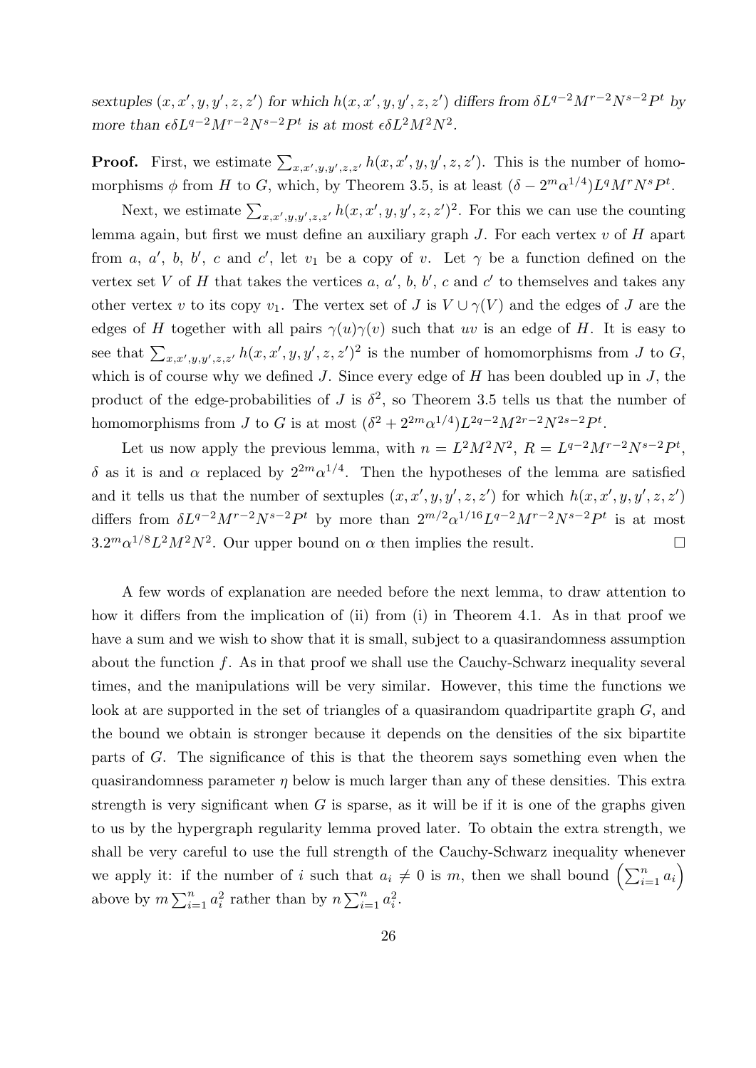*sextuples $(x, x', y, y', z, z')$ for which $h(x, x', y, y', z, z')$ differs from $\delta L^{q-2}M^{r-2}N^{s-2}P^t$ by more than $\epsilon\delta L^{q-2}M^{r-2}N^{s-2}P^t$ is at most $\epsilon\delta L^2M^2N^2$.*

**Proof.** First, we estimate $\sum_{x,x',y,y',z,z'} h(x, x', y, y', z, z')$. This is the number of homomorphisms $\phi$ from $H$ to $G$, which, by Theorem 3.5, is at least $(\delta - 2^m\alpha^{1/4})L^qM^rN^sP^t$.

Next, we estimate $\sum_{x,x',y,y',z,z'} h(x, x', y, y', z, z')^2$. For this we can use the counting lemma again, but first we must define an auxiliary graph $J$. For each vertex $v$ of $H$ apart from $a$, $a'$, $b$, $b'$, $c$ and $c'$, let $v_1$ be a copy of $v$. Let $\gamma$ be a function defined on the vertex set $V$ of $H$ that takes the vertices $a$, $a'$, $b$, $b'$, $c$ and $c'$ to themselves and takes any other vertex $v$ to its copy $v_1$. The vertex set of $J$ is $V \cup \gamma(V)$ and the edges of $J$ are the edges of $H$ together with all pairs $\gamma(u)\gamma(v)$ such that $uv$ is an edge of $H$. It is easy to see that $\sum_{x,x',y,y',z,z'} h(x, x', y, y', z, z')^2$ is the number of homomorphisms from $J$ to $G$, which is of course why we defined $J$. Since every edge of $H$ has been doubled up in $J$, the product of the edge-probabilities of $J$ is $\delta^2$, so Theorem 3.5 tells us that the number of homomorphisms from $J$ to $G$ is at most $(\delta^2 + 2^{2m}\alpha^{1/4})L^{2q-2}M^{2r-2}N^{2s-2}P^t$.

Let us now apply the previous lemma, with $n = L^2M^2N^2$, $R = L^{q-2}M^{r-2}N^{s-2}P^t$, $\delta$ as it is and $\alpha$ replaced by $2^{2m}\alpha^{1/4}$. Then the hypotheses of the lemma are satisfied and it tells us that the number of sextuples $(x, x', y, y', z, z')$ for which $h(x, x', y, y', z, z')$ differs from $\delta L^{q-2}M^{r-2}N^{s-2}P^t$ by more than $2^{m/2}\alpha^{1/16}L^{q-2}M^{r-2}N^{s-2}P^t$ is at most $3.2^m\alpha^{1/8}L^2M^2N^2$. Our upper bound on $\alpha$ then implies the result. $\square$

A few words of explanation are needed before the next lemma, to draw attention to how it differs from the implication of (ii) from (i) in Theorem 4.1. As in that proof we have a sum and we wish to show that it is small, subject to a quasirandomness assumption about the function $f$. As in that proof we shall use the Cauchy-Schwarz inequality several times, and the manipulations will be very similar. However, this time the functions we look at are supported in the set of triangles of a quasirandom quadripartite graph $G$, and the bound we obtain is stronger because it depends on the densities of the six bipartite parts of $G$. The significance of this is that the theorem says something even when the quasirandomness parameter $\eta$ below is much larger than any of these densities. This extra strength is very significant when $G$ is sparse, as it will be if it is one of the graphs given to us by the hypergraph regularity lemma proved later. To obtain the extra strength, we shall be very careful to use the full strength of the Cauchy-Schwarz inequality whenever we apply it: if the number of $i$ such that $a_i \neq 0$ is $m$, then we shall bound $\left(\sum_{i=1}^n a_i\right)$ above by $m\sum_{i=1}^n a_i^2$ rather than by $n\sum_{i=1}^n a_i^2$.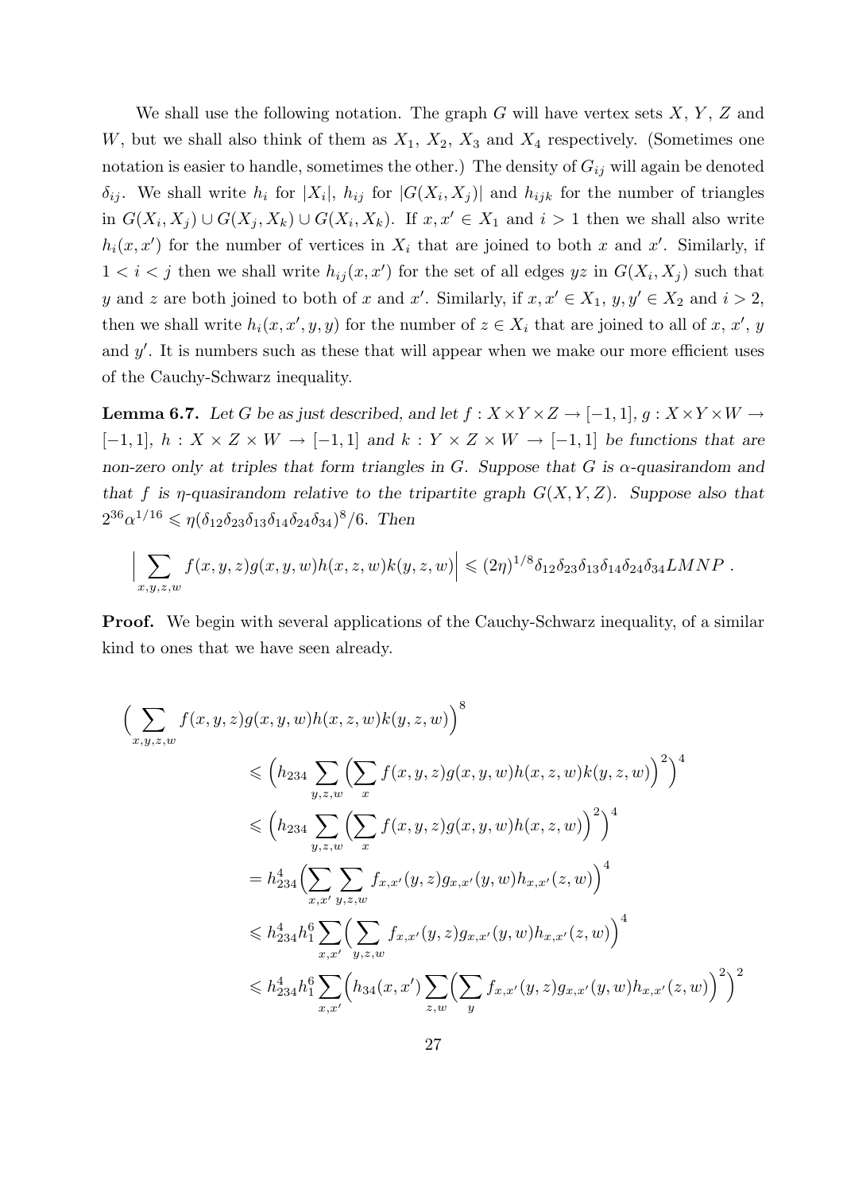We shall use the following notation. The graph $G$ will have vertex sets $X$, $Y$, $Z$ and $W$, but we shall also think of them as $X_1$, $X_2$, $X_3$ and $X_4$ respectively. (Sometimes one notation is easier to handle, sometimes the other.) The density of $G_{ij}$ will again be denoted $\delta_{ij}$. We shall write $h_i$ for $|X_i|$, $h_{ij}$ for $|G(X_i, X_j)|$ and $h_{ijk}$ for the number of triangles in $G(X_i, X_j) \cup G(X_j, X_k) \cup G(X_i, X_k)$. If $x, x' \in X_1$ and $i > 1$ then we shall also write $h_i(x, x')$ for the number of vertices in $X_i$ that are joined to both $x$ and $x'$. Similarly, if $1 < i < j$ then we shall write $h_{ij}(x, x')$ for the set of all edges $yz$ in $G(X_i, X_j)$ such that $y$ and $z$ are both joined to both of $x$ and $x'$. Similarly, if $x, x' \in X_1$, $y, y' \in X_2$ and $i > 2$, then we shall write $h_i(x, x', y, y)$ for the number of $z \in X_i$ that are joined to all of $x$, $x'$, $y$ and $y'$. It is numbers such as these that will appear when we make our more efficient uses of the Cauchy-Schwarz inequality.

**Lemma 6.7.** *Let $G$ be as just described, and let $f : X \times Y \times Z \to [-1, 1]$, $g : X \times Y \times W \to [-1, 1]$, $h : X \times Z \times W \to [-1, 1]$ and $k : Y \times Z \times W \to [-1, 1]$ be functions that are non-zero only at triples that form triangles in $G$. Suppose that $G$ is $\alpha$-quasirandom and that $f$ is $\eta$-quasirandom relative to the tripartite graph $G(X, Y, Z)$. Suppose also that $2^{36}\alpha^{1/16} \leqslant \eta(\delta_{12}\delta_{23}\delta_{13}\delta_{14}\delta_{24}\delta_{34})^8/6$. Then*

$$\Big| \sum_{x,y,z,w} f(x, y, z)g(x, y, w)h(x, z, w)k(y, z, w)\Big| \leqslant (2\eta)^{1/8}\delta_{12}\delta_{23}\delta_{13}\delta_{14}\delta_{24}\delta_{34}LMNP \ .$$

**Proof.** We begin with several applications of the Cauchy-Schwarz inequality, of a similar kind to ones that we have seen already.

$$\begin{aligned}
\Big(\sum_{x,y,z,w} & f(x, y, z)g(x, y, w)h(x, z, w)k(y, z, w)\Big)^8 \\
&\leqslant \Big(h_{234} \sum_{y,z,w} \Big(\sum_x f(x, y, z)g(x, y, w)h(x, z, w)k(y, z, w)\Big)^2\Big)^4 \\
&\leqslant \Big(h_{234} \sum_{y,z,w} \Big(\sum_x f(x, y, z)g(x, y, w)h(x, z, w)\Big)^2\Big)^4 \\
&= h_{234}^4 \Big(\sum_{x,x'} \sum_{y,z,w} f_{x,x'}(y, z)g_{x,x'}(y, w)h_{x,x'}(z, w)\Big)^4 \\
&\leqslant h_{234}^4 h_1^6 \sum_{x,x'} \Big(\sum_{y,z,w} f_{x,x'}(y, z)g_{x,x'}(y, w)h_{x,x'}(z, w)\Big)^4 \\
&\leqslant h_{234}^4 h_1^6 \sum_{x,x'} \Big(h_{34}(x, x') \sum_{z,w} \Big(\sum_y f_{x,x'}(y, z)g_{x,x'}(y, w)h_{x,x'}(z, w)\Big)^2\Big)^2
\end{aligned}$$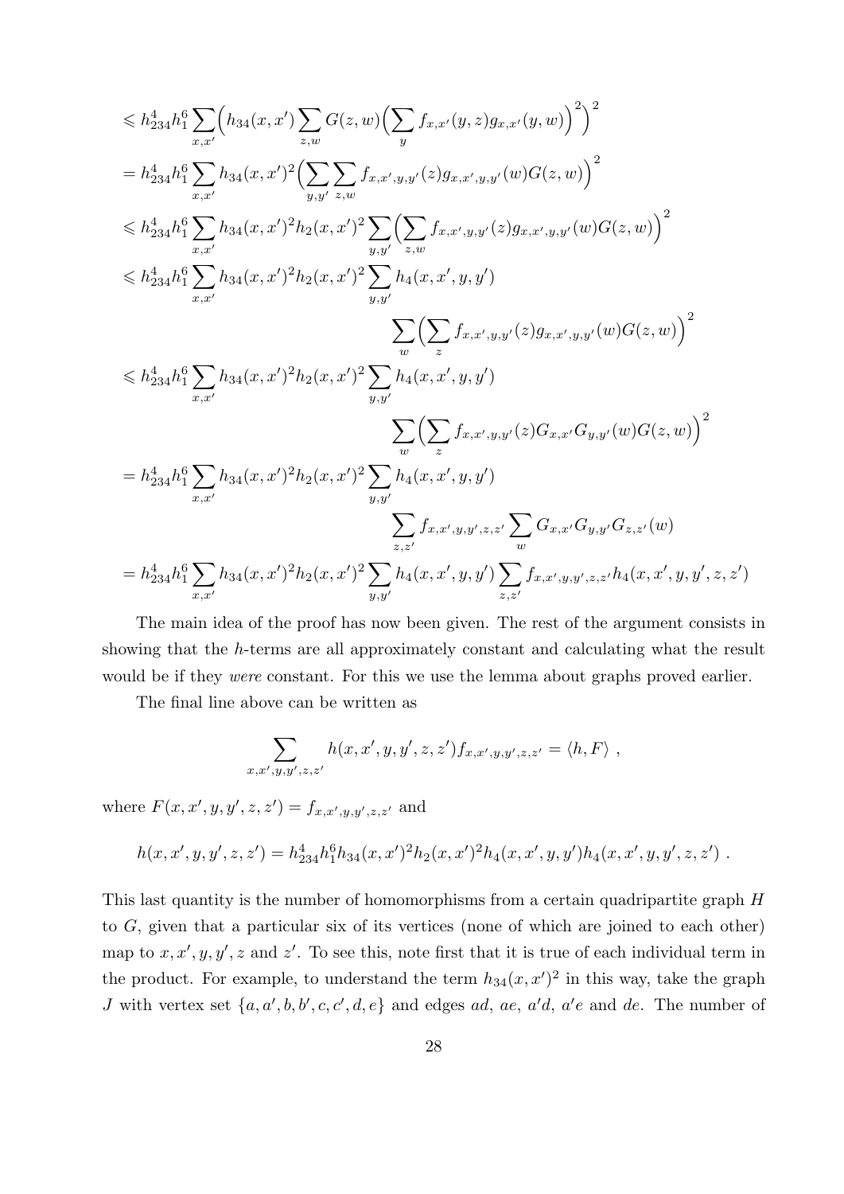$$
\begin{aligned}
&\leqslant h_{234}^4 h_1^6 \sum_{x,x'} \Big( h_{34}(x,x') \sum_{z,w} G(z,w) \Big( \sum_y f_{x,x'}(y,z) g_{x,x'}(y,w) \Big)^2 \Big)^2 \\
&= h_{234}^4 h_1^6 \sum_{x,x'} h_{34}(x,x')^2 \Big( \sum_{y,y'} \sum_{z,w} f_{x,x',y,y'}(z) g_{x,x',y,y'}(w) G(z,w) \Big)^2 \\
&\leqslant h_{234}^4 h_1^6 \sum_{x,x'} h_{34}(x,x')^2 h_2(x,x')^2 \sum_{y,y'} \Big( \sum_{z,w} f_{x,x',y,y'}(z) g_{x,x',y,y'}(w) G(z,w) \Big)^2 \\
&\leqslant h_{234}^4 h_1^6 \sum_{x,x'} h_{34}(x,x')^2 h_2(x,x')^2 \sum_{y,y'} h_4(x,x',y,y') \\
&\qquad\qquad\qquad\qquad\qquad\qquad \sum_w \Big( \sum_z f_{x,x',y,y'}(z) g_{x,x',y,y'}(w) G(z,w) \Big)^2 \\
&\leqslant h_{234}^4 h_1^6 \sum_{x,x'} h_{34}(x,x')^2 h_2(x,x')^2 \sum_{y,y'} h_4(x,x',y,y') \\
&\qquad\qquad\qquad\qquad\qquad\qquad \sum_w \Big( \sum_z f_{x,x',y,y'}(z) G_{x,x'} G_{y,y'}(w) G(z,w) \Big)^2 \\
&= h_{234}^4 h_1^6 \sum_{x,x'} h_{34}(x,x')^2 h_2(x,x')^2 \sum_{y,y'} h_4(x,x',y,y') \\
&\qquad\qquad\qquad\qquad\qquad\qquad \sum_{z,z'} f_{x,x',y,y',z,z'} \sum_w G_{x,x'} G_{y,y'} G_{z,z'}(w) \\
&= h_{234}^4 h_1^6 \sum_{x,x'} h_{34}(x,x')^2 h_2(x,x')^2 \sum_{y,y'} h_4(x,x',y,y') \sum_{z,z'} f_{x,x',y,y',z,z'} h_4(x,x',y,y',z,z')
\end{aligned}
$$

The main idea of the proof has now been given. The rest of the argument consists in showing that the $h$-terms are all approximately constant and calculating what the result would be if they *were* constant. For this we use the lemma about graphs proved earlier.

The final line above can be written as

$$
\sum_{x,x',y,y',z,z'} h(x,x',y,y',z,z') f_{x,x',y,y',z,z'} = \langle h, F \rangle \ ,
$$

where $F(x,x',y,y',z,z') = f_{x,x',y,y',z,z'}$ and

$$
h(x,x',y,y',z,z') = h_{234}^4 h_1^6 h_{34}(x,x')^2 h_2(x,x')^2 h_4(x,x',y,y') h_4(x,x',y,y',z,z') \ .
$$

This last quantity is the number of homomorphisms from a certain quadripartite graph $H$ to $G$, given that a particular six of its vertices (none of which are joined to each other) map to $x, x', y, y', z$ and $z'$. To see this, note first that it is true of each individual term in the product. For example, to understand the term $h_{34}(x,x')^2$ in this way, take the graph $J$ with vertex set $\{a, a', b, b', c, c', d, e\}$ and edges $ad$, $ae$, $a'd$, $a'e$ and $de$. The number of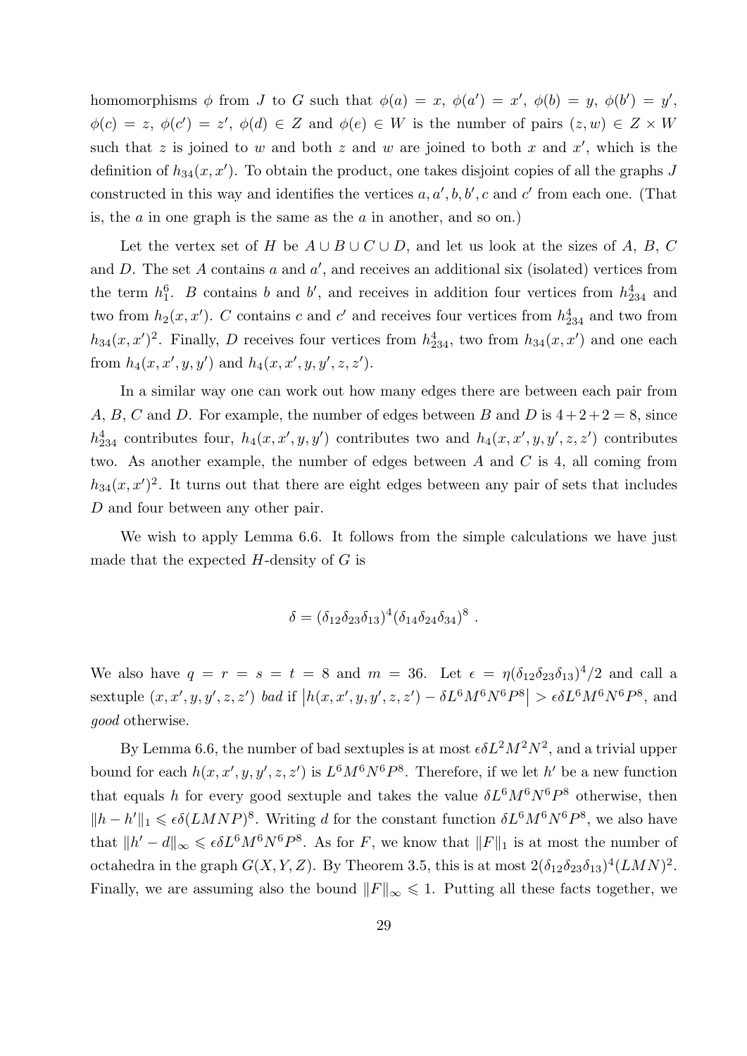homomorphisms $\phi$ from $J$ to $G$ such that $\phi(a) = x$, $\phi(a') = x'$, $\phi(b) = y$, $\phi(b') = y'$, $\phi(c) = z$, $\phi(c') = z'$, $\phi(d) \in Z$ and $\phi(e) \in W$ is the number of pairs $(z, w) \in Z \times W$ such that $z$ is joined to $w$ and both $z$ and $w$ are joined to both $x$ and $x'$, which is the definition of $h_{34}(x, x')$. To obtain the product, one takes disjoint copies of all the graphs $J$ constructed in this way and identifies the vertices $a, a', b, b', c$ and $c'$ from each one. (That is, the $a$ in one graph is the same as the $a$ in another, and so on.)

Let the vertex set of $H$ be $A \cup B \cup C \cup D$, and let us look at the sizes of $A$, $B$, $C$ and $D$. The set $A$ contains $a$ and $a'$, and receives an additional six (isolated) vertices from the term $h_1^6$. $B$ contains $b$ and $b'$, and receives in addition four vertices from $h_{234}^4$ and two from $h_2(x, x')$. $C$ contains $c$ and $c'$ and receives four vertices from $h_{234}^4$ and two from $h_{34}(x, x')^2$. Finally, $D$ receives four vertices from $h_{234}^4$, two from $h_{34}(x, x')$ and one each from $h_4(x, x', y, y')$ and $h_4(x, x', y, y', z, z')$.

In a similar way one can work out how many edges there are between each pair from $A$, $B$, $C$ and $D$. For example, the number of edges between $B$ and $D$ is $4+2+2 = 8$, since $h_{234}^4$ contributes four, $h_4(x, x', y, y')$ contributes two and $h_4(x, x', y, y', z, z')$ contributes two. As another example, the number of edges between $A$ and $C$ is 4, all coming from $h_{34}(x, x')^2$. It turns out that there are eight edges between any pair of sets that includes $D$ and four between any other pair.

We wish to apply Lemma 6.6. It follows from the simple calculations we have just made that the expected $H$-density of $G$ is

$$\delta = (\delta_{12}\delta_{23}\delta_{13})^4(\delta_{14}\delta_{24}\delta_{34})^8 .$$

We also have $q = r = s = t = 8$ and $m = 36$. Let $\epsilon = \eta(\delta_{12}\delta_{23}\delta_{13})^4/2$ and call a sextuple $(x, x', y, y', z, z')$ *bad* if $\left|h(x, x', y, y', z, z') - \delta L^6 M^6 N^6 P^8\right| > \epsilon\delta L^6 M^6 N^6 P^8$, and *good* otherwise.

By Lemma 6.6, the number of bad sextuples is at most $\epsilon\delta L^2 M^2 N^2$, and a trivial upper bound for each $h(x, x', y, y', z, z')$ is $L^6 M^6 N^6 P^8$. Therefore, if we let $h'$ be a new function that equals $h$ for every good sextuple and takes the value $\delta L^6 M^6 N^6 P^8$ otherwise, then $\|h - h'\|_1 \leqslant \epsilon\delta(LMNP)^8$. Writing $d$ for the constant function $\delta L^6 M^6 N^6 P^8$, we also have that $\|h' - d\|_\infty \leqslant \epsilon\delta L^6 M^6 N^6 P^8$. As for $F$, we know that $\|F\|_1$ is at most the number of octahedra in the graph $G(X, Y, Z)$. By Theorem 3.5, this is at most $2(\delta_{12}\delta_{23}\delta_{13})^4(LMN)^2$. Finally, we are assuming also the bound $\|F\|_\infty \leqslant 1$. Putting all these facts together, we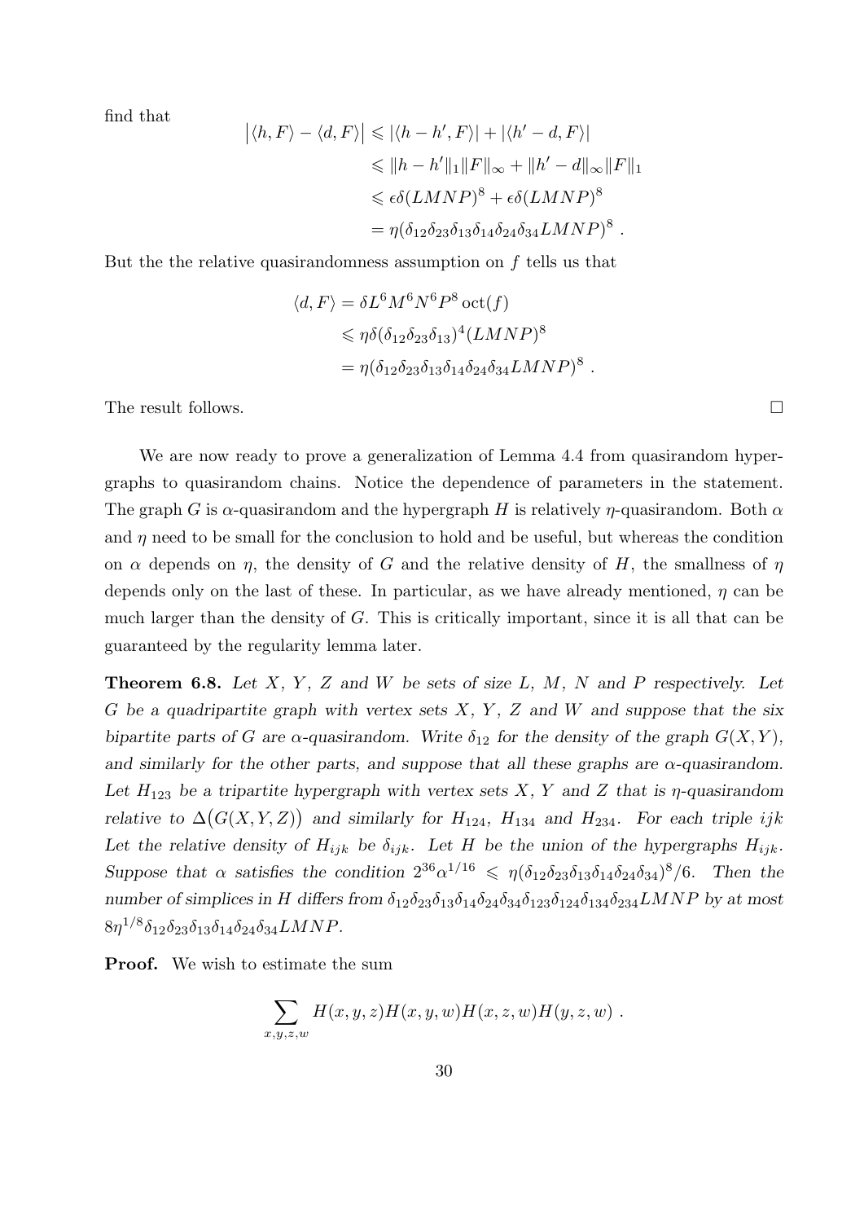find that

$$\begin{aligned}
\big|\langle h, F\rangle - \langle d, F\rangle\big| &\leqslant |\langle h - h', F\rangle| + |\langle h' - d, F\rangle| \\
&\leqslant \|h - h'\|_1 \|F\|_\infty + \|h' - d\|_\infty \|F\|_1 \\
&\leqslant \epsilon\delta(LMNP)^8 + \epsilon\delta(LMNP)^8 \\
&= \eta(\delta_{12}\delta_{23}\delta_{13}\delta_{14}\delta_{24}\delta_{34}LMNP)^8 \ .
\end{aligned}$$

But the the relative quasirandomness assumption on $f$ tells us that

$$\begin{aligned}
\langle d, F\rangle &= \delta L^6 M^6 N^6 P^8 \operatorname{oct}(f) \\
&\leqslant \eta\delta(\delta_{12}\delta_{23}\delta_{13})^4 (LMNP)^8 \\
&= \eta(\delta_{12}\delta_{23}\delta_{13}\delta_{14}\delta_{24}\delta_{34}LMNP)^8 \ .
\end{aligned}$$

The result follows. $\square$

We are now ready to prove a generalization of Lemma 4.4 from quasirandom hypergraphs to quasirandom chains. Notice the dependence of parameters in the statement. The graph $G$ is $\alpha$-quasirandom and the hypergraph $H$ is relatively $\eta$-quasirandom. Both $\alpha$ and $\eta$ need to be small for the conclusion to hold and be useful, but whereas the condition on $\alpha$ depends on $\eta$, the density of $G$ and the relative density of $H$, the smallness of $\eta$ depends only on the last of these. In particular, as we have already mentioned, $\eta$ can be much larger than the density of $G$. This is critically important, since it is all that can be guaranteed by the regularity lemma later.

**Theorem 6.8.** *Let $X$, $Y$, $Z$ and $W$ be sets of size $L$, $M$, $N$ and $P$ respectively. Let $G$ be a quadripartite graph with vertex sets $X$, $Y$, $Z$ and $W$ and suppose that the six bipartite parts of $G$ are $\alpha$-quasirandom. Write $\delta_{12}$ for the density of the graph $G(X, Y)$, and similarly for the other parts, and suppose that all these graphs are $\alpha$-quasirandom. Let $H_{123}$ be a tripartite hypergraph with vertex sets $X$, $Y$ and $Z$ that is $\eta$-quasirandom relative to $\Delta\big(G(X, Y, Z)\big)$ and similarly for $H_{124}$, $H_{134}$ and $H_{234}$. For each triple $ijk$ Let the relative density of $H_{ijk}$ be $\delta_{ijk}$. Let $H$ be the union of the hypergraphs $H_{ijk}$. Suppose that $\alpha$ satisfies the condition $2^{36}\alpha^{1/16} \leqslant \eta(\delta_{12}\delta_{23}\delta_{13}\delta_{14}\delta_{24}\delta_{34})^8/6$. Then the number of simplices in $H$ differs from $\delta_{12}\delta_{23}\delta_{13}\delta_{14}\delta_{24}\delta_{34}\delta_{123}\delta_{124}\delta_{134}\delta_{234}LMNP$ by at most $8\eta^{1/8}\delta_{12}\delta_{23}\delta_{13}\delta_{14}\delta_{24}\delta_{34}LMNP$.*

**Proof.** We wish to estimate the sum

$$\sum_{x,y,z,w} H(x, y, z)H(x, y, w)H(x, z, w)H(y, z, w) \ .$$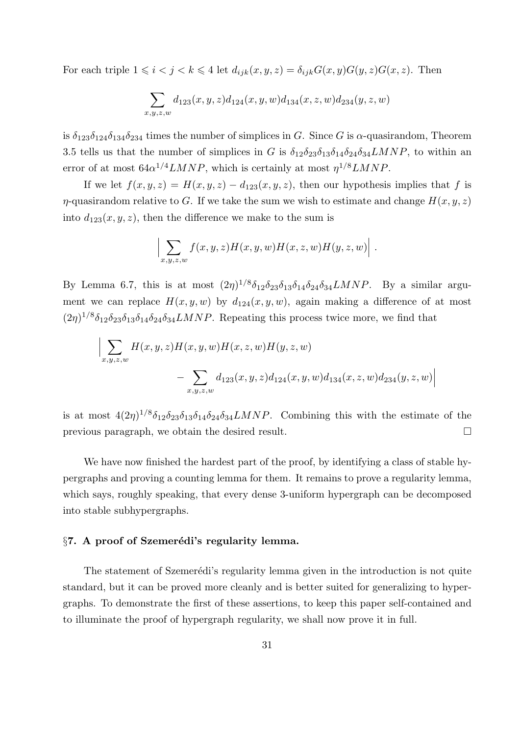For each triple $1 \leqslant i < j < k \leqslant 4$ let $d_{ijk}(x,y,z) = \delta_{ijk} G(x,y)G(y,z)G(x,z)$. Then

$$\sum_{x,y,z,w} d_{123}(x,y,z)d_{124}(x,y,w)d_{134}(x,z,w)d_{234}(y,z,w)$$

is $\delta_{123}\delta_{124}\delta_{134}\delta_{234}$ times the number of simplices in $G$. Since $G$ is $\alpha$-quasirandom, Theorem 3.5 tells us that the number of simplices in $G$ is $\delta_{12}\delta_{23}\delta_{13}\delta_{14}\delta_{24}\delta_{34}LMNP$, to within an error of at most $64\alpha^{1/4}LMNP$, which is certainly at most $\eta^{1/8}LMNP$.

If we let $f(x,y,z) = H(x,y,z) - d_{123}(x,y,z)$, then our hypothesis implies that $f$ is $\eta$-quasirandom relative to $G$. If we take the sum we wish to estimate and change $H(x,y,z)$ into $d_{123}(x,y,z)$, then the difference we make to the sum is

$$\Big| \sum_{x,y,z,w} f(x,y,z)H(x,y,w)H(x,z,w)H(y,z,w) \Big| \ .$$

By Lemma 6.7, this is at most $(2\eta)^{1/8}\delta_{12}\delta_{23}\delta_{13}\delta_{14}\delta_{24}\delta_{34}LMNP$. By a similar argument we can replace $H(x,y,w)$ by $d_{124}(x,y,w)$, again making a difference of at most $(2\eta)^{1/8}\delta_{12}\delta_{23}\delta_{13}\delta_{14}\delta_{24}\delta_{34}LMNP$. Repeating this process twice more, we find that

$$\Big| \sum_{x,y,z,w} H(x,y,z)H(x,y,w)H(x,z,w)H(y,z,w) - \sum_{x,y,z,w} d_{123}(x,y,z)d_{124}(x,y,w)d_{134}(x,z,w)d_{234}(y,z,w) \Big|$$

is at most $4(2\eta)^{1/8}\delta_{12}\delta_{23}\delta_{13}\delta_{14}\delta_{24}\delta_{34}LMNP$. Combining this with the estimate of the previous paragraph, we obtain the desired result. $\square$

We have now finished the hardest part of the proof, by identifying a class of stable hypergraphs and proving a counting lemma for them. It remains to prove a regularity lemma, which says, roughly speaking, that every dense 3-uniform hypergraph can be decomposed into stable subhypergraphs.

## §7. A proof of Szemerédi's regularity lemma.

The statement of Szemerédi's regularity lemma given in the introduction is not quite standard, but it can be proved more cleanly and is better suited for generalizing to hypergraphs. To demonstrate the first of these assertions, to keep this paper self-contained and to illuminate the proof of hypergraph regularity, we shall now prove it in full.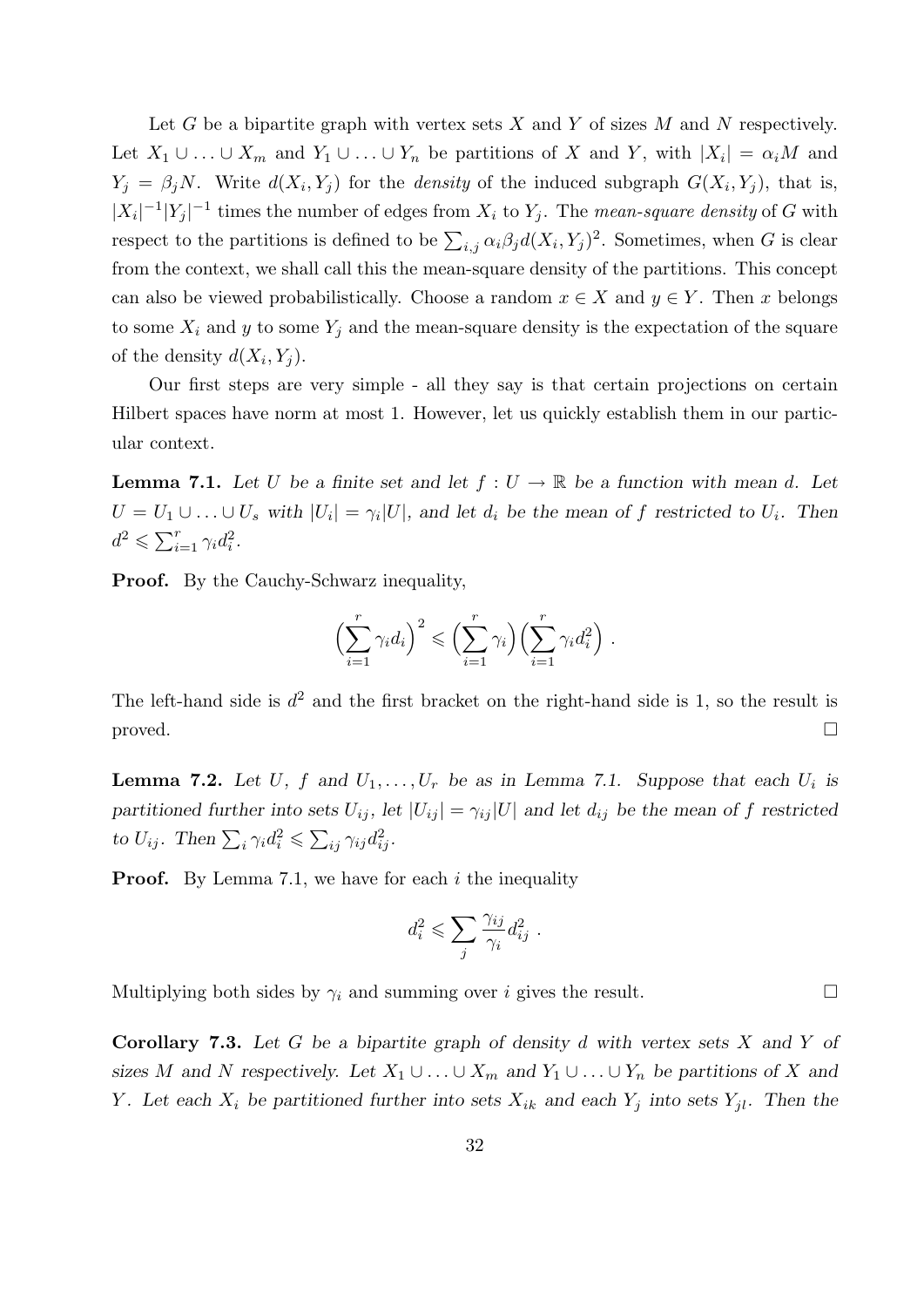Let $G$ be a bipartite graph with vertex sets $X$ and $Y$ of sizes $M$ and $N$ respectively. Let $X_1 \cup \ldots \cup X_m$ and $Y_1 \cup \ldots \cup Y_n$ be partitions of $X$ and $Y$, with $|X_i| = \alpha_i M$ and $Y_j = \beta_j N$. Write $d(X_i, Y_j)$ for the *density* of the induced subgraph $G(X_i, Y_j)$, that is, $|X_i|^{-1}|Y_j|^{-1}$ times the number of edges from $X_i$ to $Y_j$. The *mean-square density* of $G$ with respect to the partitions is defined to be $\sum_{i,j} \alpha_i \beta_j d(X_i, Y_j)^2$. Sometimes, when $G$ is clear from the context, we shall call this the mean-square density of the partitions. This concept can also be viewed probabilistically. Choose a random $x \in X$ and $y \in Y$. Then $x$ belongs to some $X_i$ and $y$ to some $Y_j$ and the mean-square density is the expectation of the square of the density $d(X_i, Y_j)$.

Our first steps are very simple - all they say is that certain projections on certain Hilbert spaces have norm at most 1. However, let us quickly establish them in our particular context.

**Lemma 7.1.** *Let $U$ be a finite set and let $f : U \to \mathbb{R}$ be a function with mean $d$. Let $U = U_1 \cup \ldots \cup U_s$ with $|U_i| = \gamma_i |U|$, and let $d_i$ be the mean of $f$ restricted to $U_i$. Then $d^2 \leqslant \sum_{i=1}^r \gamma_i d_i^2$.*

**Proof.** By the Cauchy-Schwarz inequality,

$$\Big(\sum_{i=1}^r \gamma_i d_i\Big)^2 \leqslant \Big(\sum_{i=1}^r \gamma_i\Big)\Big(\sum_{i=1}^r \gamma_i d_i^2\Big) .$$

The left-hand side is $d^2$ and the first bracket on the right-hand side is 1, so the result is proved. □

**Lemma 7.2.** *Let $U$, $f$ and $U_1, \ldots, U_r$ be as in Lemma 7.1. Suppose that each $U_i$ is partitioned further into sets $U_{ij}$, let $|U_{ij}| = \gamma_{ij}|U|$ and let $d_{ij}$ be the mean of $f$ restricted to $U_{ij}$. Then $\sum_i \gamma_i d_i^2 \leqslant \sum_{ij} \gamma_{ij} d_{ij}^2$.*

**Proof.** By Lemma 7.1, we have for each $i$ the inequality

$$d_i^2 \leqslant \sum_j \frac{\gamma_{ij}}{\gamma_i} d_{ij}^2 .$$

Multiplying both sides by $\gamma_i$ and summing over $i$ gives the result. □

**Corollary 7.3.** *Let $G$ be a bipartite graph of density $d$ with vertex sets $X$ and $Y$ of sizes $M$ and $N$ respectively. Let $X_1 \cup \ldots \cup X_m$ and $Y_1 \cup \ldots \cup Y_n$ be partitions of $X$ and $Y$. Let each $X_i$ be partitioned further into sets $X_{ik}$ and each $Y_j$ into sets $Y_{jl}$. Then the*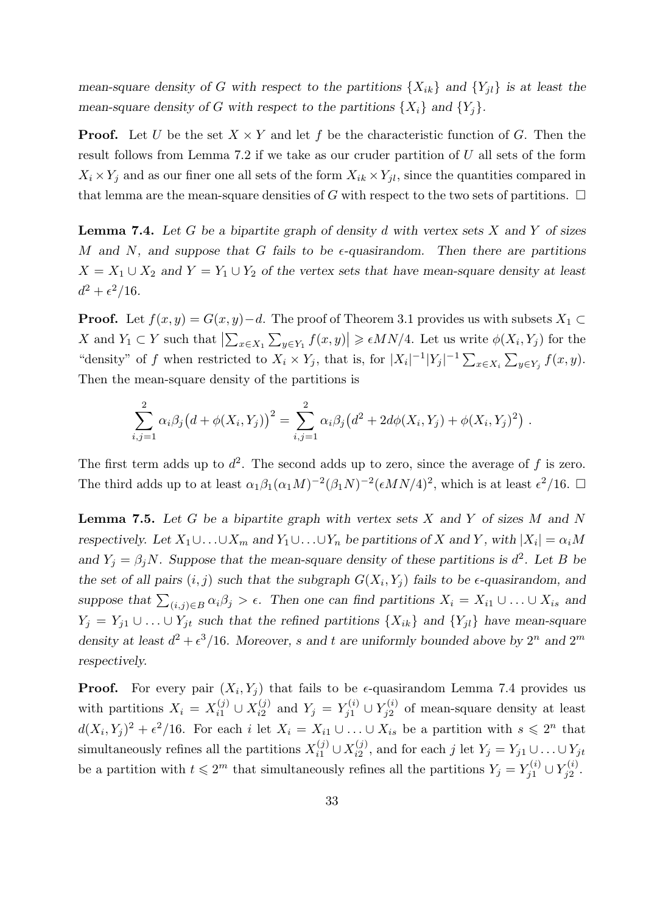*mean-square density of $G$ with respect to the partitions $\{X_{ik}\}$ and $\{Y_{jl}\}$ is at least the mean-square density of $G$ with respect to the partitions $\{X_i\}$ and $\{Y_j\}$.*

**Proof.** Let $U$ be the set $X \times Y$ and let $f$ be the characteristic function of $G$. Then the result follows from Lemma 7.2 if we take as our cruder partition of $U$ all sets of the form $X_i \times Y_j$ and as our finer one all sets of the form $X_{ik} \times Y_{jl}$, since the quantities compared in that lemma are the mean-square densities of $G$ with respect to the two sets of partitions. $\square$

**Lemma 7.4.** *Let $G$ be a bipartite graph of density $d$ with vertex sets $X$ and $Y$ of sizes $M$ and $N$, and suppose that $G$ fails to be $\epsilon$-quasirandom. Then there are partitions $X = X_1 \cup X_2$ and $Y = Y_1 \cup Y_2$ of the vertex sets that have mean-square density at least $d^2 + \epsilon^2/16$.*

**Proof.** Let $f(x, y) = G(x, y) - d$. The proof of Theorem 3.1 provides us with subsets $X_1 \subset X$ and $Y_1 \subset Y$ such that $\left|\sum_{x \in X_1} \sum_{y \in Y_1} f(x, y)\right| \geqslant \epsilon MN/4$. Let us write $\phi(X_i, Y_j)$ for the "density" of $f$ when restricted to $X_i \times Y_j$, that is, for $|X_i|^{-1}|Y_j|^{-1} \sum_{x \in X_i} \sum_{y \in Y_j} f(x, y)$. Then the mean-square density of the partitions is

$$\sum_{i,j=1}^{2} \alpha_i \beta_j \big(d + \phi(X_i, Y_j)\big)^2 = \sum_{i,j=1}^{2} \alpha_i \beta_j \big(d^2 + 2d\phi(X_i, Y_j) + \phi(X_i, Y_j)^2\big) \ .$$

The first term adds up to $d^2$. The second adds up to zero, since the average of $f$ is zero. The third adds up to at least $\alpha_1 \beta_1 (\alpha_1 M)^{-2} (\beta_1 N)^{-2} (\epsilon MN/4)^2$, which is at least $\epsilon^2/16$. $\square$

**Lemma 7.5.** *Let $G$ be a bipartite graph with vertex sets $X$ and $Y$ of sizes $M$ and $N$ respectively. Let $X_1 \cup \ldots \cup X_m$ and $Y_1 \cup \ldots \cup Y_n$ be partitions of $X$ and $Y$, with $|X_i| = \alpha_i M$ and $Y_j = \beta_j N$. Suppose that the mean-square density of these partitions is $d^2$. Let $B$ be the set of all pairs $(i, j)$ such that the subgraph $G(X_i, Y_j)$ fails to be $\epsilon$-quasirandom, and suppose that $\sum_{(i,j) \in B} \alpha_i \beta_j > \epsilon$. Then one can find partitions $X_i = X_{i1} \cup \ldots \cup X_{is}$ and $Y_j = Y_{j1} \cup \ldots \cup Y_{jt}$ such that the refined partitions $\{X_{ik}\}$ and $\{Y_{jl}\}$ have mean-square density at least $d^2 + \epsilon^3/16$. Moreover, $s$ and $t$ are uniformly bounded above by $2^n$ and $2^m$ respectively.*

**Proof.** For every pair $(X_i, Y_j)$ that fails to be $\epsilon$-quasirandom Lemma 7.4 provides us with partitions $X_i = X_{i1}^{(j)} \cup X_{i2}^{(j)}$ and $Y_j = Y_{j1}^{(i)} \cup Y_{j2}^{(i)}$ of mean-square density at least $d(X_i, Y_j)^2 + \epsilon^2/16$. For each $i$ let $X_i = X_{i1} \cup \ldots \cup X_{is}$ be a partition with $s \leqslant 2^n$ that simultaneously refines all the partitions $X_{i1}^{(j)} \cup X_{i2}^{(j)}$, and for each $j$ let $Y_j = Y_{j1} \cup \ldots \cup Y_{jt}$ be a partition with $t \leqslant 2^m$ that simultaneously refines all the partitions $Y_j = Y_{j1}^{(i)} \cup Y_{j2}^{(i)}$.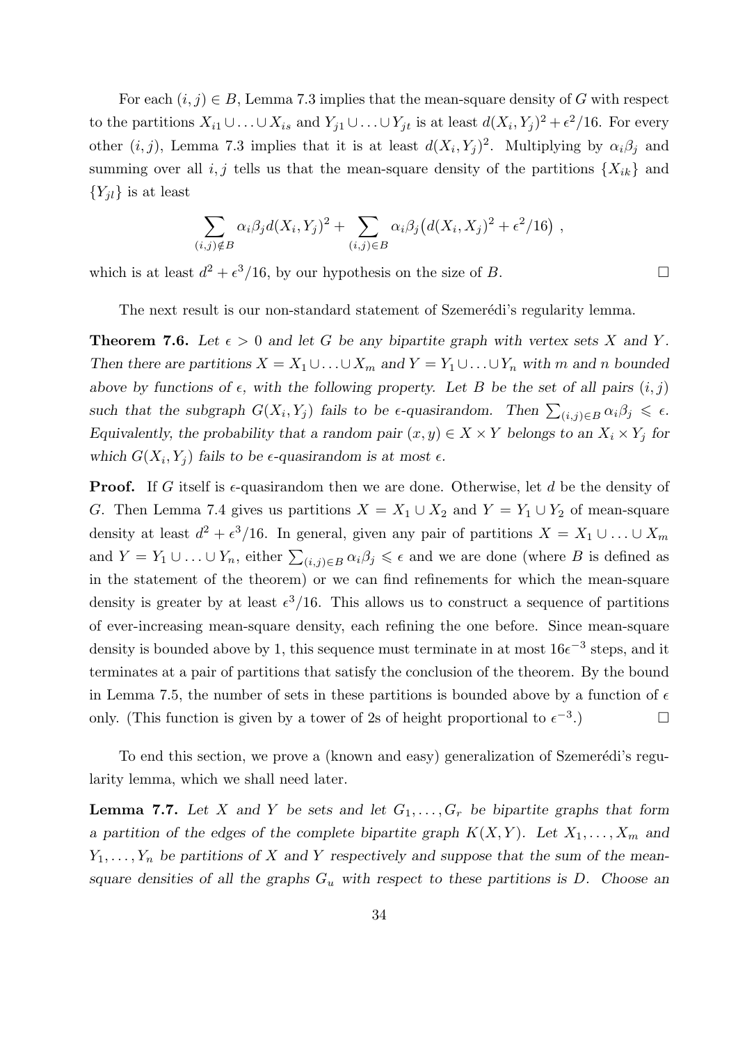For each $(i,j) \in B$, Lemma 7.3 implies that the mean-square density of $G$ with respect to the partitions $X_{i1} \cup \ldots \cup X_{is}$ and $Y_{j1} \cup \ldots \cup Y_{jt}$ is at least $d(X_i, Y_j)^2 + \epsilon^2/16$. For every other $(i,j)$, Lemma 7.3 implies that it is at least $d(X_i, Y_j)^2$. Multiplying by $\alpha_i \beta_j$ and summing over all $i,j$ tells us that the mean-square density of the partitions $\{X_{ik}\}$ and $\{Y_{jl}\}$ is at least

$$\sum_{(i,j) \notin B} \alpha_i \beta_j d(X_i, Y_j)^2 + \sum_{(i,j) \in B} \alpha_i \beta_j \big( d(X_i, X_j)^2 + \epsilon^2/16 \big) ,$$

which is at least $d^2 + \epsilon^3/16$, by our hypothesis on the size of $B$. □

The next result is our non-standard statement of Szemerédi's regularity lemma.

**Theorem 7.6.** *Let $\epsilon > 0$ and let $G$ be any bipartite graph with vertex sets $X$ and $Y$. Then there are partitions $X = X_1 \cup \ldots \cup X_m$ and $Y = Y_1 \cup \ldots \cup Y_n$ with $m$ and $n$ bounded above by functions of $\epsilon$, with the following property. Let $B$ be the set of all pairs $(i,j)$ such that the subgraph $G(X_i, Y_j)$ fails to be $\epsilon$-quasirandom. Then $\sum_{(i,j) \in B} \alpha_i \beta_j \leqslant \epsilon$. Equivalently, the probability that a random pair $(x,y) \in X \times Y$ belongs to an $X_i \times Y_j$ for which $G(X_i, Y_j)$ fails to be $\epsilon$-quasirandom is at most $\epsilon$.*

**Proof.** If $G$ itself is $\epsilon$-quasirandom then we are done. Otherwise, let $d$ be the density of $G$. Then Lemma 7.4 gives us partitions $X = X_1 \cup X_2$ and $Y = Y_1 \cup Y_2$ of mean-square density at least $d^2 + \epsilon^3/16$. In general, given any pair of partitions $X = X_1 \cup \ldots \cup X_m$ and $Y = Y_1 \cup \ldots \cup Y_n$, either $\sum_{(i,j) \in B} \alpha_i \beta_j \leqslant \epsilon$ and we are done (where $B$ is defined as in the statement of the theorem) or we can find refinements for which the mean-square density is greater by at least $\epsilon^3/16$. This allows us to construct a sequence of partitions of ever-increasing mean-square density, each refining the one before. Since mean-square density is bounded above by 1, this sequence must terminate in at most $16\epsilon^{-3}$ steps, and it terminates at a pair of partitions that satisfy the conclusion of the theorem. By the bound in Lemma 7.5, the number of sets in these partitions is bounded above by a function of $\epsilon$ only. (This function is given by a tower of 2s of height proportional to $\epsilon^{-3}$.) □

To end this section, we prove a (known and easy) generalization of Szemerédi's regularity lemma, which we shall need later.

**Lemma 7.7.** *Let $X$ and $Y$ be sets and let $G_1, \ldots, G_r$ be bipartite graphs that form a partition of the edges of the complete bipartite graph $K(X,Y)$. Let $X_1, \ldots, X_m$ and $Y_1, \ldots, Y_n$ be partitions of $X$ and $Y$ respectively and suppose that the sum of the mean-square densities of all the graphs $G_u$ with respect to these partitions is $D$. Choose an*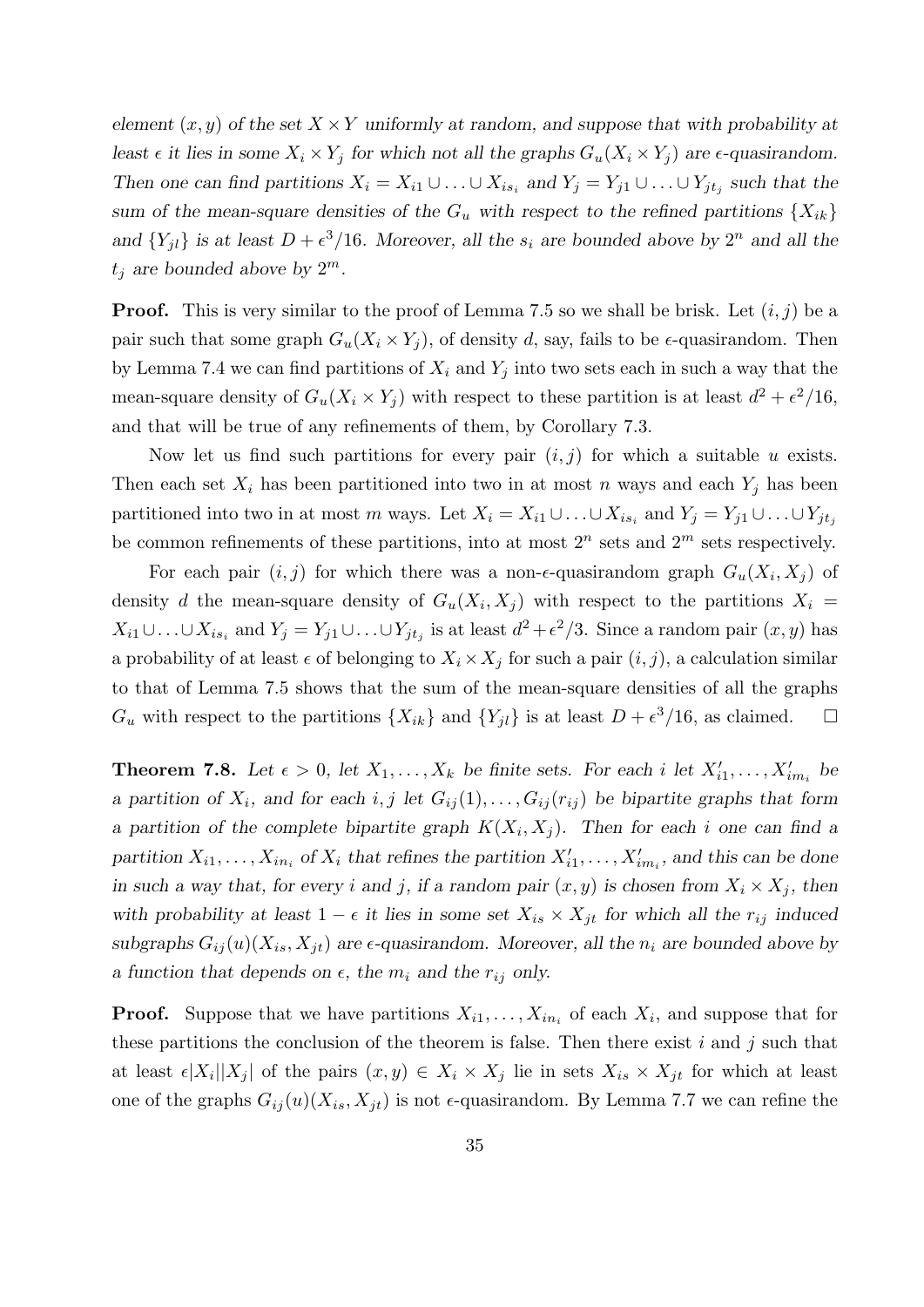*element $(x,y)$ of the set $X \times Y$ uniformly at random, and suppose that with probability at least $\epsilon$ it lies in some $X_i \times Y_j$ for which not all the graphs $G_u(X_i \times Y_j)$ are $\epsilon$-quasirandom. Then one can find partitions $X_i = X_{i1} \cup \ldots \cup X_{is_i}$ and $Y_j = Y_{j1} \cup \ldots \cup Y_{jt_j}$ such that the sum of the mean-square densities of the $G_u$ with respect to the refined partitions $\{X_{ik}\}$ and $\{Y_{jl}\}$ is at least $D + \epsilon^3/16$. Moreover, all the $s_i$ are bounded above by $2^n$ and all the $t_j$ are bounded above by $2^m$.*

**Proof.** This is very similar to the proof of Lemma 7.5 so we shall be brisk. Let $(i,j)$ be a pair such that some graph $G_u(X_i \times Y_j)$, of density $d$, say, fails to be $\epsilon$-quasirandom. Then by Lemma 7.4 we can find partitions of $X_i$ and $Y_j$ into two sets each in such a way that the mean-square density of $G_u(X_i \times Y_j)$ with respect to these partition is at least $d^2 + \epsilon^2/16$, and that will be true of any refinements of them, by Corollary 7.3.

Now let us find such partitions for every pair $(i,j)$ for which a suitable $u$ exists. Then each set $X_i$ has been partitioned into two in at most $n$ ways and each $Y_j$ has been partitioned into two in at most $m$ ways. Let $X_i = X_{i1} \cup \ldots \cup X_{is_i}$ and $Y_j = Y_{j1} \cup \ldots \cup Y_{jt_j}$ be common refinements of these partitions, into at most $2^n$ sets and $2^m$ sets respectively.

For each pair $(i,j)$ for which there was a non-$\epsilon$-quasirandom graph $G_u(X_i, X_j)$ of density $d$ the mean-square density of $G_u(X_i, X_j)$ with respect to the partitions $X_i = X_{i1} \cup \ldots \cup X_{is_i}$ and $Y_j = Y_{j1} \cup \ldots \cup Y_{jt_j}$ is at least $d^2 + \epsilon^2/3$. Since a random pair $(x,y)$ has a probability of at least $\epsilon$ of belonging to $X_i \times X_j$ for such a pair $(i,j)$, a calculation similar to that of Lemma 7.5 shows that the sum of the mean-square densities of all the graphs $G_u$ with respect to the partitions $\{X_{ik}\}$ and $\{Y_{jl}\}$ is at least $D + \epsilon^3/16$, as claimed. $\square$

**Theorem 7.8.** *Let $\epsilon > 0$, let $X_1, \ldots, X_k$ be finite sets. For each $i$ let $X'_{i1}, \ldots, X'_{im_i}$ be a partition of $X_i$, and for each $i, j$ let $G_{ij}(1), \ldots, G_{ij}(r_{ij})$ be bipartite graphs that form a partition of the complete bipartite graph $K(X_i, X_j)$. Then for each $i$ one can find a partition $X_{i1}, \ldots, X_{in_i}$ of $X_i$ that refines the partition $X'_{i1}, \ldots, X'_{im_i}$, and this can be done in such a way that, for every $i$ and $j$, if a random pair $(x,y)$ is chosen from $X_i \times X_j$, then with probability at least $1-\epsilon$ it lies in some set $X_{is} \times X_{jt}$ for which all the $r_{ij}$ induced subgraphs $G_{ij}(u)(X_{is}, X_{jt})$ are $\epsilon$-quasirandom. Moreover, all the $n_i$ are bounded above by a function that depends on $\epsilon$, the $m_i$ and the $r_{ij}$ only.*

**Proof.** Suppose that we have partitions $X_{i1}, \ldots, X_{in_i}$ of each $X_i$, and suppose that for these partitions the conclusion of the theorem is false. Then there exist $i$ and $j$ such that at least $\epsilon|X_i||X_j|$ of the pairs $(x,y) \in X_i \times X_j$ lie in sets $X_{is} \times X_{jt}$ for which at least one of the graphs $G_{ij}(u)(X_{is}, X_{jt})$ is not $\epsilon$-quasirandom. By Lemma 7.7 we can refine the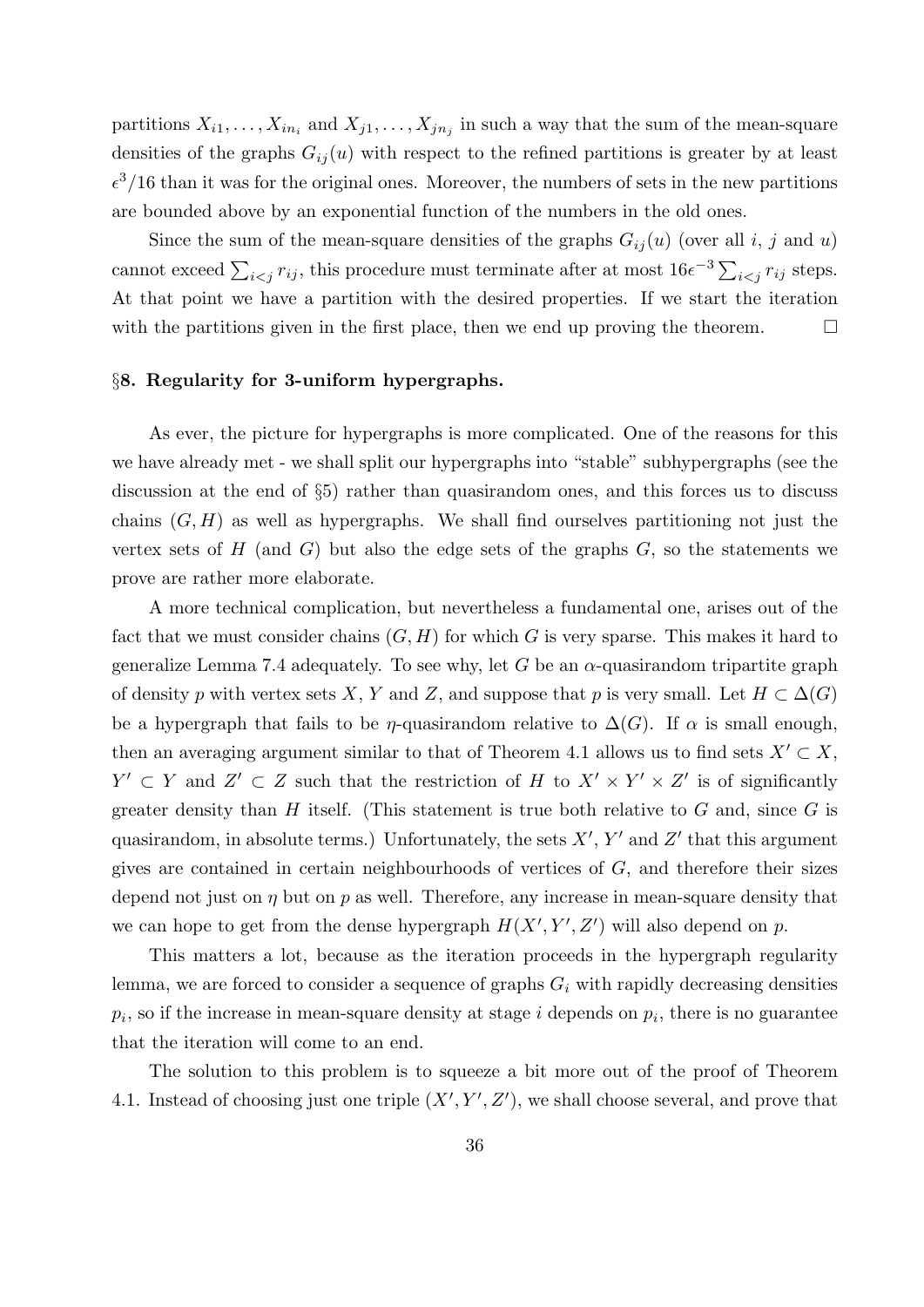partitions $X_{i1}, \dots, X_{in_i}$ and $X_{j1}, \dots, X_{jn_j}$ in such a way that the sum of the mean-square densities of the graphs $G_{ij}(u)$ with respect to the refined partitions is greater by at least $\epsilon^3/16$ than it was for the original ones. Moreover, the numbers of sets in the new partitions are bounded above by an exponential function of the numbers in the old ones.

Since the sum of the mean-square densities of the graphs $G_{ij}(u)$ (over all $i$, $j$ and $u$) cannot exceed $\sum_{i<j} r_{ij}$, this procedure must terminate after at most $16\epsilon^{-3}\sum_{i<j} r_{ij}$ steps. At that point we have a partition with the desired properties. If we start the iteration with the partitions given in the first place, then we end up proving the theorem. $\square$

### §8. Regularity for 3-uniform hypergraphs.

As ever, the picture for hypergraphs is more complicated. One of the reasons for this we have already met - we shall split our hypergraphs into "stable" subhypergraphs (see the discussion at the end of §5) rather than quasirandom ones, and this forces us to discuss chains $(G, H)$ as well as hypergraphs. We shall find ourselves partitioning not just the vertex sets of $H$ (and $G$) but also the edge sets of the graphs $G$, so the statements we prove are rather more elaborate.

A more technical complication, but nevertheless a fundamental one, arises out of the fact that we must consider chains $(G, H)$ for which $G$ is very sparse. This makes it hard to generalize Lemma 7.4 adequately. To see why, let $G$ be an $\alpha$-quasirandom tripartite graph of density $p$ with vertex sets $X$, $Y$ and $Z$, and suppose that $p$ is very small. Let $H \subset \Delta(G)$ be a hypergraph that fails to be $\eta$-quasirandom relative to $\Delta(G)$. If $\alpha$ is small enough, then an averaging argument similar to that of Theorem 4.1 allows us to find sets $X' \subset X$, $Y' \subset Y$ and $Z' \subset Z$ such that the restriction of $H$ to $X' \times Y' \times Z'$ is of significantly greater density than $H$ itself. (This statement is true both relative to $G$ and, since $G$ is quasirandom, in absolute terms.) Unfortunately, the sets $X'$, $Y'$ and $Z'$ that this argument gives are contained in certain neighbourhoods of vertices of $G$, and therefore their sizes depend not just on $\eta$ but on $p$ as well. Therefore, any increase in mean-square density that we can hope to get from the dense hypergraph $H(X', Y', Z')$ will also depend on $p$.

This matters a lot, because as the iteration proceeds in the hypergraph regularity lemma, we are forced to consider a sequence of graphs $G_i$ with rapidly decreasing densities $p_i$, so if the increase in mean-square density at stage $i$ depends on $p_i$, there is no guarantee that the iteration will come to an end.

The solution to this problem is to squeeze a bit more out of the proof of Theorem 4.1. Instead of choosing just one triple $(X', Y', Z')$, we shall choose several, and prove that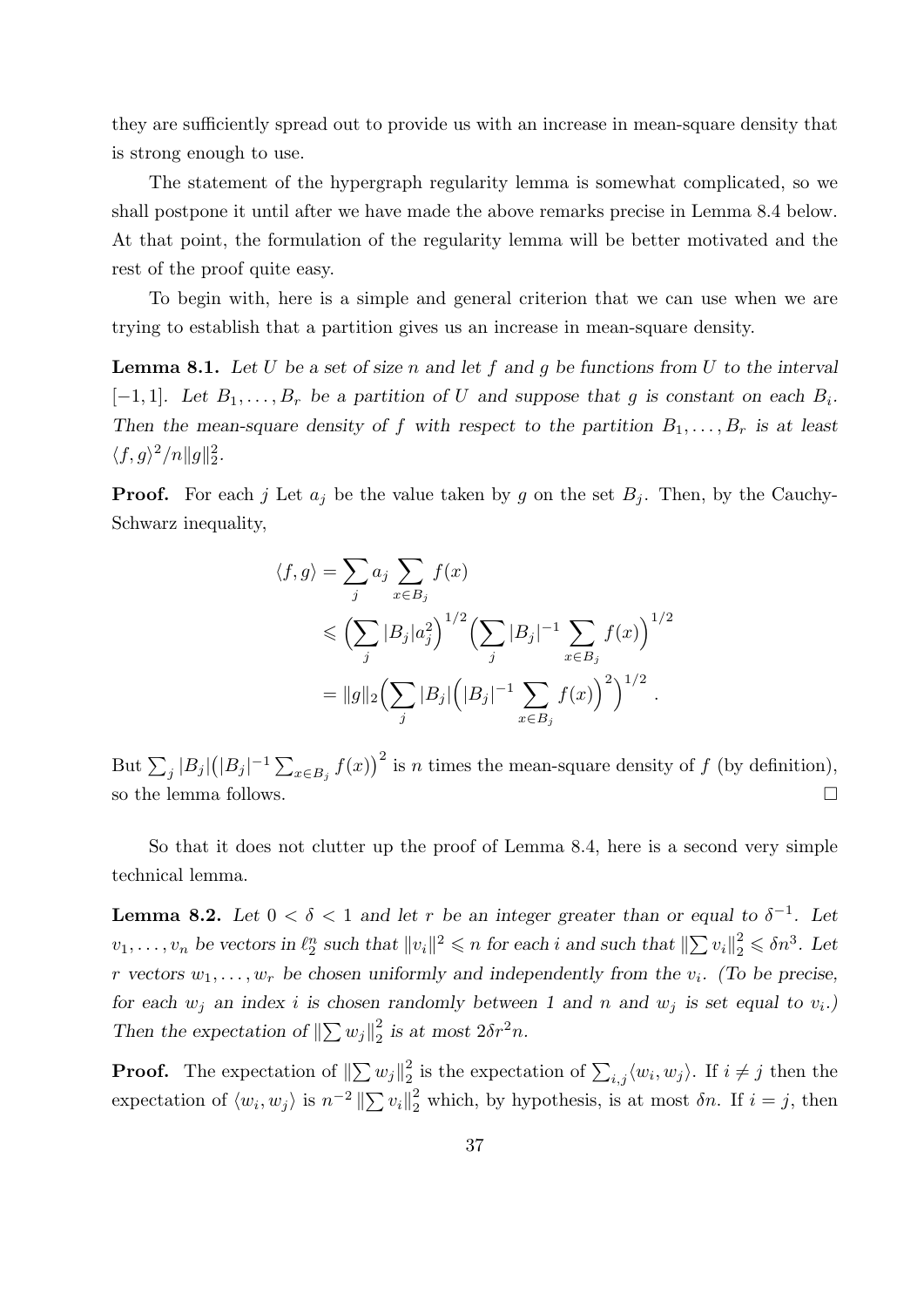they are sufficiently spread out to provide us with an increase in mean-square density that is strong enough to use.

The statement of the hypergraph regularity lemma is somewhat complicated, so we shall postpone it until after we have made the above remarks precise in Lemma 8.4 below. At that point, the formulation of the regularity lemma will be better motivated and the rest of the proof quite easy.

To begin with, here is a simple and general criterion that we can use when we are trying to establish that a partition gives us an increase in mean-square density.

**Lemma 8.1.** *Let $U$ be a set of size $n$ and let $f$ and $g$ be functions from $U$ to the interval $[-1,1]$. Let $B_1,\dots,B_r$ be a partition of $U$ and suppose that $g$ is constant on each $B_i$. Then the mean-square density of $f$ with respect to the partition $B_1,\dots,B_r$ is at least $\langle f,g\rangle^2/n\|g\|_2^2$.*

**Proof.** For each $j$ Let $a_j$ be the value taken by $g$ on the set $B_j$. Then, by the Cauchy-Schwarz inequality,

$$
\begin{aligned}
\langle f,g\rangle &= \sum_j a_j \sum_{x\in B_j} f(x) \\
&\leqslant \Big(\sum_j |B_j| a_j^2\Big)^{1/2}\Big(\sum_j |B_j|^{-1}\sum_{x\in B_j} f(x)\Big)^{1/2} \\
&= \|g\|_2 \Big(\sum_j |B_j|\Big(|B_j|^{-1}\sum_{x\in B_j} f(x)\Big)^2\Big)^{1/2}\ .
\end{aligned}
$$

But $\sum_j |B_j|\big(|B_j|^{-1}\sum_{x\in B_j} f(x)\big)^2$ is $n$ times the mean-square density of $f$ (by definition), so the lemma follows. $\square$

So that it does not clutter up the proof of Lemma 8.4, here is a second very simple technical lemma.

**Lemma 8.2.** *Let $0<\delta<1$ and let $r$ be an integer greater than or equal to $\delta^{-1}$. Let $v_1,\dots,v_n$ be vectors in $\ell_2^n$ such that $\|v_i\|^2\leqslant n$ for each $i$ and such that $\|\sum v_i\|_2^2\leqslant \delta n^3$. Let $r$ vectors $w_1,\dots,w_r$ be chosen uniformly and independently from the $v_i$. (To be precise, for each $w_j$ an index $i$ is chosen randomly between 1 and $n$ and $w_j$ is set equal to $v_i$.) Then the expectation of $\|\sum w_j\|_2^2$ is at most $2\delta r^2 n$.*

**Proof.** The expectation of $\|\sum w_j\|_2^2$ is the expectation of $\sum_{i,j}\langle w_i,w_j\rangle$. If $i\neq j$ then the expectation of $\langle w_i,w_j\rangle$ is $n^{-2}\|\sum v_i\|_2^2$ which, by hypothesis, is at most $\delta n$. If $i=j$, then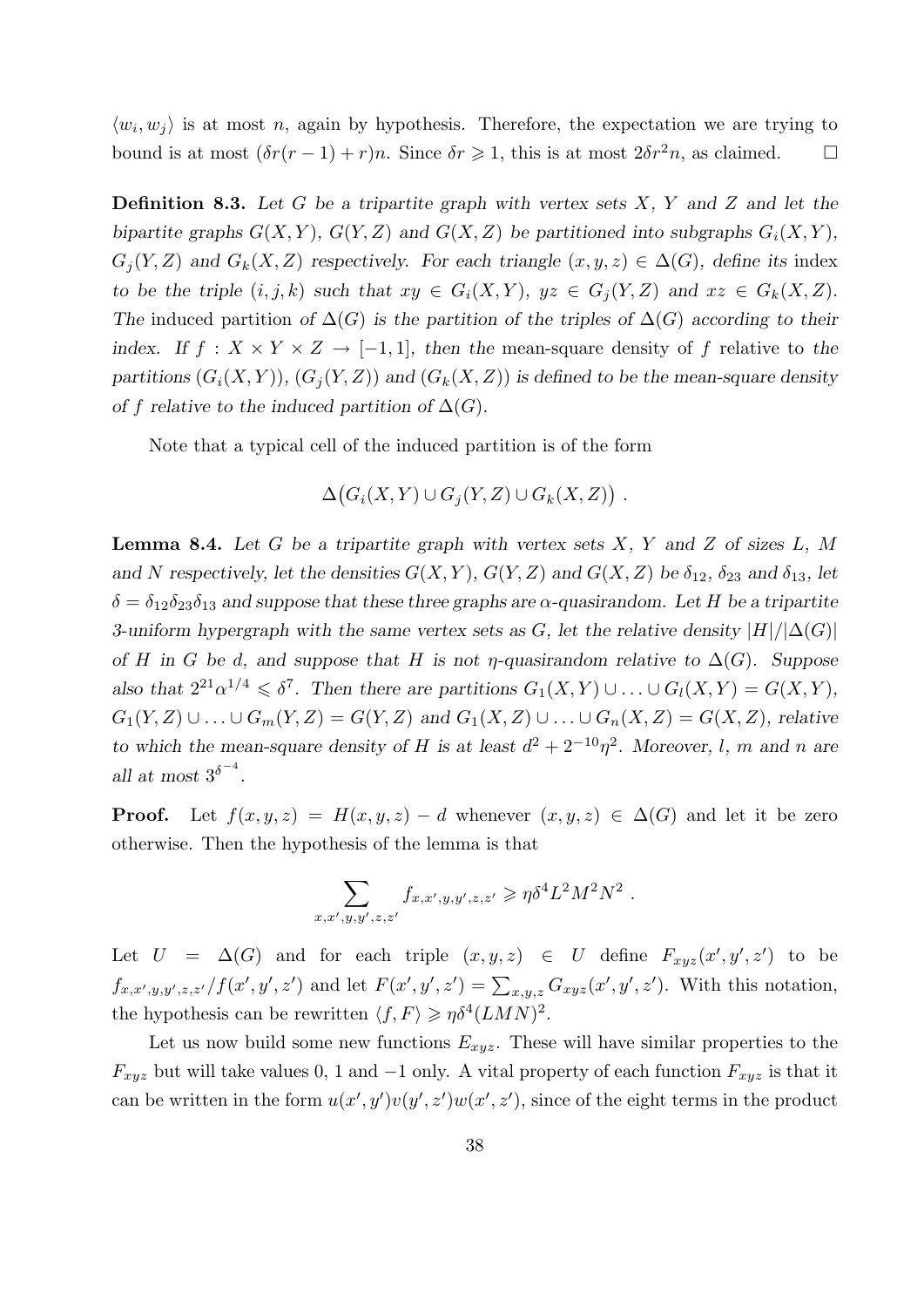$\langle w_i, w_j \rangle$ is at most $n$, again by hypothesis. Therefore, the expectation we are trying to bound is at most $(\delta r(r-1)+r)n$. Since $\delta r \geqslant 1$, this is at most $2\delta r^2 n$, as claimed. $\square$

**Definition 8.3.** *Let $G$ be a tripartite graph with vertex sets $X$, $Y$ and $Z$ and let the bipartite graphs $G(X,Y)$, $G(Y,Z)$ and $G(X,Z)$ be partitioned into subgraphs $G_i(X,Y)$, $G_j(Y,Z)$ and $G_k(X,Z)$ respectively. For each triangle $(x,y,z) \in \Delta(G)$, define its* index *to be the triple $(i,j,k)$ such that $xy \in G_i(X,Y)$, $yz \in G_j(Y,Z)$ and $xz \in G_k(X,Z)$. The* induced partition *of $\Delta(G)$ is the partition of the triples of $\Delta(G)$ according to their index. If $f : X \times Y \times Z \to [-1,1]$, then the* mean-square density *of $f$* relative to *the partitions $(G_i(X,Y))$, $(G_j(Y,Z))$ and $(G_k(X,Z))$ is defined to be the mean-square density of $f$ relative to the induced partition of $\Delta(G)$.*

Note that a typical cell of the induced partition is of the form

$$\Delta\big(G_i(X,Y) \cup G_j(Y,Z) \cup G_k(X,Z)\big) \ .$$

**Lemma 8.4.** *Let $G$ be a tripartite graph with vertex sets $X$, $Y$ and $Z$ of sizes $L$, $M$ and $N$ respectively, let the densities $G(X,Y)$, $G(Y,Z)$ and $G(X,Z)$ be $\delta_{12}$, $\delta_{23}$ and $\delta_{13}$, let $\delta = \delta_{12}\delta_{23}\delta_{13}$ and suppose that these three graphs are $\alpha$-quasirandom. Let $H$ be a tripartite 3-uniform hypergraph with the same vertex sets as $G$, let the relative density $|H|/|\Delta(G)|$ of $H$ in $G$ be $d$, and suppose that $H$ is not $\eta$-quasirandom relative to $\Delta(G)$. Suppose also that $2^{21}\alpha^{1/4} \leqslant \delta^7$. Then there are partitions $G_1(X,Y) \cup \ldots \cup G_l(X,Y) = G(X,Y)$, $G_1(Y,Z) \cup \ldots \cup G_m(Y,Z) = G(Y,Z)$ and $G_1(X,Z) \cup \ldots \cup G_n(X,Z) = G(X,Z)$, relative to which the mean-square density of $H$ is at least $d^2 + 2^{-10}\eta^2$. Moreover, $l$, $m$ and $n$ are all at most $3^{\delta^{-4}}$.*

**Proof.** Let $f(x,y,z) = H(x,y,z) - d$ whenever $(x,y,z) \in \Delta(G)$ and let it be zero otherwise. Then the hypothesis of the lemma is that

$$\sum_{x,x',y,y',z,z'} f_{x,x',y,y',z,z'} \geqslant \eta\delta^4 L^2M^2N^2 \ .$$

Let $U = \Delta(G)$ and for each triple $(x,y,z) \in U$ define $F_{xyz}(x',y',z')$ to be $f_{x,x',y,y',z,z'}/f(x',y',z')$ and let $F(x',y',z') = \sum_{x,y,z} G_{xyz}(x',y',z')$. With this notation, the hypothesis can be rewritten $\langle f, F\rangle \geqslant \eta\delta^4(LMN)^2$.

Let us now build some new functions $E_{xyz}$. These will have similar properties to the $F_{xyz}$ but will take values 0, 1 and $-1$ only. A vital property of each function $F_{xyz}$ is that it can be written in the form $u(x',y')v(y',z')w(x',z')$, since of the eight terms in the product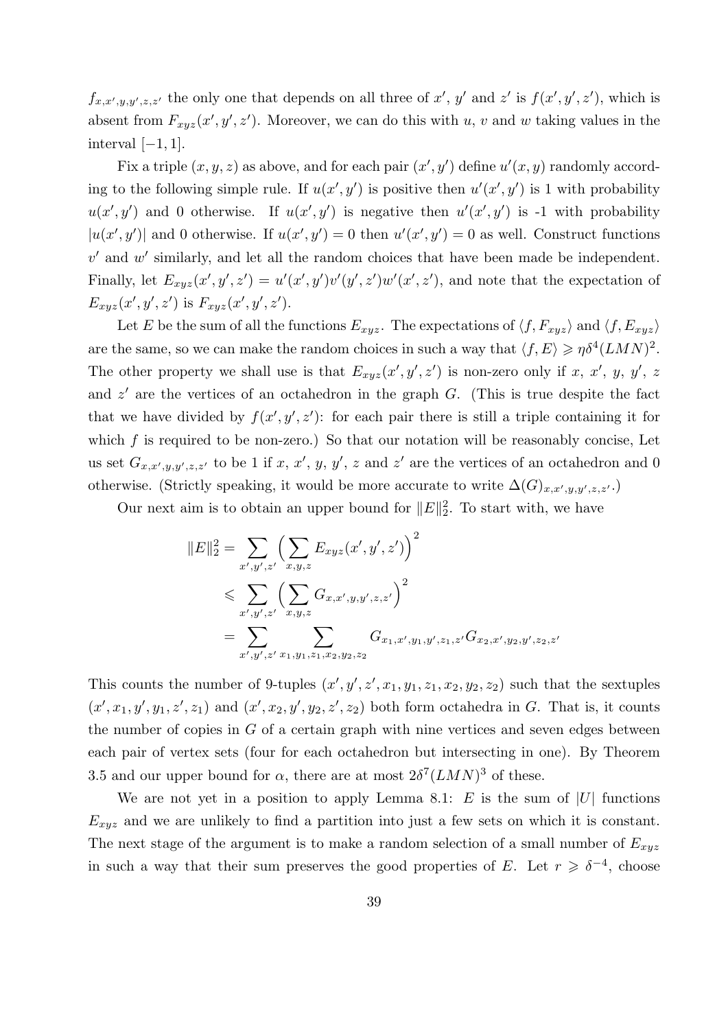$f_{x,x',y,y',z,z'}$ the only one that depends on all three of $x'$, $y'$ and $z'$ is $f(x',y',z')$, which is absent from $F_{xyz}(x',y',z')$. Moreover, we can do this with $u$, $v$ and $w$ taking values in the interval $[-1,1]$.

Fix a triple $(x,y,z)$ as above, and for each pair $(x',y')$ define $u'(x,y)$ randomly according to the following simple rule. If $u(x',y')$ is positive then $u'(x',y')$ is 1 with probability $u(x',y')$ and 0 otherwise. If $u(x',y')$ is negative then $u'(x',y')$ is -1 with probability $|u(x',y')|$ and 0 otherwise. If $u(x',y')=0$ then $u'(x',y')=0$ as well. Construct functions $v'$ and $w'$ similarly, and let all the random choices that have been made be independent. Finally, let $E_{xyz}(x',y',z')=u'(x',y')v'(y',z')w'(x',z')$, and note that the expectation of $E_{xyz}(x',y',z')$ is $F_{xyz}(x',y',z')$.

Let $E$ be the sum of all the functions $E_{xyz}$. The expectations of $\langle f,F_{xyz}\rangle$ and $\langle f,E_{xyz}\rangle$ are the same, so we can make the random choices in such a way that $\langle f,E\rangle \geqslant \eta\delta^4(LMN)^2$. The other property we shall use is that $E_{xyz}(x',y',z')$ is non-zero only if $x$, $x'$, $y$, $y'$, $z$ and $z'$ are the vertices of an octahedron in the graph $G$. (This is true despite the fact that we have divided by $f(x',y',z')$: for each pair there is still a triple containing it for which $f$ is required to be non-zero.) So that our notation will be reasonably concise, Let us set $G_{x,x',y,y',z,z'}$ to be 1 if $x$, $x'$, $y$, $y'$, $z$ and $z'$ are the vertices of an octahedron and 0 otherwise. (Strictly speaking, it would be more accurate to write $\Delta(G)_{x,x',y,y',z,z'}$.)

Our next aim is to obtain an upper bound for $\|E\|_2^2$. To start with, we have

$$\begin{aligned}
\|E\|_2^2 &= \sum_{x',y',z'}\Big(\sum_{x,y,z}E_{xyz}(x',y',z')\Big)^2 \\
&\leqslant \sum_{x',y',z'}\Big(\sum_{x,y,z}G_{x,x',y,y',z,z'}\Big)^2 \\
&= \sum_{x',y',z'}\ \sum_{x_1,y_1,z_1,x_2,y_2,z_2} G_{x_1,x',y_1,y',z_1,z'}G_{x_2,x',y_2,y',z_2,z'}
\end{aligned}$$

This counts the number of 9-tuples $(x',y',z',x_1,y_1,z_1,x_2,y_2,z_2)$ such that the sextuples $(x',x_1,y',y_1,z',z_1)$ and $(x',x_2,y',y_2,z',z_2)$ both form octahedra in $G$. That is, it counts the number of copies in $G$ of a certain graph with nine vertices and seven edges between each pair of vertex sets (four for each octahedron but intersecting in one). By Theorem 3.5 and our upper bound for $\alpha$, there are at most $2\delta^7(LMN)^3$ of these.

We are not yet in a position to apply Lemma 8.1: $E$ is the sum of $|U|$ functions $E_{xyz}$ and we are unlikely to find a partition into just a few sets on which it is constant. The next stage of the argument is to make a random selection of a small number of $E_{xyz}$ in such a way that their sum preserves the good properties of $E$. Let $r \geqslant \delta^{-4}$, choose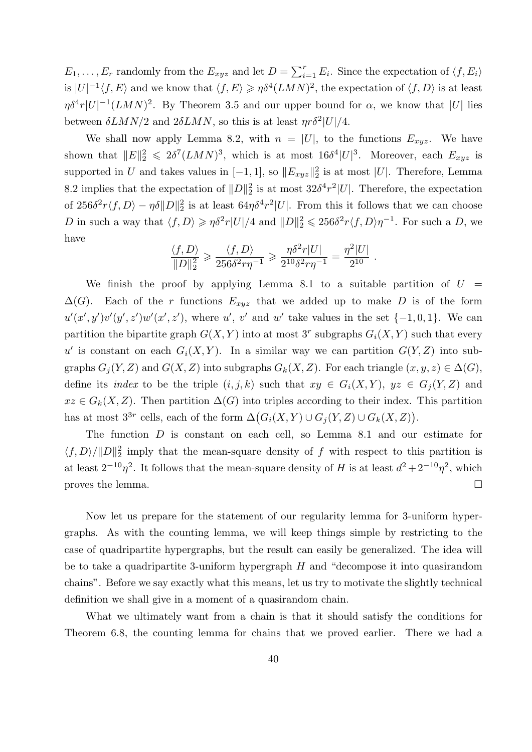$E_1, \dots, E_r$ randomly from the $E_{xyz}$ and let $D = \sum_{i=1}^r E_i$. Since the expectation of $\langle f, E_i \rangle$ is $|U|^{-1}\langle f, E\rangle$ and we know that $\langle f, E\rangle \geqslant \eta\delta^4(LMN)^2$, the expectation of $\langle f, D\rangle$ is at least $\eta\delta^4 r|U|^{-1}(LMN)^2$. By Theorem 3.5 and our upper bound for $\alpha$, we know that $|U|$ lies between $\delta LMN/2$ and $2\delta LMN$, so this is at least $\eta r\delta^2|U|/4$.

We shall now apply Lemma 8.2, with $n = |U|$, to the functions $E_{xyz}$. We have shown that $\|E\|_2^2 \leqslant 2\delta^7(LMN)^3$, which is at most $16\delta^4|U|^3$. Moreover, each $E_{xyz}$ is supported in $U$ and takes values in $[-1, 1]$, so $\|E_{xyz}\|_2^2$ is at most $|U|$. Therefore, Lemma 8.2 implies that the expectation of $\|D\|_2^2$ is at most $32\delta^4 r^2|U|$. Therefore, the expectation of $256\delta^2 r\langle f, D\rangle - \eta\delta\|D\|_2^2$ is at least $64\eta\delta^4 r^2|U|$. From this it follows that we can choose $D$ in such a way that $\langle f, D\rangle \geqslant \eta\delta^2 r|U|/4$ and $\|D\|_2^2 \leqslant 256\delta^2 r\langle f, D\rangle\eta^{-1}$. For such a $D$, we have

$$\frac{\langle f, D\rangle}{\|D\|_2^2} \geqslant \frac{\langle f, D\rangle}{256\delta^2 r\eta^{-1}} \geqslant \frac{\eta\delta^2 r|U|}{2^{10}\delta^2 r\eta^{-1}} = \frac{\eta^2|U|}{2^{10}} \ .$$

We finish the proof by applying Lemma 8.1 to a suitable partition of $U = \Delta(G)$. Each of the $r$ functions $E_{xyz}$ that we added up to make $D$ is of the form $u'(x', y')v'(y', z')w'(x', z')$, where $u'$, $v'$ and $w'$ take values in the set $\{-1, 0, 1\}$. We can partition the bipartite graph $G(X, Y)$ into at most $3^r$ subgraphs $G_i(X, Y)$ such that every $u'$ is constant on each $G_i(X, Y)$. In a similar way we can partition $G(Y, Z)$ into subgraphs $G_j(Y, Z)$ and $G(X, Z)$ into subgraphs $G_k(X, Z)$. For each triangle $(x, y, z) \in \Delta(G)$, define its *index* to be the triple $(i, j, k)$ such that $xy \in G_i(X, Y)$, $yz \in G_j(Y, Z)$ and $xz \in G_k(X, Z)$. Then partition $\Delta(G)$ into triples according to their index. This partition has at most $3^{3r}$ cells, each of the form $\Delta\big(G_i(X, Y) \cup G_j(Y, Z) \cup G_k(X, Z)\big)$.

The function $D$ is constant on each cell, so Lemma 8.1 and our estimate for $\langle f, D\rangle/\|D\|_2^2$ imply that the mean-square density of $f$ with respect to this partition is at least $2^{-10}\eta^2$. It follows that the mean-square density of $H$ is at least $d^2 + 2^{-10}\eta^2$, which proves the lemma. $\square$

Now let us prepare for the statement of our regularity lemma for 3-uniform hypergraphs. As with the counting lemma, we will keep things simple by restricting to the case of quadripartite hypergraphs, but the result can easily be generalized. The idea will be to take a quadripartite 3-uniform hypergraph $H$ and "decompose it into quasirandom chains". Before we say exactly what this means, let us try to motivate the slightly technical definition we shall give in a moment of a quasirandom chain.

What we ultimately want from a chain is that it should satisfy the conditions for Theorem 6.8, the counting lemma for chains that we proved earlier. There we had a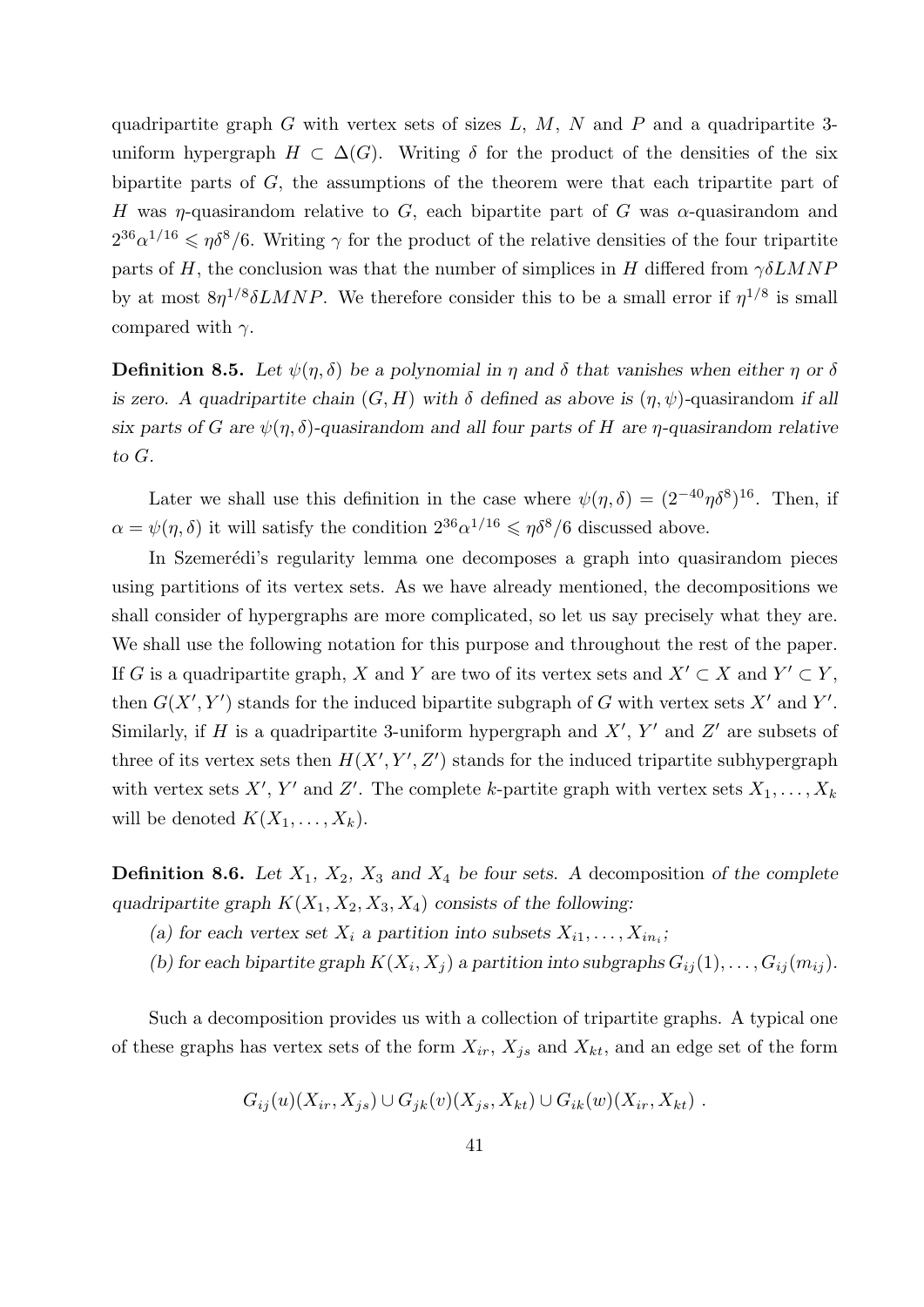quadripartite graph $G$ with vertex sets of sizes $L$, $M$, $N$ and $P$ and a quadripartite 3-uniform hypergraph $H \subset \Delta(G)$. Writing $\delta$ for the product of the densities of the six bipartite parts of $G$, the assumptions of the theorem were that each tripartite part of $H$ was $\eta$-quasirandom relative to $G$, each bipartite part of $G$ was $\alpha$-quasirandom and $2^{36}\alpha^{1/16} \leqslant \eta\delta^8/6$. Writing $\gamma$ for the product of the relative densities of the four tripartite parts of $H$, the conclusion was that the number of simplices in $H$ differed from $\gamma\delta LMNP$ by at most $8\eta^{1/8}\delta LMNP$. We therefore consider this to be a small error if $\eta^{1/8}$ is small compared with $\gamma$.

**Definition 8.5.** *Let $\psi(\eta, \delta)$ be a polynomial in $\eta$ and $\delta$ that vanishes when either $\eta$ or $\delta$ is zero. A quadripartite chain $(G, H)$ with $\delta$ defined as above is* $(\eta, \psi)$-quasirandom *if all six parts of $G$ are $\psi(\eta, \delta)$-quasirandom and all four parts of $H$ are $\eta$-quasirandom relative to $G$.*

Later we shall use this definition in the case where $\psi(\eta, \delta) = (2^{-40}\eta\delta^8)^{16}$. Then, if $\alpha = \psi(\eta, \delta)$ it will satisfy the condition $2^{36}\alpha^{1/16} \leqslant \eta\delta^8/6$ discussed above.

In Szemerédi's regularity lemma one decomposes a graph into quasirandom pieces using partitions of its vertex sets. As we have already mentioned, the decompositions we shall consider of hypergraphs are more complicated, so let us say precisely what they are. We shall use the following notation for this purpose and throughout the rest of the paper. If $G$ is a quadripartite graph, $X$ and $Y$ are two of its vertex sets and $X' \subset X$ and $Y' \subset Y$, then $G(X', Y')$ stands for the induced bipartite subgraph of $G$ with vertex sets $X'$ and $Y'$. Similarly, if $H$ is a quadripartite 3-uniform hypergraph and $X'$, $Y'$ and $Z'$ are subsets of three of its vertex sets then $H(X', Y', Z')$ stands for the induced tripartite subhypergraph with vertex sets $X'$, $Y'$ and $Z'$. The complete $k$-partite graph with vertex sets $X_1, \ldots, X_k$ will be denoted $K(X_1, \ldots, X_k)$.

**Definition 8.6.** *Let $X_1$, $X_2$, $X_3$ and $X_4$ be four sets. A* decomposition *of the complete quadripartite graph $K(X_1, X_2, X_3, X_4)$ consists of the following:*

*(a) for each vertex set $X_i$ a partition into subsets $X_{i1}, \ldots, X_{in_i}$;*

*(b) for each bipartite graph $K(X_i, X_j)$ a partition into subgraphs $G_{ij}(1), \ldots, G_{ij}(m_{ij})$.*

Such a decomposition provides us with a collection of tripartite graphs. A typical one of these graphs has vertex sets of the form $X_{ir}$, $X_{js}$ and $X_{kt}$, and an edge set of the form

$$G_{ij}(u)(X_{ir}, X_{js}) \cup G_{jk}(v)(X_{js}, X_{kt}) \cup G_{ik}(w)(X_{ir}, X_{kt}) \; .$$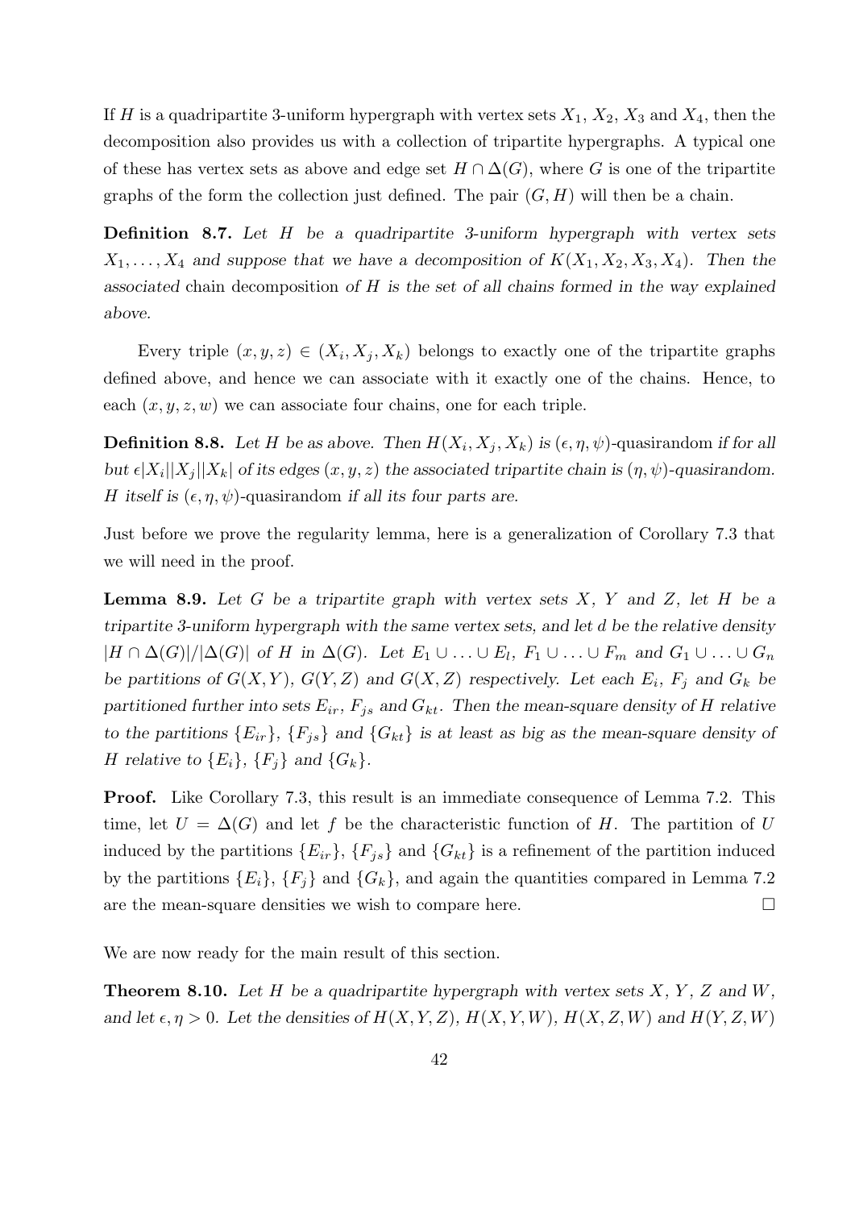If $H$ is a quadripartite 3-uniform hypergraph with vertex sets $X_1$, $X_2$, $X_3$ and $X_4$, then the decomposition also provides us with a collection of tripartite hypergraphs. A typical one of these has vertex sets as above and edge set $H \cap \Delta(G)$, where $G$ is one of the tripartite graphs of the form the collection just defined. The pair $(G, H)$ will then be a chain.

**Definition 8.7.** *Let $H$ be a quadripartite 3-uniform hypergraph with vertex sets $X_1, \ldots, X_4$ and suppose that we have a decomposition of $K(X_1, X_2, X_3, X_4)$. Then the* associated *chain decomposition of $H$ is the set of all chains formed in the way explained above.*

Every triple $(x, y, z) \in (X_i, X_j, X_k)$ belongs to exactly one of the tripartite graphs defined above, and hence we can associate with it exactly one of the chains. Hence, to each $(x, y, z, w)$ we can associate four chains, one for each triple.

**Definition 8.8.** *Let $H$ be as above. Then $H(X_i, X_j, X_k)$ is $(\epsilon, \eta, \psi)$-quasirandom if for all but $\epsilon|X_i||X_j||X_k|$ of its edges $(x, y, z)$ the associated tripartite chain is $(\eta, \psi)$-quasirandom. $H$ itself is $(\epsilon, \eta, \psi)$-quasirandom if all its four parts are.*

Just before we prove the regularity lemma, here is a generalization of Corollary 7.3 that we will need in the proof.

**Lemma 8.9.** *Let $G$ be a tripartite graph with vertex sets $X$, $Y$ and $Z$, let $H$ be a tripartite 3-uniform hypergraph with the same vertex sets, and let $d$ be the relative density $|H \cap \Delta(G)|/|\Delta(G)|$ of $H$ in $\Delta(G)$. Let $E_1 \cup \ldots \cup E_l$, $F_1 \cup \ldots \cup F_m$ and $G_1 \cup \ldots \cup G_n$ be partitions of $G(X, Y)$, $G(Y, Z)$ and $G(X, Z)$ respectively. Let each $E_i$, $F_j$ and $G_k$ be partitioned further into sets $E_{ir}$, $F_{js}$ and $G_{kt}$. Then the mean-square density of $H$ relative to the partitions $\{E_{ir}\}$, $\{F_{js}\}$ and $\{G_{kt}\}$ is at least as big as the mean-square density of $H$ relative to $\{E_i\}$, $\{F_j\}$ and $\{G_k\}$.*

**Proof.** Like Corollary 7.3, this result is an immediate consequence of Lemma 7.2. This time, let $U = \Delta(G)$ and let $f$ be the characteristic function of $H$. The partition of $U$ induced by the partitions $\{E_{ir}\}$, $\{F_{js}\}$ and $\{G_{kt}\}$ is a refinement of the partition induced by the partitions $\{E_i\}$, $\{F_j\}$ and $\{G_k\}$, and again the quantities compared in Lemma 7.2 are the mean-square densities we wish to compare here. $\square$

We are now ready for the main result of this section.

**Theorem 8.10.** *Let $H$ be a quadripartite hypergraph with vertex sets $X$, $Y$, $Z$ and $W$, and let $\epsilon, \eta > 0$. Let the densities of $H(X, Y, Z)$, $H(X, Y, W)$, $H(X, Z, W)$ and $H(Y, Z, W)$*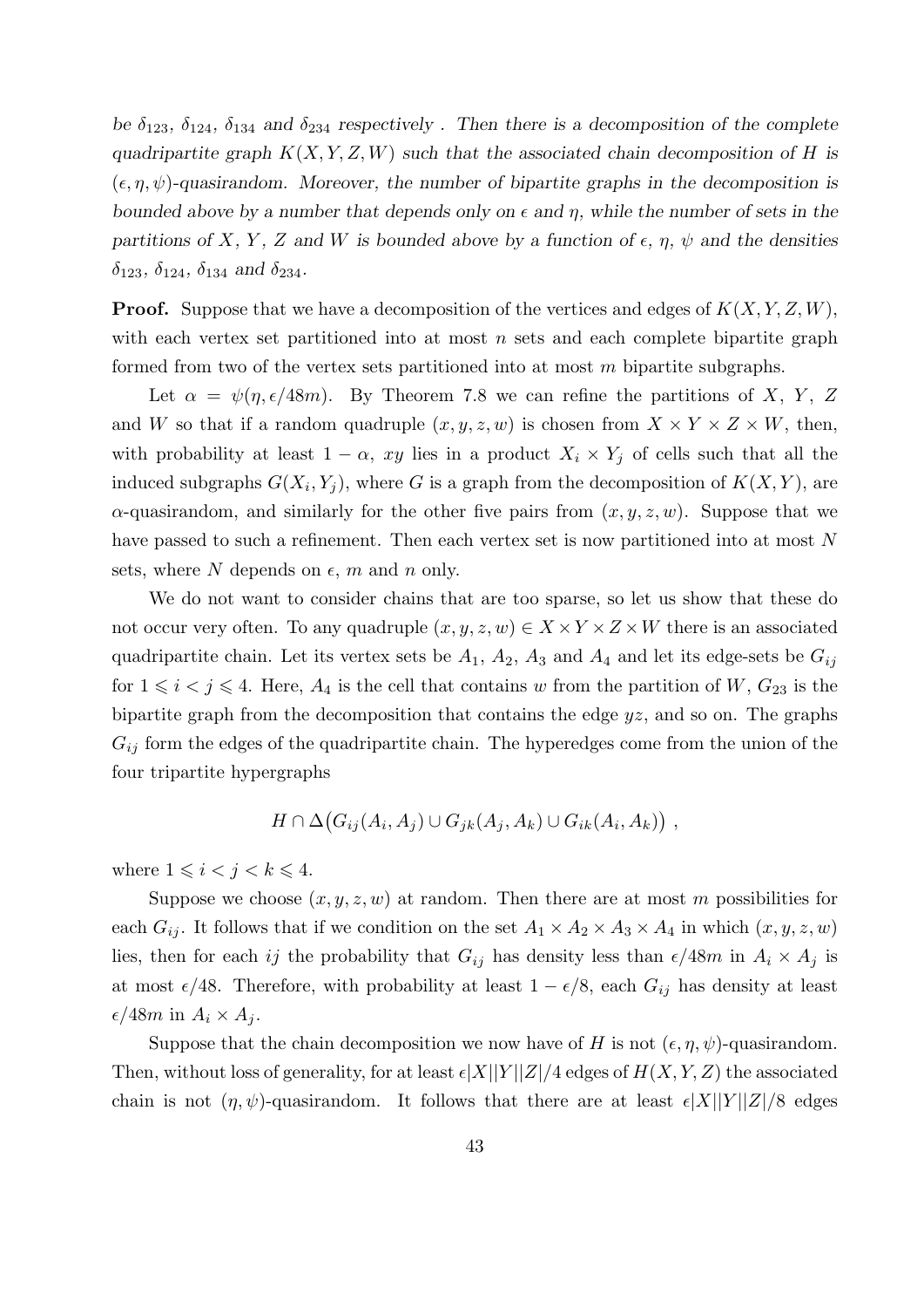*be $\delta_{123}$, $\delta_{124}$, $\delta_{134}$ and $\delta_{234}$ respectively . Then there is a decomposition of the complete quadripartite graph $K(X,Y,Z,W)$ such that the associated chain decomposition of $H$ is $(\epsilon,\eta,\psi)$-quasirandom. Moreover, the number of bipartite graphs in the decomposition is bounded above by a number that depends only on $\epsilon$ and $\eta$, while the number of sets in the partitions of $X$, $Y$, $Z$ and $W$ is bounded above by a function of $\epsilon$, $\eta$, $\psi$ and the densities $\delta_{123}$, $\delta_{124}$, $\delta_{134}$ and $\delta_{234}$.*

**Proof.** Suppose that we have a decomposition of the vertices and edges of $K(X,Y,Z,W)$, with each vertex set partitioned into at most $n$ sets and each complete bipartite graph formed from two of the vertex sets partitioned into at most $m$ bipartite subgraphs.

Let $\alpha = \psi(\eta, \epsilon/48m)$. By Theorem 7.8 we can refine the partitions of $X$, $Y$, $Z$ and $W$ so that if a random quadruple $(x,y,z,w)$ is chosen from $X \times Y \times Z \times W$, then, with probability at least $1-\alpha$, $xy$ lies in a product $X_i \times Y_j$ of cells such that all the induced subgraphs $G(X_i, Y_j)$, where $G$ is a graph from the decomposition of $K(X,Y)$, are $\alpha$-quasirandom, and similarly for the other five pairs from $(x,y,z,w)$. Suppose that we have passed to such a refinement. Then each vertex set is now partitioned into at most $N$ sets, where $N$ depends on $\epsilon$, $m$ and $n$ only.

We do not want to consider chains that are too sparse, so let us show that these do not occur very often. To any quadruple $(x,y,z,w) \in X \times Y \times Z \times W$ there is an associated quadripartite chain. Let its vertex sets be $A_1$, $A_2$, $A_3$ and $A_4$ and let its edge-sets be $G_{ij}$ for $1 \leqslant i < j \leqslant 4$. Here, $A_4$ is the cell that contains $w$ from the partition of $W$, $G_{23}$ is the bipartite graph from the decomposition that contains the edge $yz$, and so on. The graphs $G_{ij}$ form the edges of the quadripartite chain. The hyperedges come from the union of the four tripartite hypergraphs

$$H \cap \Delta\big(G_{ij}(A_i, A_j) \cup G_{jk}(A_j, A_k) \cup G_{ik}(A_i, A_k)\big) \ ,$$

where $1 \leqslant i < j < k \leqslant 4$.

Suppose we choose $(x,y,z,w)$ at random. Then there are at most $m$ possibilities for each $G_{ij}$. It follows that if we condition on the set $A_1 \times A_2 \times A_3 \times A_4$ in which $(x,y,z,w)$ lies, then for each $ij$ the probability that $G_{ij}$ has density less than $\epsilon/48m$ in $A_i \times A_j$ is at most $\epsilon/48$. Therefore, with probability at least $1-\epsilon/8$, each $G_{ij}$ has density at least $\epsilon/48m$ in $A_i \times A_j$.

Suppose that the chain decomposition we now have of $H$ is not $(\epsilon,\eta,\psi)$-quasirandom. Then, without loss of generality, for at least $\epsilon|X||Y||Z|/4$ edges of $H(X,Y,Z)$ the associated chain is not $(\eta,\psi)$-quasirandom. It follows that there are at least $\epsilon|X||Y||Z|/8$ edges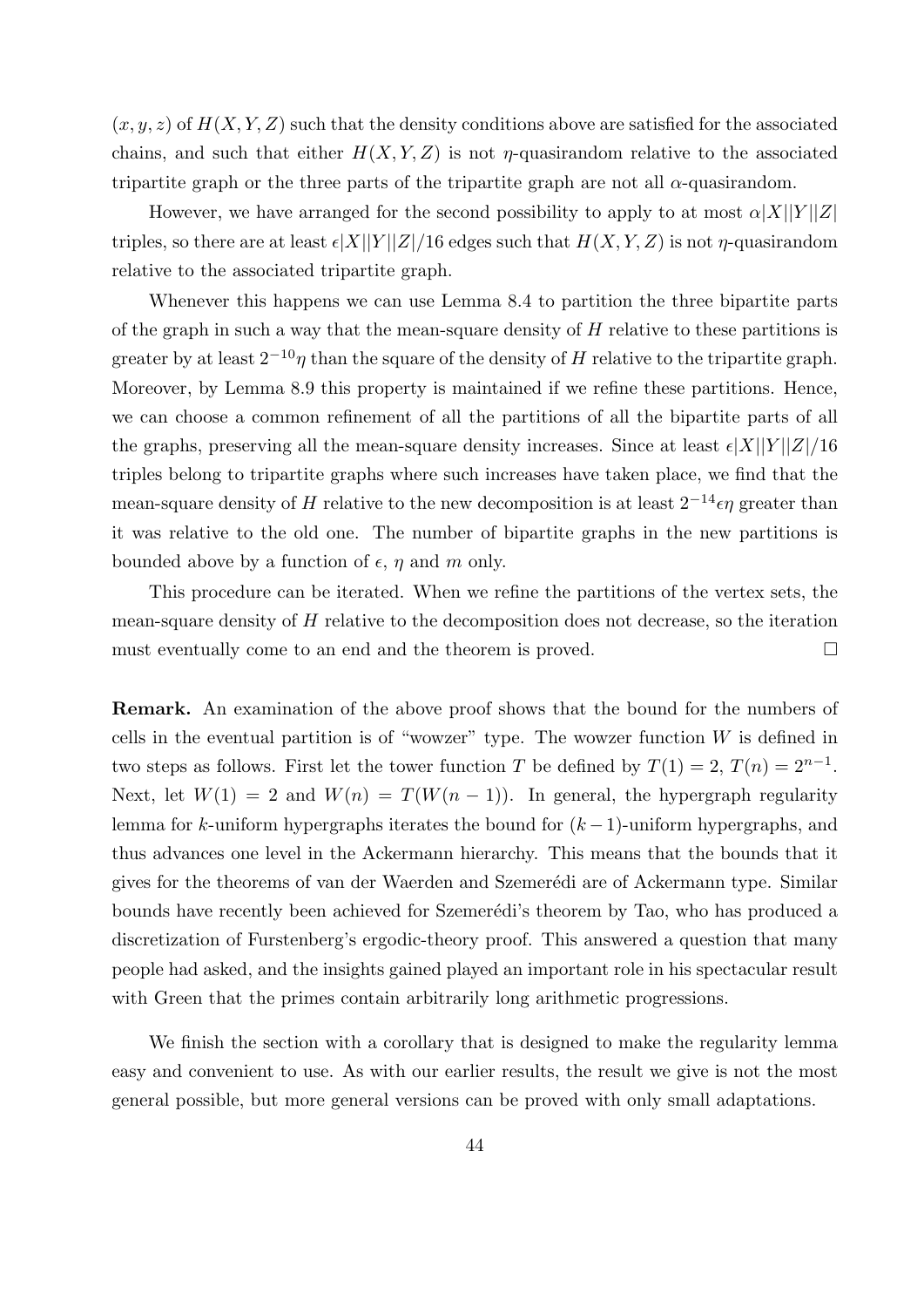$(x, y, z)$ of $H(X, Y, Z)$ such that the density conditions above are satisfied for the associated chains, and such that either $H(X, Y, Z)$ is not $\eta$-quasirandom relative to the associated tripartite graph or the three parts of the tripartite graph are not all $\alpha$-quasirandom.

However, we have arranged for the second possibility to apply to at most $\alpha|X||Y||Z|$ triples, so there are at least $\epsilon|X||Y||Z|/16$ edges such that $H(X, Y, Z)$ is not $\eta$-quasirandom relative to the associated tripartite graph.

Whenever this happens we can use Lemma 8.4 to partition the three bipartite parts of the graph in such a way that the mean-square density of $H$ relative to these partitions is greater by at least $2^{-10}\eta$ than the square of the density of $H$ relative to the tripartite graph. Moreover, by Lemma 8.9 this property is maintained if we refine these partitions. Hence, we can choose a common refinement of all the partitions of all the bipartite parts of all the graphs, preserving all the mean-square density increases. Since at least $\epsilon|X||Y||Z|/16$ triples belong to tripartite graphs where such increases have taken place, we find that the mean-square density of $H$ relative to the new decomposition is at least $2^{-14}\epsilon\eta$ greater than it was relative to the old one. The number of bipartite graphs in the new partitions is bounded above by a function of $\epsilon$, $\eta$ and $m$ only.

This procedure can be iterated. When we refine the partitions of the vertex sets, the mean-square density of $H$ relative to the decomposition does not decrease, so the iteration must eventually come to an end and the theorem is proved. □

**Remark.** An examination of the above proof shows that the bound for the numbers of cells in the eventual partition is of "wowzer" type. The wowzer function $W$ is defined in two steps as follows. First let the tower function $T$ be defined by $T(1) = 2$, $T(n) = 2^{n-1}$. Next, let $W(1) = 2$ and $W(n) = T(W(n-1))$. In general, the hypergraph regularity lemma for $k$-uniform hypergraphs iterates the bound for $(k-1)$-uniform hypergraphs, and thus advances one level in the Ackermann hierarchy. This means that the bounds that it gives for the theorems of van der Waerden and Szemerédi are of Ackermann type. Similar bounds have recently been achieved for Szemerédi's theorem by Tao, who has produced a discretization of Furstenberg's ergodic-theory proof. This answered a question that many people had asked, and the insights gained played an important role in his spectacular result with Green that the primes contain arbitrarily long arithmetic progressions.

We finish the section with a corollary that is designed to make the regularity lemma easy and convenient to use. As with our earlier results, the result we give is not the most general possible, but more general versions can be proved with only small adaptations.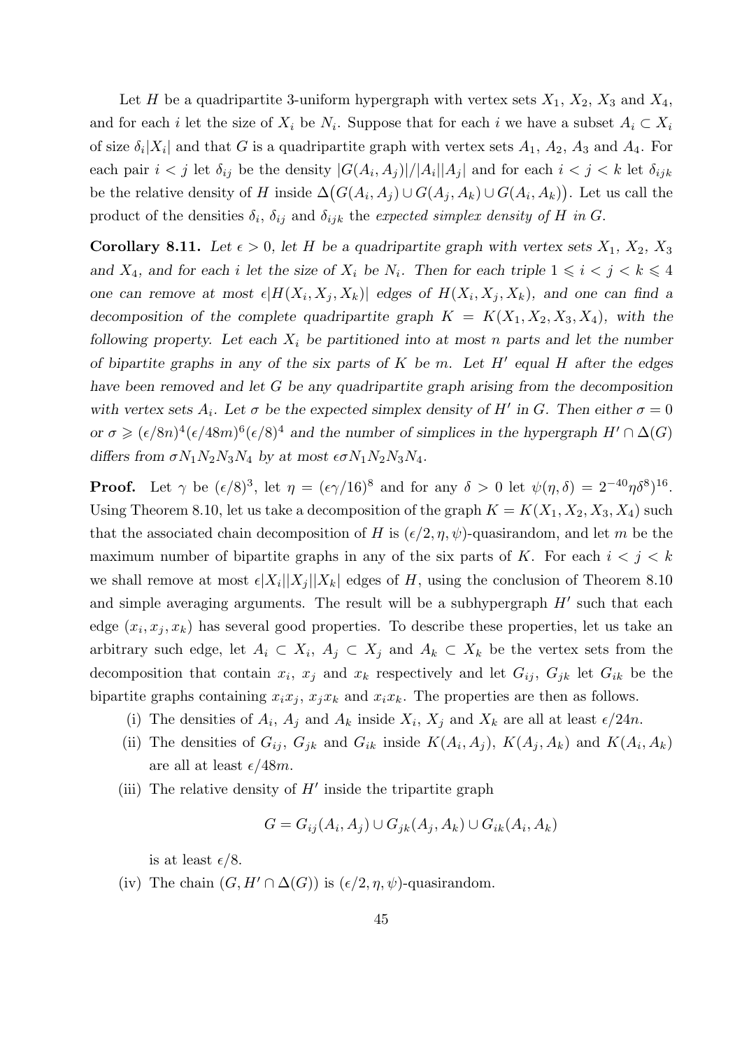Let $H$ be a quadripartite 3-uniform hypergraph with vertex sets $X_1$, $X_2$, $X_3$ and $X_4$, and for each $i$ let the size of $X_i$ be $N_i$. Suppose that for each $i$ we have a subset $A_i \subset X_i$ of size $\delta_i|X_i|$ and that $G$ is a quadripartite graph with vertex sets $A_1$, $A_2$, $A_3$ and $A_4$. For each pair $i < j$ let $\delta_{ij}$ be the density $|G(A_i, A_j)|/|A_i||A_j|$ and for each $i < j < k$ let $\delta_{ijk}$ be the relative density of $H$ inside $\Delta\big(G(A_i, A_j) \cup G(A_j, A_k) \cup G(A_i, A_k)\big)$. Let us call the product of the densities $\delta_i$, $\delta_{ij}$ and $\delta_{ijk}$ the *expected simplex density of $H$ in $G$*.

**Corollary 8.11.** *Let $\epsilon > 0$, let $H$ be a quadripartite graph with vertex sets $X_1$, $X_2$, $X_3$ and $X_4$, and for each $i$ let the size of $X_i$ be $N_i$. Then for each triple $1 \leqslant i < j < k \leqslant 4$ one can remove at most $\epsilon|H(X_i, X_j, X_k)|$ edges of $H(X_i, X_j, X_k)$, and one can find a decomposition of the complete quadripartite graph $K = K(X_1, X_2, X_3, X_4)$, with the following property. Let each $X_i$ be partitioned into at most $n$ parts and let the number of bipartite graphs in any of the six parts of $K$ be $m$. Let $H'$ equal $H$ after the edges have been removed and let $G$ be any quadripartite graph arising from the decomposition with vertex sets $A_i$. Let $\sigma$ be the expected simplex density of $H'$ in $G$. Then either $\sigma = 0$ or $\sigma \geqslant (\epsilon/8n)^4(\epsilon/48m)^6(\epsilon/8)^4$ and the number of simplices in the hypergraph $H' \cap \Delta(G)$ differs from $\sigma N_1 N_2 N_3 N_4$ by at most $\epsilon\sigma N_1 N_2 N_3 N_4$.*

**Proof.** Let $\gamma$ be $(\epsilon/8)^3$, let $\eta = (\epsilon\gamma/16)^8$ and for any $\delta > 0$ let $\psi(\eta, \delta) = 2^{-40}\eta\delta^8)^{16}$. Using Theorem 8.10, let us take a decomposition of the graph $K = K(X_1, X_2, X_3, X_4)$ such that the associated chain decomposition of $H$ is $(\epsilon/2, \eta, \psi)$-quasirandom, and let $m$ be the maximum number of bipartite graphs in any of the six parts of $K$. For each $i < j < k$ we shall remove at most $\epsilon|X_i||X_j||X_k|$ edges of $H$, using the conclusion of Theorem 8.10 and simple averaging arguments. The result will be a subhypergraph $H'$ such that each edge $(x_i, x_j, x_k)$ has several good properties. To describe these properties, let us take an arbitrary such edge, let $A_i \subset X_i$, $A_j \subset X_j$ and $A_k \subset X_k$ be the vertex sets from the decomposition that contain $x_i$, $x_j$ and $x_k$ respectively and let $G_{ij}$, $G_{jk}$ let $G_{ik}$ be the bipartite graphs containing $x_ix_j$, $x_jx_k$ and $x_ix_k$. The properties are then as follows.

(i) The densities of $A_i$, $A_j$ and $A_k$ inside $X_i$, $X_j$ and $X_k$ are all at least $\epsilon/24n$.

(ii) The densities of $G_{ij}$, $G_{jk}$ and $G_{ik}$ inside $K(A_i, A_j)$, $K(A_j, A_k)$ and $K(A_i, A_k)$ are all at least $\epsilon/48m$.

(iii) The relative density of $H'$ inside the tripartite graph

$$G = G_{ij}(A_i, A_j) \cup G_{jk}(A_j, A_k) \cup G_{ik}(A_i, A_k)$$

is at least $\epsilon/8$.

(iv) The chain $(G, H' \cap \Delta(G))$ is $(\epsilon/2, \eta, \psi)$-quasirandom.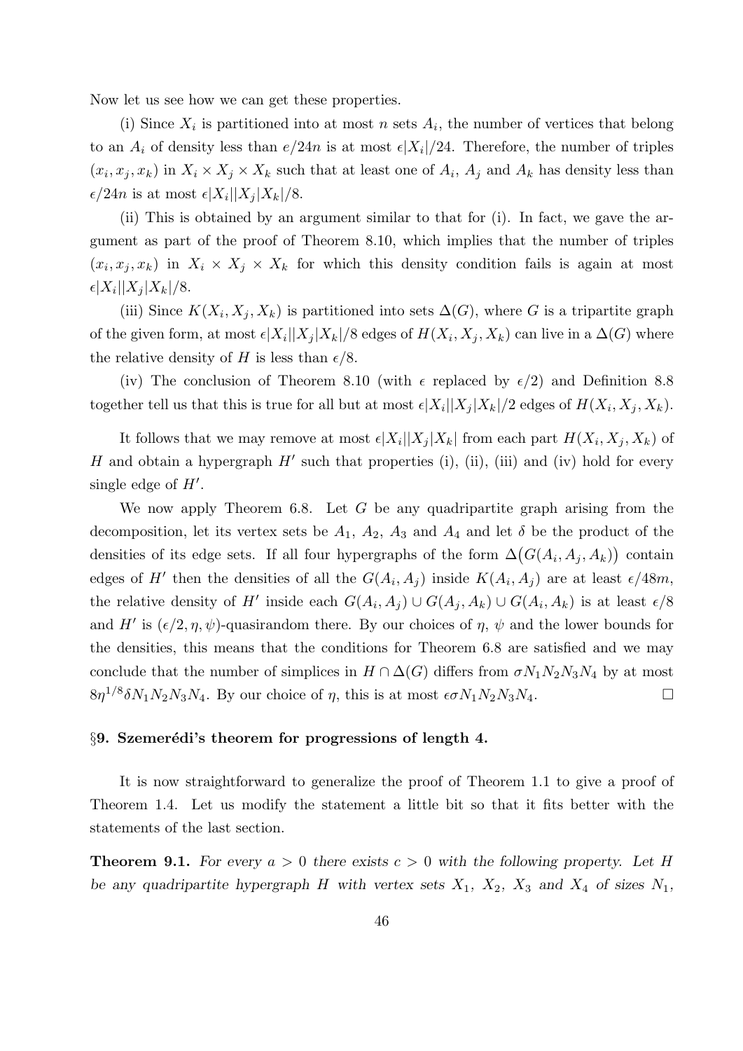Now let us see how we can get these properties.

(i) Since $X_i$ is partitioned into at most $n$ sets $A_i$, the number of vertices that belong to an $A_i$ of density less than $e/24n$ is at most $\epsilon|X_i|/24$. Therefore, the number of triples $(x_i, x_j, x_k)$ in $X_i \times X_j \times X_k$ such that at least one of $A_i$, $A_j$ and $A_k$ has density less than $\epsilon/24n$ is at most $\epsilon|X_i||X_j|X_k|/8$.

(ii) This is obtained by an argument similar to that for (i). In fact, we gave the argument as part of the proof of Theorem 8.10, which implies that the number of triples $(x_i, x_j, x_k)$ in $X_i \times X_j \times X_k$ for which this density condition fails is again at most $\epsilon|X_i||X_j|X_k|/8$.

(iii) Since $K(X_i, X_j, X_k)$ is partitioned into sets $\Delta(G)$, where $G$ is a tripartite graph of the given form, at most $\epsilon|X_i||X_j|X_k|/8$ edges of $H(X_i, X_j, X_k)$ can live in a $\Delta(G)$ where the relative density of $H$ is less than $\epsilon/8$.

(iv) The conclusion of Theorem 8.10 (with $\epsilon$ replaced by $\epsilon/2$) and Definition 8.8 together tell us that this is true for all but at most $\epsilon|X_i||X_j|X_k|/2$ edges of $H(X_i, X_j, X_k)$.

It follows that we may remove at most $\epsilon|X_i||X_j|X_k|$ from each part $H(X_i, X_j, X_k)$ of $H$ and obtain a hypergraph $H'$ such that properties (i), (ii), (iii) and (iv) hold for every single edge of $H'$.

We now apply Theorem 6.8. Let $G$ be any quadripartite graph arising from the decomposition, let its vertex sets be $A_1$, $A_2$, $A_3$ and $A_4$ and let $\delta$ be the product of the densities of its edge sets. If all four hypergraphs of the form $\Delta\big(G(A_i, A_j, A_k)\big)$ contain edges of $H'$ then the densities of all the $G(A_i, A_j)$ inside $K(A_i, A_j)$ are at least $\epsilon/48m$, the relative density of $H'$ inside each $G(A_i, A_j) \cup G(A_j, A_k) \cup G(A_i, A_k)$ is at least $\epsilon/8$ and $H'$ is $(\epsilon/2, \eta, \psi)$-quasirandom there. By our choices of $\eta$, $\psi$ and the lower bounds for the densities, this means that the conditions for Theorem 6.8 are satisfied and we may conclude that the number of simplices in $H \cap \Delta(G)$ differs from $\sigma N_1 N_2 N_3 N_4$ by at most $8\eta^{1/8}\delta N_1 N_2 N_3 N_4$. By our choice of $\eta$, this is at most $\epsilon\sigma N_1 N_2 N_3 N_4$. □

### §9. Szemerédi's theorem for progressions of length 4.

It is now straightforward to generalize the proof of Theorem 1.1 to give a proof of Theorem 1.4. Let us modify the statement a little bit so that it fits better with the statements of the last section.

**Theorem 9.1.** *For every $a > 0$ there exists $c > 0$ with the following property. Let $H$ be any quadripartite hypergraph $H$ with vertex sets $X_1$, $X_2$, $X_3$ and $X_4$ of sizes $N_1$,*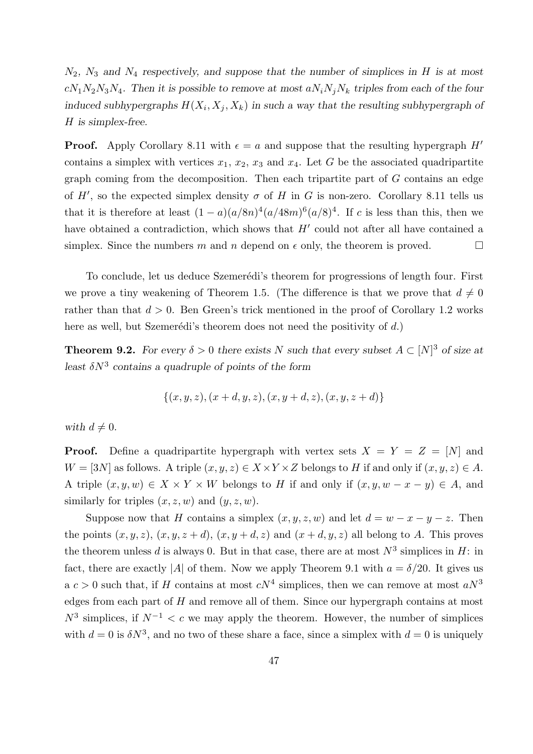*$N_2$, $N_3$ and $N_4$ respectively, and suppose that the number of simplices in $H$ is at most $cN_1N_2N_3N_4$. Then it is possible to remove at most $aN_iN_jN_k$ triples from each of the four induced subhypergraphs $H(X_i, X_j, X_k)$ in such a way that the resulting subhypergraph of $H$ is simplex-free.*

**Proof.** Apply Corollary 8.11 with $\epsilon = a$ and suppose that the resulting hypergraph $H'$ contains a simplex with vertices $x_1$, $x_2$, $x_3$ and $x_4$. Let $G$ be the associated quadripartite graph coming from the decomposition. Then each tripartite part of $G$ contains an edge of $H'$, so the expected simplex density $\sigma$ of $H$ in $G$ is non-zero. Corollary 8.11 tells us that it is therefore at least $(1-a)(a/8n)^4(a/48m)^6(a/8)^4$. If $c$ is less than this, then we have obtained a contradiction, which shows that $H'$ could not after all have contained a simplex. Since the numbers $m$ and $n$ depend on $\epsilon$ only, the theorem is proved. $\square$

To conclude, let us deduce Szemerédi's theorem for progressions of length four. First we prove a tiny weakening of Theorem 1.5. (The difference is that we prove that $d \neq 0$ rather than that $d > 0$. Ben Green's trick mentioned in the proof of Corollary 1.2 works here as well, but Szemerédi's theorem does not need the positivity of $d$.)

**Theorem 9.2.** *For every $\delta > 0$ there exists $N$ such that every subset $A \subset [N]^3$ of size at least $\delta N^3$ contains a quadruple of points of the form*

$$\{(x, y, z), (x + d, y, z), (x, y + d, z), (x, y, z + d)\}$$

*with $d \neq 0$.*

**Proof.** Define a quadripartite hypergraph with vertex sets $X = Y = Z = [N]$ and $W = [3N]$ as follows. A triple $(x, y, z) \in X \times Y \times Z$ belongs to $H$ if and only if $(x, y, z) \in A$. A triple $(x, y, w) \in X \times Y \times W$ belongs to $H$ if and only if $(x, y, w - x - y) \in A$, and similarly for triples $(x, z, w)$ and $(y, z, w)$.

Suppose now that $H$ contains a simplex $(x, y, z, w)$ and let $d = w - x - y - z$. Then the points $(x, y, z)$, $(x, y, z + d)$, $(x, y + d, z)$ and $(x + d, y, z)$ all belong to $A$. This proves the theorem unless $d$ is always 0. But in that case, there are at most $N^3$ simplices in $H$: in fact, there are exactly $|A|$ of them. Now we apply Theorem 9.1 with $a = \delta/20$. It gives us a $c > 0$ such that, if $H$ contains at most $cN^4$ simplices, then we can remove at most $aN^3$ edges from each part of $H$ and remove all of them. Since our hypergraph contains at most $N^3$ simplices, if $N^{-1} < c$ we may apply the theorem. However, the number of simplices with $d = 0$ is $\delta N^3$, and no two of these share a face, since a simplex with $d = 0$ is uniquely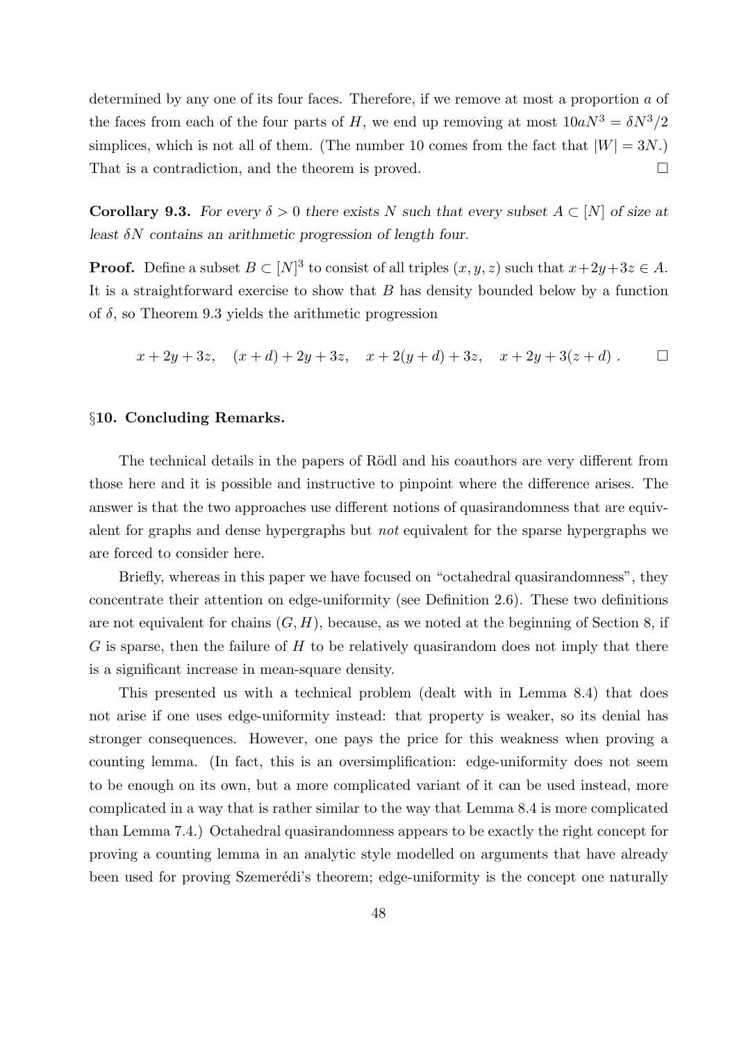determined by any one of its four faces. Therefore, if we remove at most a proportion $a$ of the faces from each of the four parts of $H$, we end up removing at most $10aN^3 = \delta N^3/2$ simplices, which is not all of them. (The number 10 comes from the fact that $|W| = 3N$.) That is a contradiction, and the theorem is proved. □

**Corollary 9.3.** *For every $\delta > 0$ there exists $N$ such that every subset $A \subset [N]$ of size at least $\delta N$ contains an arithmetic progression of length four.*

**Proof.** Define a subset $B \subset [N]^3$ to consist of all triples $(x, y, z)$ such that $x+2y+3z \in A$. It is a straightforward exercise to show that $B$ has density bounded below by a function of $\delta$, so Theorem 9.3 yields the arithmetic progression

$$x + 2y + 3z, \quad (x + d) + 2y + 3z, \quad x + 2(y + d) + 3z, \quad x + 2y + 3(z + d) \; . \qquad \square$$

## §10. Concluding Remarks.

The technical details in the papers of Rödl and his coauthors are very different from those here and it is possible and instructive to pinpoint where the difference arises. The answer is that the two approaches use different notions of quasirandomness that are equivalent for graphs and dense hypergraphs but *not* equivalent for the sparse hypergraphs we are forced to consider here.

Briefly, whereas in this paper we have focused on "octahedral quasirandomness", they concentrate their attention on edge-uniformity (see Definition 2.6). These two definitions are not equivalent for chains $(G, H)$, because, as we noted at the beginning of Section 8, if $G$ is sparse, then the failure of $H$ to be relatively quasirandom does not imply that there is a significant increase in mean-square density.

This presented us with a technical problem (dealt with in Lemma 8.4) that does not arise if one uses edge-uniformity instead: that property is weaker, so its denial has stronger consequences. However, one pays the price for this weakness when proving a counting lemma. (In fact, this is an oversimplification: edge-uniformity does not seem to be enough on its own, but a more complicated variant of it can be used instead, more complicated in a way that is rather similar to the way that Lemma 8.4 is more complicated than Lemma 7.4.) Octahedral quasirandomness appears to be exactly the right concept for proving a counting lemma in an analytic style modelled on arguments that have already been used for proving Szemerédi's theorem; edge-uniformity is the concept one naturally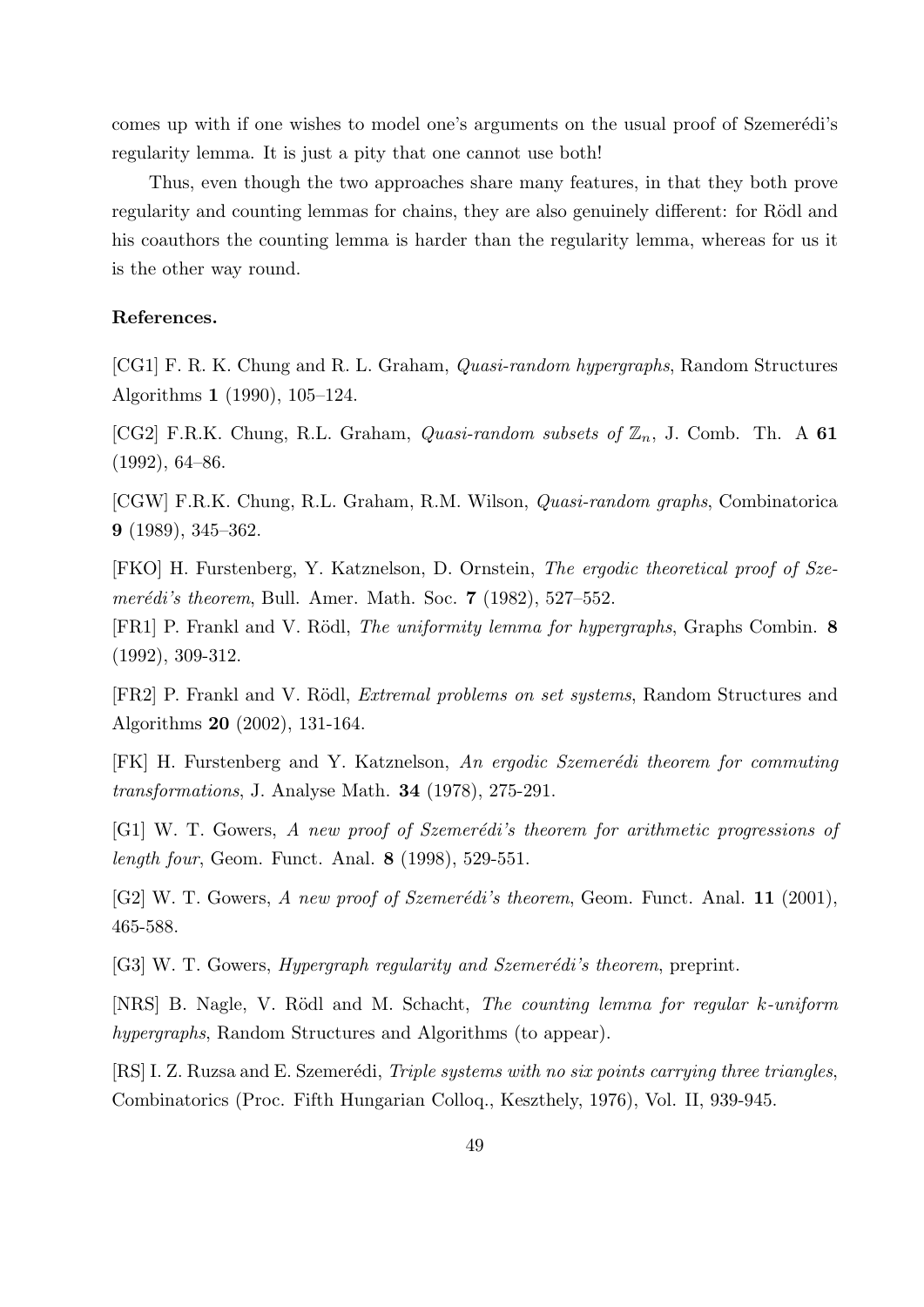comes up with if one wishes to model one's arguments on the usual proof of Szemerédi's regularity lemma. It is just a pity that one cannot use both!

Thus, even though the two approaches share many features, in that they both prove regularity and counting lemmas for chains, they are also genuinely different: for Rödl and his coauthors the counting lemma is harder than the regularity lemma, whereas for us it is the other way round.

**References.**

[CG1] F. R. K. Chung and R. L. Graham, *Quasi-random hypergraphs*, Random Structures Algorithms **1** (1990), 105–124.

[CG2] F.R.K. Chung, R.L. Graham, *Quasi-random subsets of $\mathbb{Z}_n$*, J. Comb. Th. A **61** (1992), 64–86.

[CGW] F.R.K. Chung, R.L. Graham, R.M. Wilson, *Quasi-random graphs*, Combinatorica **9** (1989), 345–362.

[FKO] H. Furstenberg, Y. Katznelson, D. Ornstein, *The ergodic theoretical proof of Szemerédi's theorem*, Bull. Amer. Math. Soc. **7** (1982), 527–552.

[FR1] P. Frankl and V. Rödl, *The uniformity lemma for hypergraphs*, Graphs Combin. **8** (1992), 309-312.

[FR2] P. Frankl and V. Rödl, *Extremal problems on set systems*, Random Structures and Algorithms **20** (2002), 131-164.

[FK] H. Furstenberg and Y. Katznelson, *An ergodic Szemerédi theorem for commuting transformations*, J. Analyse Math. **34** (1978), 275-291.

[G1] W. T. Gowers, *A new proof of Szemerédi's theorem for arithmetic progressions of length four*, Geom. Funct. Anal. **8** (1998), 529-551.

[G2] W. T. Gowers, *A new proof of Szemerédi's theorem*, Geom. Funct. Anal. **11** (2001), 465-588.

[G3] W. T. Gowers, *Hypergraph regularity and Szemerédi's theorem*, preprint.

[NRS] B. Nagle, V. Rödl and M. Schacht, *The counting lemma for regular $k$-uniform hypergraphs*, Random Structures and Algorithms (to appear).

[RS] I. Z. Ruzsa and E. Szemerédi, *Triple systems with no six points carrying three triangles*, Combinatorics (Proc. Fifth Hungarian Colloq., Keszthely, 1976), Vol. II, 939-945.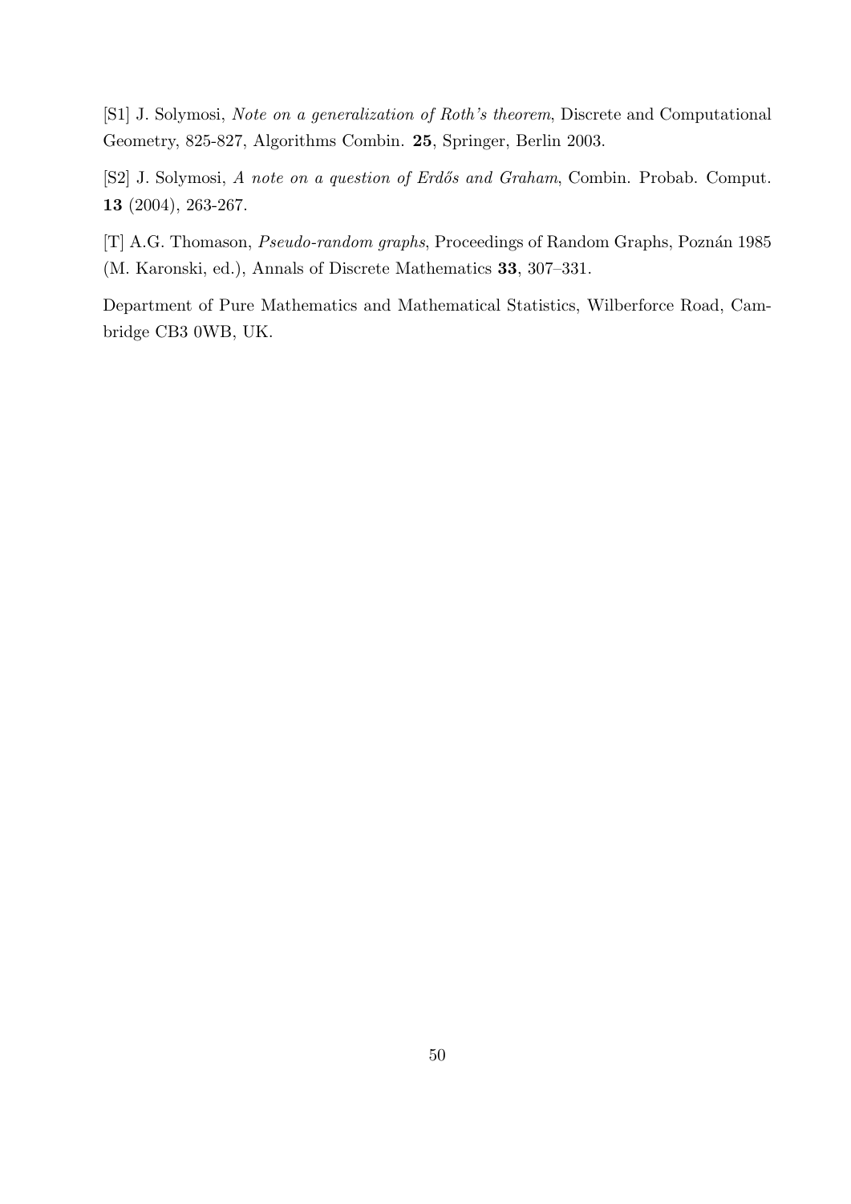[S1] J. Solymosi, *Note on a generalization of Roth's theorem*, Discrete and Computational Geometry, 825-827, Algorithms Combin. **25**, Springer, Berlin 2003.

[S2] J. Solymosi, *A note on a question of Erdős and Graham*, Combin. Probab. Comput. **13** (2004), 263-267.

[T] A.G. Thomason, *Pseudo-random graphs*, Proceedings of Random Graphs, Poznán 1985 (M. Karonski, ed.), Annals of Discrete Mathematics **33**, 307–331.

Department of Pure Mathematics and Mathematical Statistics, Wilberforce Road, Cambridge CB3 0WB, UK.